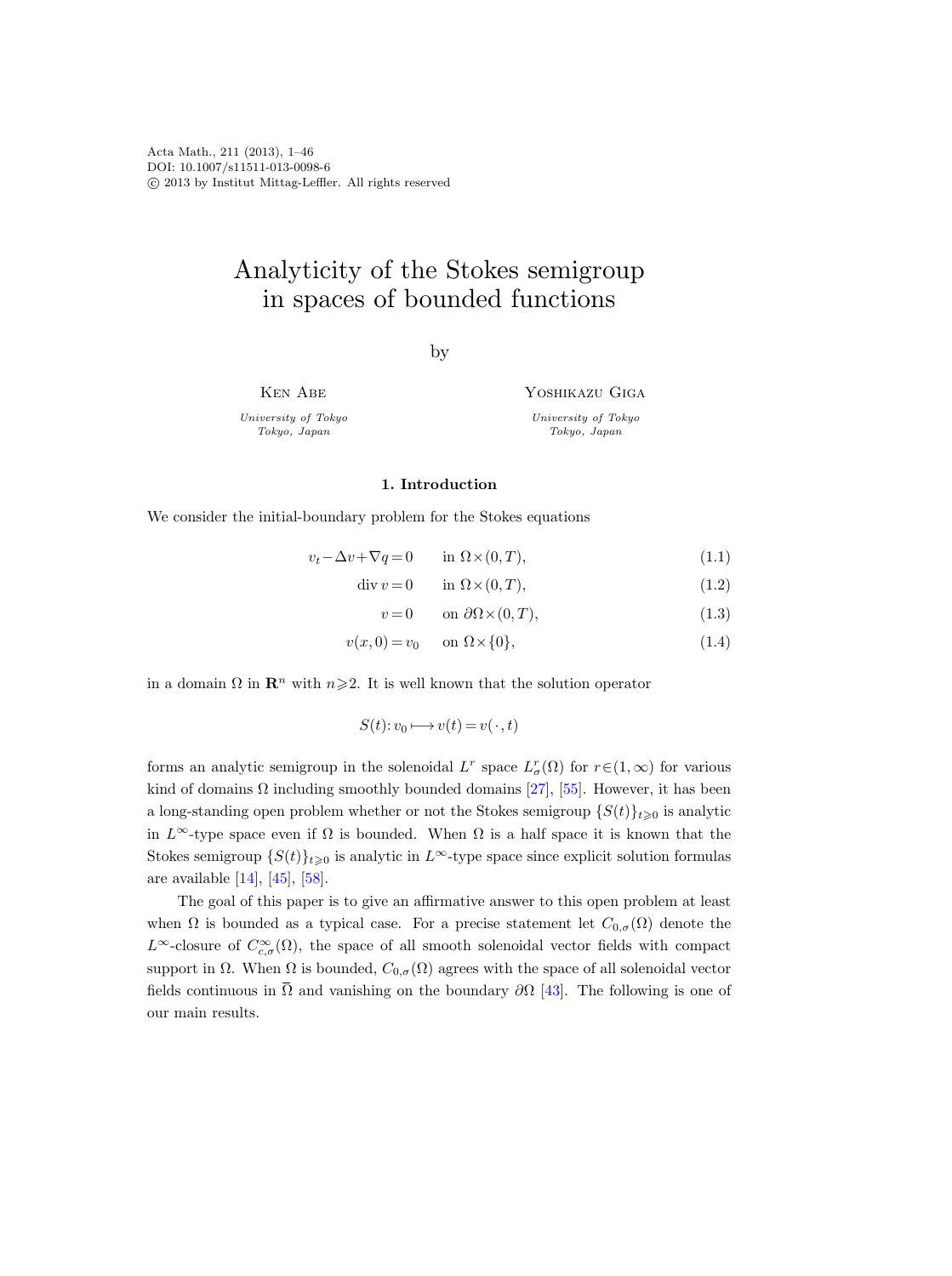# Analyticity of the Stokes semigroup in spaces of bounded functions

by

Ken Abe

*University of Tokyo*
*Tokyo, Japan*

Yoshikazu Giga

*University of Tokyo*
*Tokyo, Japan*

## 1. Introduction

We consider the initial-boundary problem for the Stokes equations

$$v_t - \Delta v + \nabla q = 0 \qquad \text{in } \Omega \times (0,T), \tag{1.1}$$

$$\operatorname{div} v = 0 \qquad \text{in } \Omega \times (0,T), \tag{1.2}$$

$$v = 0 \qquad \text{on } \partial\Omega \times (0,T), \tag{1.3}$$

$$v(x,0) = v_0 \qquad \text{on } \Omega \times \{0\}, \tag{1.4}$$

in a domain $\Omega$ in $\mathbf{R}^n$ with $n \geqslant 2$. It is well known that the solution operator

$$S(t): v_0 \longmapsto v(t) = v(\,\cdot\,,t)$$

forms an analytic semigroup in the solenoidal $L^r$ space $L^r_\sigma(\Omega)$ for $r \in (1,\infty)$ for various kind of domains $\Omega$ including smoothly bounded domains [27], [55]. However, it has been a long-standing open problem whether or not the Stokes semigroup $\{S(t)\}_{t\geqslant 0}$ is analytic in $L^\infty$-type space even if $\Omega$ is bounded. When $\Omega$ is a half space it is known that the Stokes semigroup $\{S(t)\}_{t\geqslant 0}$ is analytic in $L^\infty$-type space since explicit solution formulas are available [14], [45], [58].

The goal of this paper is to give an affirmative answer to this open problem at least when $\Omega$ is bounded as a typical case. For a precise statement let $C_{0,\sigma}(\Omega)$ denote the $L^\infty$-closure of $C^\infty_{c,\sigma}(\Omega)$, the space of all smooth solenoidal vector fields with compact support in $\Omega$. When $\Omega$ is bounded, $C_{0,\sigma}(\Omega)$ agrees with the space of all solenoidal vector fields continuous in $\overline{\Omega}$ and vanishing on the boundary $\partial\Omega$ [43]. The following is one of our main results.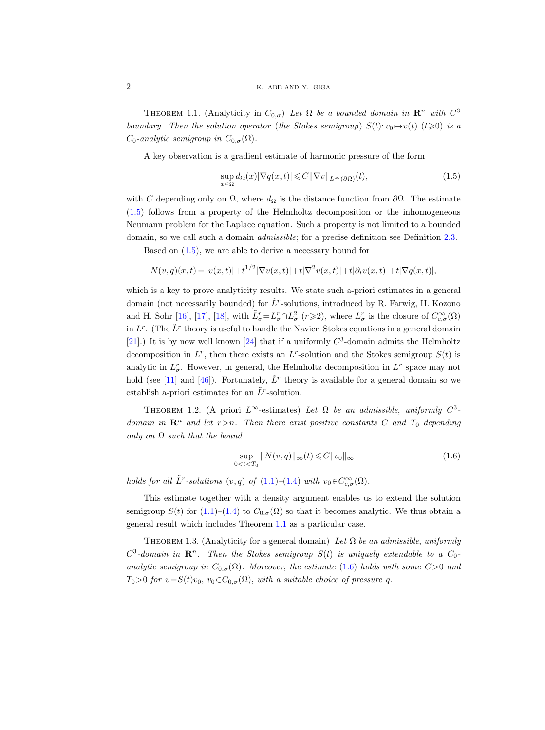**Theorem 1.1.** (Analyticity in $C_{0,\sigma}$) *Let $\Omega$ be a bounded domain in $\mathbf{R}^n$ with $C^3$ boundary. Then the solution operator (the Stokes semigroup) $S(t)\colon v_0 \mapsto v(t)$ $(t \geqslant 0)$ is a $C_0$-analytic semigroup in $C_{0,\sigma}(\Omega)$.*

A key observation is a gradient estimate of harmonic pressure of the form

$$\sup_{x\in\Omega} d_\Omega(x)|\nabla q(x,t)| \leqslant C\|\nabla v\|_{L^\infty(\partial\Omega)}(t), \tag{1.5}$$

with $C$ depending only on $\Omega$, where $d_\Omega$ is the distance function from $\partial\Omega$. The estimate (1.5) follows from a property of the Helmholtz decomposition or the inhomogeneous Neumann problem for the Laplace equation. Such a property is not limited to a bounded domain, so we call such a domain *admissible*; for a precise definition see Definition 2.3.

Based on (1.5), we are able to derive a necessary bound for

$$N(v,q)(x,t) = |v(x,t)| + t^{1/2}|\nabla v(x,t)| + t|\nabla^2 v(x,t)| + t|\partial_t v(x,t)| + t|\nabla q(x,t)|,$$

which is a key to prove analyticity results. We state such a-priori estimates in a general domain (not necessarily bounded) for $\tilde{L}^r$-solutions, introduced by R. Farwig, H. Kozono and H. Sohr [16], [17], [18], with $\tilde{L}^r_\sigma = L^r_\sigma \cap L^2_\sigma$ $(r \geqslant 2)$, where $L^r_\sigma$ is the closure of $C^\infty_{c,\sigma}(\Omega)$ in $L^r$. (The $\tilde{L}^r$ theory is useful to handle the Navier–Stokes equations in a general domain [21].) It is by now well known [24] that if a uniformly $C^3$-domain admits the Helmholtz decomposition in $L^r$, then there exists an $L^r$-solution and the Stokes semigroup $S(t)$ is analytic in $L^r_\sigma$. However, in general, the Helmholtz decomposition in $L^r$ space may not hold (see [11] and [46]). Fortunately, $\tilde{L}^r$ theory is available for a general domain so we establish a-priori estimates for an $\tilde{L}^r$-solution.

**Theorem 1.2.** (A priori $L^\infty$-estimates) *Let $\Omega$ be an admissible, uniformly $C^3$-domain in $\mathbf{R}^n$ and let $r > n$. Then there exist positive constants $C$ and $T_0$ depending only on $\Omega$ such that the bound*

$$\sup_{0<t<T_0} \|N(v,q)\|_\infty(t) \leqslant C\|v_0\|_\infty \tag{1.6}$$

*holds for all $\tilde{L}^r$-solutions $(v,q)$ of (1.1)–(1.4) with $v_0 \in C^\infty_{c,\sigma}(\Omega)$.*

This estimate together with a density argument enables us to extend the solution semigroup $S(t)$ for (1.1)–(1.4) to $C_{0,\sigma}(\Omega)$ so that it becomes analytic. We thus obtain a general result which includes Theorem 1.1 as a particular case.

**Theorem 1.3.** (Analyticity for a general domain) *Let $\Omega$ be an admissible, uniformly $C^3$-domain in $\mathbf{R}^n$. Then the Stokes semigroup $S(t)$ is uniquely extendable to a $C_0$-analytic semigroup in $C_{0,\sigma}(\Omega)$. Moreover, the estimate (1.6) holds with some $C>0$ and $T_0>0$ for $v = S(t)v_0$, $v_0 \in C_{0,\sigma}(\Omega)$, with a suitable choice of pressure $q$.*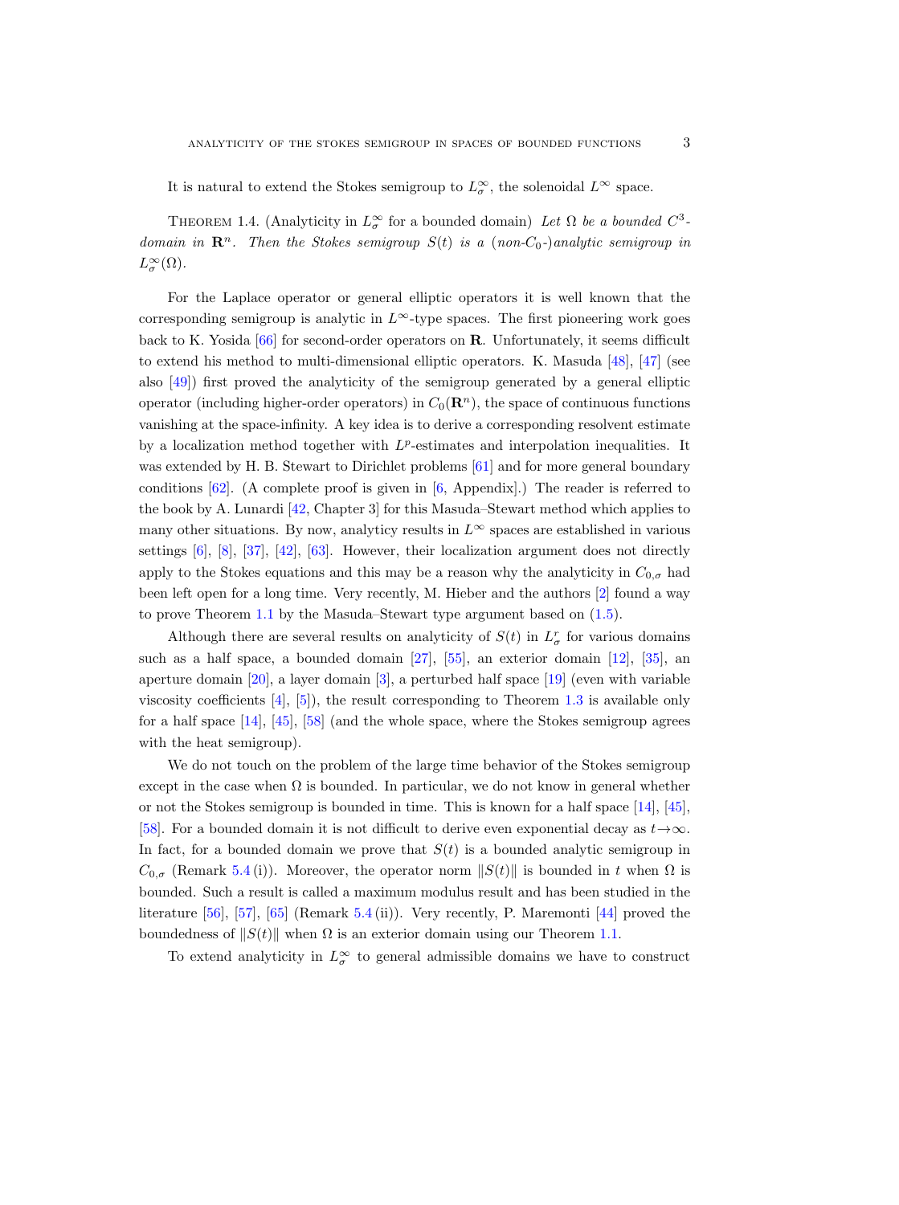It is natural to extend the Stokes semigroup to $L^\infty_\sigma$, the solenoidal $L^\infty$ space.

Theorem 1.4. (Analyticity in $L^\infty_\sigma$ for a bounded domain) *Let $\Omega$ be a bounded $C^3$-domain in $\mathbf{R}^n$. Then the Stokes semigroup $S(t)$ is a (non-$C_0$-)analytic semigroup in $L^\infty_\sigma(\Omega)$.*

For the Laplace operator or general elliptic operators it is well known that the corresponding semigroup is analytic in $L^\infty$-type spaces. The first pioneering work goes back to K. Yosida [66] for second-order operators on $\mathbf{R}$. Unfortunately, it seems difficult to extend his method to multi-dimensional elliptic operators. K. Masuda [48], [47] (see also [49]) first proved the analyticity of the semigroup generated by a general elliptic operator (including higher-order operators) in $C_0(\mathbf{R}^n)$, the space of continuous functions vanishing at the space-infinity. A key idea is to derive a corresponding resolvent estimate by a localization method together with $L^p$-estimates and interpolation inequalities. It was extended by H. B. Stewart to Dirichlet problems [61] and for more general boundary conditions [62]. (A complete proof is given in [6, Appendix].) The reader is referred to the book by A. Lunardi [42, Chapter 3] for this Masuda–Stewart method which applies to many other situations. By now, analyticity results in $L^\infty$ spaces are established in various settings [6], [8], [37], [42], [63]. However, their localization argument does not directly apply to the Stokes equations and this may be a reason why the analyticity in $C_{0,\sigma}$ had been left open for a long time. Very recently, M. Hieber and the authors [2] found a way to prove Theorem 1.1 by the Masuda–Stewart type argument based on (1.5).

Although there are several results on analyticity of $S(t)$ in $L^r_\sigma$ for various domains such as a half space, a bounded domain [27], [55], an exterior domain [12], [35], an aperture domain [20], a layer domain [3], a perturbed half space [19] (even with variable viscosity coefficients [4], [5]), the result corresponding to Theorem 1.3 is available only for a half space [14], [45], [58] (and the whole space, where the Stokes semigroup agrees with the heat semigroup).

We do not touch on the problem of the large time behavior of the Stokes semigroup except in the case when $\Omega$ is bounded. In particular, we do not know in general whether or not the Stokes semigroup is bounded in time. This is known for a half space [14], [45], [58]. For a bounded domain it is not difficult to derive even exponential decay as $t\to\infty$. In fact, for a bounded domain we prove that $S(t)$ is a bounded analytic semigroup in $C_{0,\sigma}$ (Remark 5.4 (i)). Moreover, the operator norm $\|S(t)\|$ is bounded in $t$ when $\Omega$ is bounded. Such a result is called a maximum modulus result and has been studied in the literature [56], [57], [65] (Remark 5.4 (ii)). Very recently, P. Maremonti [44] proved the boundedness of $\|S(t)\|$ when $\Omega$ is an exterior domain using our Theorem 1.1.

To extend analyticity in $L^\infty_\sigma$ to general admissible domains we have to construct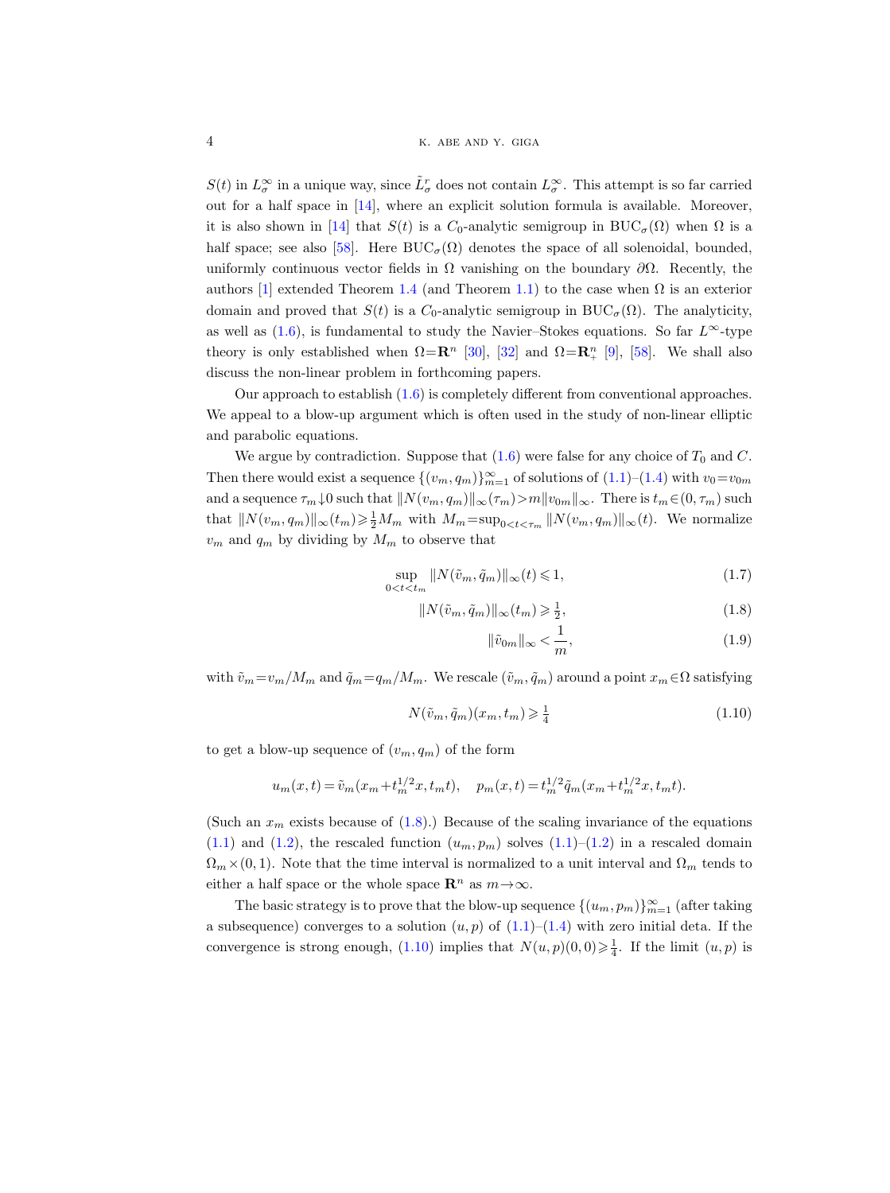$S(t)$ in $L^\infty_\sigma$ in a unique way, since $\tilde{L}^r_\sigma$ does not contain $L^\infty_\sigma$. This attempt is so far carried out for a half space in [14], where an explicit solution formula is available. Moreover, it is also shown in [14] that $S(t)$ is a $C_0$-analytic semigroup in $\mathrm{BUC}_\sigma(\Omega)$ when $\Omega$ is a half space; see also [58]. Here $\mathrm{BUC}_\sigma(\Omega)$ denotes the space of all solenoidal, bounded, uniformly continuous vector fields in $\Omega$ vanishing on the boundary $\partial\Omega$. Recently, the authors [1] extended Theorem 1.4 (and Theorem 1.1) to the case when $\Omega$ is an exterior domain and proved that $S(t)$ is a $C_0$-analytic semigroup in $\mathrm{BUC}_\sigma(\Omega)$. The analyticity, as well as (1.6), is fundamental to study the Navier–Stokes equations. So far $L^\infty$-type theory is only established when $\Omega=\mathbf{R}^n$ [30], [32] and $\Omega=\mathbf{R}^n_+$ [9], [58]. We shall also discuss the non-linear problem in forthcoming papers.

Our approach to establish (1.6) is completely different from conventional approaches. We appeal to a blow-up argument which is often used in the study of non-linear elliptic and parabolic equations.

We argue by contradiction. Suppose that (1.6) were false for any choice of $T_0$ and $C$. Then there would exist a sequence $\{(v_m,q_m)\}_{m=1}^\infty$ of solutions of (1.1)–(1.4) with $v_0=v_{0m}$ and a sequence $\tau_m\downarrow 0$ such that $\|N(v_m,q_m)\|_\infty(\tau_m)>m\|v_{0m}\|_\infty$. There is $t_m\in(0,\tau_m)$ such that $\|N(v_m,q_m)\|_\infty(t_m)\geqslant\frac{1}{2}M_m$ with $M_m=\sup_{0<t<\tau_m}\|N(v_m,q_m)\|_\infty(t)$. We normalize $v_m$ and $q_m$ by dividing by $M_m$ to observe that

$$\sup_{0<t<t_m}\|N(\tilde{v}_m,\tilde{q}_m)\|_\infty(t)\leqslant 1, \tag{1.7}$$

$$\|N(\tilde{v}_m,\tilde{q}_m)\|_\infty(t_m)\geqslant \tfrac{1}{2}, \tag{1.8}$$

$$\|\tilde{v}_{0m}\|_\infty<\frac{1}{m}, \tag{1.9}$$

with $\tilde{v}_m=v_m/M_m$ and $\tilde{q}_m=q_m/M_m$. We rescale $(\tilde{v}_m,\tilde{q}_m)$ around a point $x_m\in\Omega$ satisfying

$$N(\tilde{v}_m,\tilde{q}_m)(x_m,t_m)\geqslant\tfrac{1}{4} \tag{1.10}$$

to get a blow-up sequence of $(v_m,q_m)$ of the form

$$u_m(x,t)=\tilde{v}_m(x_m+t_m^{1/2}x,t_mt),\quad p_m(x,t)=t_m^{1/2}\tilde{q}_m(x_m+t_m^{1/2}x,t_mt).$$

(Such an $x_m$ exists because of (1.8).) Because of the scaling invariance of the equations (1.1) and (1.2), the rescaled function $(u_m,p_m)$ solves (1.1)–(1.2) in a rescaled domain $\Omega_m\times(0,1)$. Note that the time interval is normalized to a unit interval and $\Omega_m$ tends to either a half space or the whole space $\mathbf{R}^n$ as $m\to\infty$.

The basic strategy is to prove that the blow-up sequence $\{(u_m,p_m)\}_{m=1}^\infty$ (after taking a subsequence) converges to a solution $(u,p)$ of (1.1)–(1.4) with zero initial deta. If the convergence is strong enough, (1.10) implies that $N(u,p)(0,0)\geqslant\frac{1}{4}$. If the limit $(u,p)$ is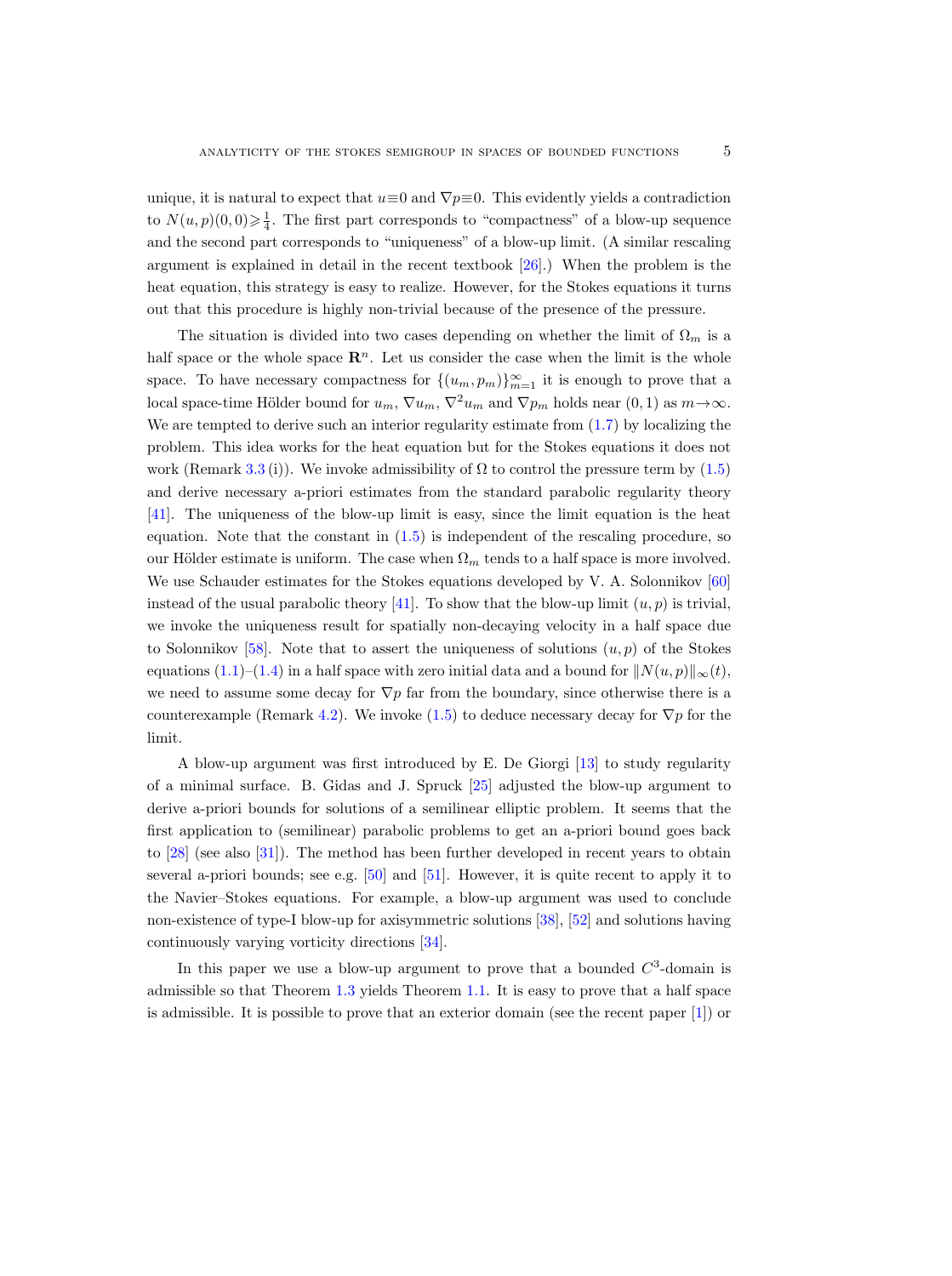unique, it is natural to expect that $u\equiv 0$ and $\nabla p\equiv 0$. This evidently yields a contradiction to $N(u,p)(0,0)\geqslant \frac{1}{4}$. The first part corresponds to "compactness" of a blow-up sequence and the second part corresponds to "uniqueness" of a blow-up limit. (A similar rescaling argument is explained in detail in the recent textbook [26].) When the problem is the heat equation, this strategy is easy to realize. However, for the Stokes equations it turns out that this procedure is highly non-trivial because of the presence of the pressure.

The situation is divided into two cases depending on whether the limit of $\Omega_m$ is a half space or the whole space $\mathbf{R}^n$. Let us consider the case when the limit is the whole space. To have necessary compactness for $\{(u_m,p_m)\}_{m=1}^{\infty}$ it is enough to prove that a local space-time Hölder bound for $u_m$, $\nabla u_m$, $\nabla^2 u_m$ and $\nabla p_m$ holds near $(0,1)$ as $m\to\infty$. We are tempted to derive such an interior regularity estimate from (1.7) by localizing the problem. This idea works for the heat equation but for the Stokes equations it does not work (Remark 3.3 (i)). We invoke admissibility of $\Omega$ to control the pressure term by (1.5) and derive necessary a-priori estimates from the standard parabolic regularity theory [41]. The uniqueness of the blow-up limit is easy, since the limit equation is the heat equation. Note that the constant in (1.5) is independent of the rescaling procedure, so our Hölder estimate is uniform. The case when $\Omega_m$ tends to a half space is more involved. We use Schauder estimates for the Stokes equations developed by V. A. Solonnikov [60] instead of the usual parabolic theory [41]. To show that the blow-up limit $(u,p)$ is trivial, we invoke the uniqueness result for spatially non-decaying velocity in a half space due to Solonnikov [58]. Note that to assert the uniqueness of solutions $(u,p)$ of the Stokes equations (1.1)–(1.4) in a half space with zero initial data and a bound for $\|N(u,p)\|_\infty(t)$, we need to assume some decay for $\nabla p$ far from the boundary, since otherwise there is a counterexample (Remark 4.2). We invoke (1.5) to deduce necessary decay for $\nabla p$ for the limit.

A blow-up argument was first introduced by E. De Giorgi [13] to study regularity of a minimal surface. B. Gidas and J. Spruck [25] adjusted the blow-up argument to derive a-priori bounds for solutions of a semilinear elliptic problem. It seems that the first application to (semilinear) parabolic problems to get an a-priori bound goes back to [28] (see also [31]). The method has been further developed in recent years to obtain several a-priori bounds; see e.g. [50] and [51]. However, it is quite recent to apply it to the Navier–Stokes equations. For example, a blow-up argument was used to conclude non-existence of type-I blow-up for axisymmetric solutions [38], [52] and solutions having continuously varying vorticity directions [34].

In this paper we use a blow-up argument to prove that a bounded $C^3$-domain is admissible so that Theorem 1.3 yields Theorem 1.1. It is easy to prove that a half space is admissible. It is possible to prove that an exterior domain (see the recent paper [1]) or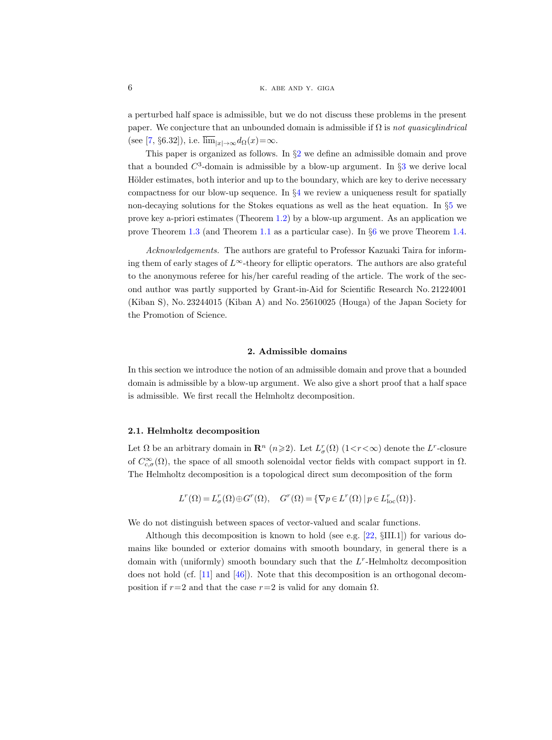a perturbed half space is admissible, but we do not discuss these problems in the present paper. We conjecture that an unbounded domain is admissible if $\Omega$ is *not quasicylindrical* (see [7, §6.32]), i.e. $\overline{\lim}_{|x|\to\infty} d_\Omega(x)=\infty$.

This paper is organized as follows. In §2 we define an admissible domain and prove that a bounded $C^3$-domain is admissible by a blow-up argument. In §3 we derive local Hölder estimates, both interior and up to the boundary, which are key to derive necessary compactness for our blow-up sequence. In §4 we review a uniqueness result for spatially non-decaying solutions for the Stokes equations as well as the heat equation. In §5 we prove key a-priori estimates (Theorem 1.2) by a blow-up argument. As an application we prove Theorem 1.3 (and Theorem 1.1 as a particular case). In §6 we prove Theorem 1.4.

*Acknowledgements.* The authors are grateful to Professor Kazuaki Taira for informing them of early stages of $L^\infty$-theory for elliptic operators. The authors are also grateful to the anonymous referee for his/her careful reading of the article. The work of the second author was partly supported by Grant-in-Aid for Scientific Research No. 21224001 (Kiban S), No. 23244015 (Kiban A) and No. 25610025 (Houga) of the Japan Society for the Promotion of Science.

## 2. Admissible domains

In this section we introduce the notion of an admissible domain and prove that a bounded domain is admissible by a blow-up argument. We also give a short proof that a half space is admissible. We first recall the Helmholtz decomposition.

### 2.1. Helmholtz decomposition

Let $\Omega$ be an arbitrary domain in $\mathbf{R}^n$ ($n\geqslant 2$). Let $L^r_\sigma(\Omega)$ ($1<r<\infty$) denote the $L^r$-closure of $C^\infty_{c,\sigma}(\Omega)$, the space of all smooth solenoidal vector fields with compact support in $\Omega$. The Helmholtz decomposition is a topological direct sum decomposition of the form

$$L^r(\Omega)=L^r_\sigma(\Omega)\oplus G^r(\Omega),\quad G^r(\Omega)=\{\nabla p\in L^r(\Omega)\,|\,p\in L^r_{\mathrm{loc}}(\Omega)\}.$$

We do not distinguish between spaces of vector-valued and scalar functions.

Although this decomposition is known to hold (see e.g. [22, §III.1]) for various domains like bounded or exterior domains with smooth boundary, in general there is a domain with (uniformly) smooth boundary such that the $L^r$-Helmholtz decomposition does not hold (cf. [11] and [46]). Note that this decomposition is an orthogonal decomposition if $r=2$ and that the case $r=2$ is valid for any domain $\Omega$.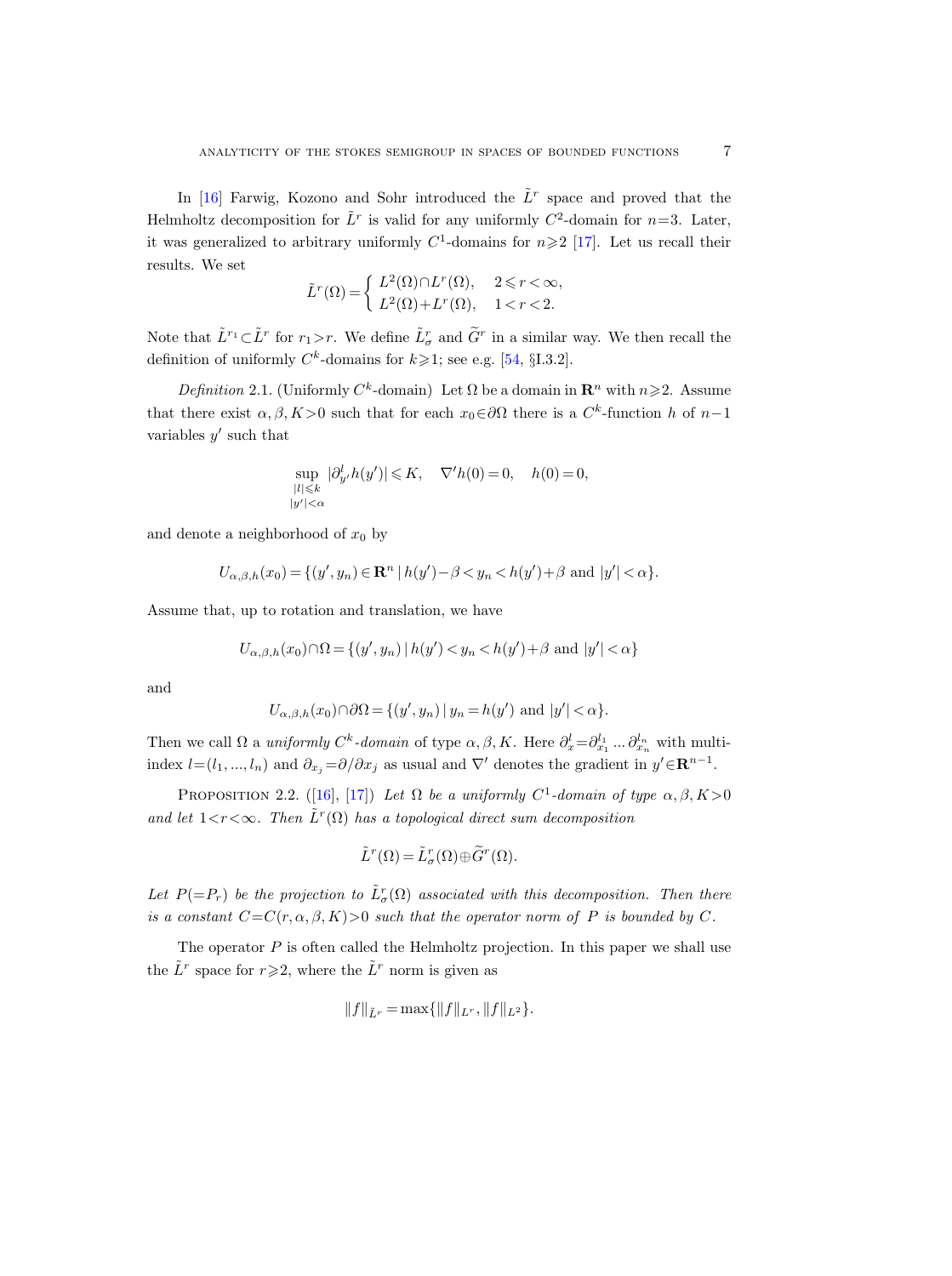In [16] Farwig, Kozono and Sohr introduced the $\tilde{L}^r$ space and proved that the Helmholtz decomposition for $\tilde{L}^r$ is valid for any uniformly $C^2$-domain for $n=3$. Later, it was generalized to arbitrary uniformly $C^1$-domains for $n\geqslant 2$ [17]. Let us recall their results. We set

$$\tilde{L}^r(\Omega) = \begin{cases} L^2(\Omega)\cap L^r(\Omega), & 2\leqslant r<\infty, \\ L^2(\Omega)+L^r(\Omega), & 1<r<2. \end{cases}$$

Note that $\tilde{L}^{r_1}\subset \tilde{L}^r$ for $r_1>r$. We define $\tilde{L}^r_\sigma$ and $\widetilde{G}^r$ in a similar way. We then recall the definition of uniformly $C^k$-domains for $k\geqslant 1$; see e.g. [54, §I.3.2].

*Definition* 2.1. (Uniformly $C^k$-domain) Let $\Omega$ be a domain in $\mathbf{R}^n$ with $n\geqslant 2$. Assume that there exist $\alpha,\beta,K>0$ such that for each $x_0\in\partial\Omega$ there is a $C^k$-function $h$ of $n-1$ variables $y'$ such that

$$\sup_{\substack{|l|\leqslant k \\ |y'|<\alpha}} |\partial^l_{y'} h(y')| \leqslant K, \quad \nabla' h(0)=0, \quad h(0)=0,$$

and denote a neighborhood of $x_0$ by

$$U_{\alpha,\beta,h}(x_0) = \{(y',y_n)\in \mathbf{R}^n \mid h(y')-\beta<y_n<h(y')+\beta \text{ and } |y'|<\alpha\}.$$

Assume that, up to rotation and translation, we have

$$U_{\alpha,\beta,h}(x_0)\cap\Omega = \{(y',y_n) \mid h(y')<y_n<h(y')+\beta \text{ and } |y'|<\alpha\}$$

and

$$U_{\alpha,\beta,h}(x_0)\cap\partial\Omega = \{(y',y_n) \mid y_n=h(y') \text{ and } |y'|<\alpha\}.$$

Then we call $\Omega$ a *uniformly $C^k$-domain* of type $\alpha,\beta,K$. Here $\partial^l_x = \partial^{l_1}_{x_1} \dots \partial^{l_n}_{x_n}$ with multi-index $l=(l_1,\dots,l_n)$ and $\partial_{x_j}=\partial/\partial x_j$ as usual and $\nabla'$ denotes the gradient in $y'\in\mathbf{R}^{n-1}$.

Proposition 2.2. ([16], [17]) *Let $\Omega$ be a uniformly $C^1$-domain of type $\alpha,\beta,K>0$ and let $1<r<\infty$. Then $\tilde{L}^r(\Omega)$ has a topological direct sum decomposition*

$$\tilde{L}^r(\Omega) = \tilde{L}^r_\sigma(\Omega)\oplus\widetilde{G}^r(\Omega).$$

*Let $P(=P_r)$ be the projection to $\tilde{L}^r_\sigma(\Omega)$ associated with this decomposition. Then there is a constant $C=C(r,\alpha,\beta,K)>0$ such that the operator norm of $P$ is bounded by $C$.*

The operator $P$ is often called the Helmholtz projection. In this paper we shall use the $\tilde{L}^r$ space for $r\geqslant 2$, where the $\tilde{L}^r$ norm is given as

$$\|f\|_{\tilde{L}^r} = \max\{\|f\|_{L^r}, \|f\|_{L^2}\}.$$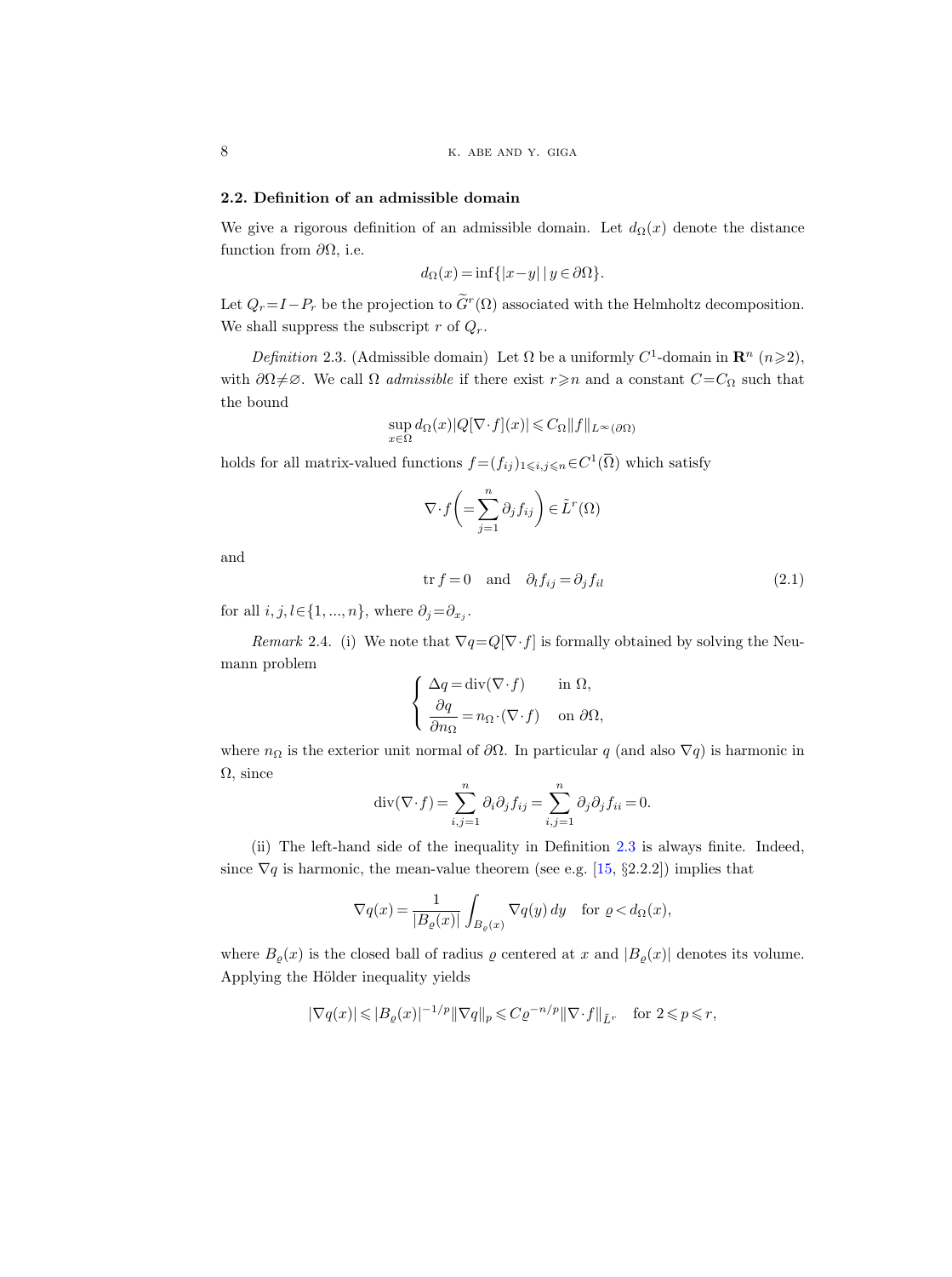### 2.2. Definition of an admissible domain

We give a rigorous definition of an admissible domain. Let $d_\Omega(x)$ denote the distance function from $\partial\Omega$, i.e.

$$d_\Omega(x) = \inf\{|x-y| \mid y \in \partial\Omega\}.$$

Let $Q_r = I - P_r$ be the projection to $\widetilde{G}^r(\Omega)$ associated with the Helmholtz decomposition. We shall suppress the subscript $r$ of $Q_r$.

*Definition* 2.3. (Admissible domain) Let $\Omega$ be a uniformly $C^1$-domain in $\mathbf{R}^n$ $(n \geqslant 2)$, with $\partial\Omega \neq \varnothing$. We call $\Omega$ *admissible* if there exist $r \geqslant n$ and a constant $C = C_\Omega$ such that the bound

$$\sup_{x\in\Omega} d_\Omega(x) |Q[\nabla\cdot f](x)| \leqslant C_\Omega \|f\|_{L^\infty(\partial\Omega)}$$

holds for all matrix-valued functions $f = (f_{ij})_{1\leqslant i,j\leqslant n} \in C^1(\overline{\Omega})$ which satisfy

$$\nabla\cdot f \left( = \sum_{j=1}^n \partial_j f_{ij} \right) \in \tilde{L}^r(\Omega)$$

and

$$\operatorname{tr} f = 0 \quad \text{and} \quad \partial_l f_{ij} = \partial_j f_{il} \tag{2.1}$$

for all $i, j, l \in \{1, ..., n\}$, where $\partial_j = \partial_{x_j}$.

*Remark* 2.4. (i) We note that $\nabla q = Q[\nabla\cdot f]$ is formally obtained by solving the Neumann problem

$$\begin{cases} \Delta q = \operatorname{div}(\nabla\cdot f) & \text{in } \Omega, \\ \dfrac{\partial q}{\partial n_\Omega} = n_\Omega \cdot (\nabla\cdot f) & \text{on } \partial\Omega, \end{cases}$$

where $n_\Omega$ is the exterior unit normal of $\partial\Omega$. In particular $q$ (and also $\nabla q$) is harmonic in $\Omega$, since

$$\operatorname{div}(\nabla\cdot f) = \sum_{i,j=1}^n \partial_i\partial_j f_{ij} = \sum_{i,j=1}^n \partial_j\partial_j f_{ii} = 0.$$

(ii) The left-hand side of the inequality in Definition 2.3 is always finite. Indeed, since $\nabla q$ is harmonic, the mean-value theorem (see e.g. [15, §2.2.2]) implies that

$$\nabla q(x) = \frac{1}{|B_\varrho(x)|} \int_{B_\varrho(x)} \nabla q(y)\, dy \quad \text{for } \varrho < d_\Omega(x),$$

where $B_\varrho(x)$ is the closed ball of radius $\varrho$ centered at $x$ and $|B_\varrho(x)|$ denotes its volume. Applying the Hölder inequality yields

$$|\nabla q(x)| \leqslant |B_\varrho(x)|^{-1/p} \|\nabla q\|_p \leqslant C\varrho^{-n/p} \|\nabla\cdot f\|_{\tilde{L}^r} \quad \text{for } 2 \leqslant p \leqslant r,$$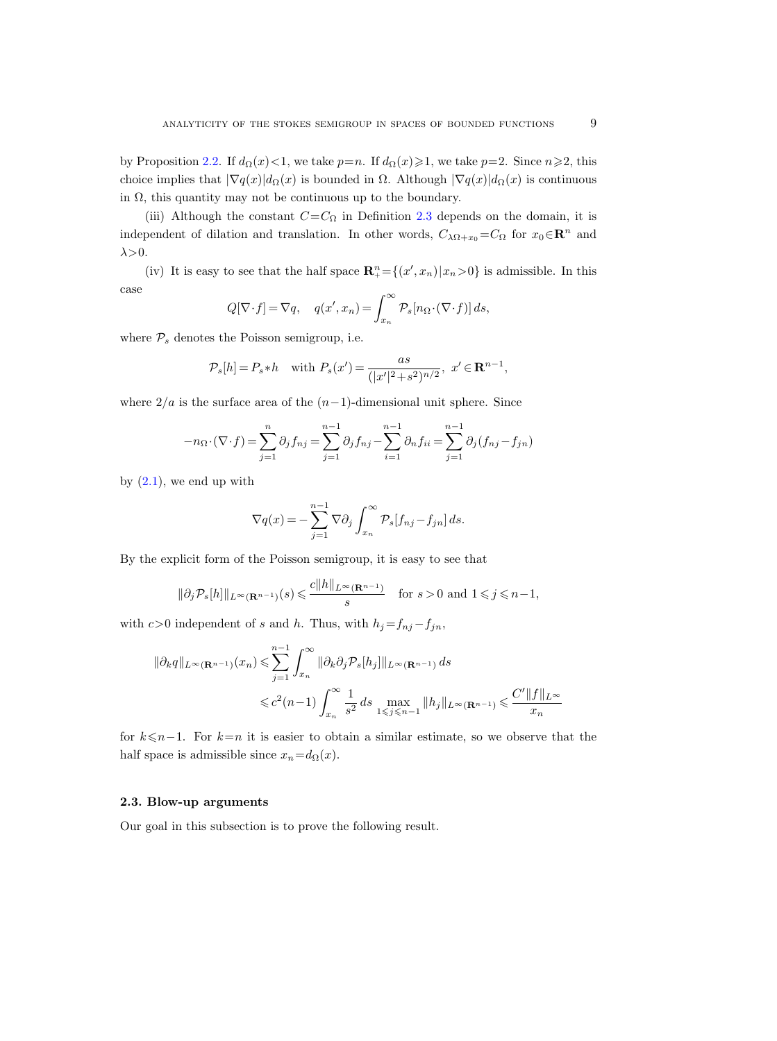by Proposition 2.2. If $d_\Omega(x)<1$, we take $p=n$. If $d_\Omega(x)\geqslant 1$, we take $p=2$. Since $n\geqslant 2$, this choice implies that $|\nabla q(x)|d_\Omega(x)$ is bounded in $\Omega$. Although $|\nabla q(x)|d_\Omega(x)$ is continuous in $\Omega$, this quantity may not be continuous up to the boundary.

(iii) Although the constant $C=C_\Omega$ in Definition 2.3 depends on the domain, it is independent of dilation and translation. In other words, $C_{\lambda\Omega+x_0}=C_\Omega$ for $x_0\in\mathbf{R}^n$ and $\lambda>0$.

(iv) It is easy to see that the half space $\mathbf{R}^n_+=\{(x',x_n)\,|\,x_n>0\}$ is admissible. In this case

$$Q[\nabla\cdot f]=\nabla q,\quad q(x',x_n)=\int_{x_n}^\infty \mathcal{P}_s[n_\Omega\cdot(\nabla\cdot f)]\,ds,$$

where $\mathcal{P}_s$ denotes the Poisson semigroup, i.e.

$$\mathcal{P}_s[h]=P_s*h\quad\text{with } P_s(x')=\frac{as}{(|x'|^2+s^2)^{n/2}},\ x'\in\mathbf{R}^{n-1},$$

where $2/a$ is the surface area of the $(n-1)$-dimensional unit sphere. Since

$$-n_\Omega\cdot(\nabla\cdot f)=\sum_{j=1}^n\partial_j f_{nj}=\sum_{j=1}^{n-1}\partial_j f_{nj}-\sum_{i=1}^{n-1}\partial_n f_{ii}=\sum_{j=1}^{n-1}\partial_j(f_{nj}-f_{jn})$$

by (2.1), we end up with

$$\nabla q(x)=-\sum_{j=1}^{n-1}\nabla\partial_j\int_{x_n}^\infty\mathcal{P}_s[f_{nj}-f_{jn}]\,ds.$$

By the explicit form of the Poisson semigroup, it is easy to see that

$$\|\partial_j\mathcal{P}_s[h]\|_{L^\infty(\mathbf{R}^{n-1})}(s)\leqslant\frac{c\|h\|_{L^\infty(\mathbf{R}^{n-1})}}{s}\quad\text{for } s>0 \text{ and } 1\leqslant j\leqslant n-1,$$

with $c>0$ independent of $s$ and $h$. Thus, with $h_j=f_{nj}-f_{jn}$,

$$\begin{aligned}\|\partial_k q\|_{L^\infty(\mathbf{R}^{n-1})}(x_n)&\leqslant\sum_{j=1}^{n-1}\int_{x_n}^\infty\|\partial_k\partial_j\mathcal{P}_s[h_j]\|_{L^\infty(\mathbf{R}^{n-1})}\,ds\\&\leqslant c^2(n-1)\int_{x_n}^\infty\frac{1}{s^2}\,ds\max_{1\leqslant j\leqslant n-1}\|h_j\|_{L^\infty(\mathbf{R}^{n-1})}\leqslant\frac{C'\|f\|_{L^\infty}}{x_n}\end{aligned}$$

for $k\leqslant n-1$. For $k=n$ it is easier to obtain a similar estimate, so we observe that the half space is admissible since $x_n=d_\Omega(x)$.

### 2.3. Blow-up arguments

Our goal in this subsection is to prove the following result.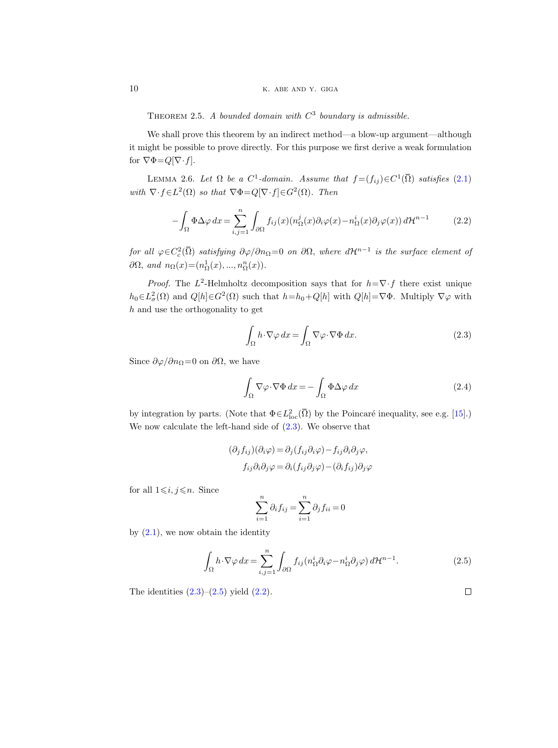THEOREM 2.5. *A bounded domain with $C^3$ boundary is admissible.*

We shall prove this theorem by an indirect method—a blow-up argument—although it might be possible to prove directly. For this purpose we first derive a weak formulation for $\nabla\Phi = Q[\nabla\cdot f]$.

LEMMA 2.6. *Let $\Omega$ be a $C^1$-domain. Assume that $f=(f_{ij})\in C^1(\overline{\Omega})$ satisfies (2.1) with $\nabla\cdot f\in L^2(\Omega)$ so that $\nabla\Phi = Q[\nabla\cdot f]\in G^2(\Omega)$. Then*

$$-\int_\Omega \Phi\Delta\varphi\,dx = \sum_{i,j=1}^n \int_{\partial\Omega} f_{ij}(x)(n_\Omega^j(x)\partial_i\varphi(x) - n_\Omega^i(x)\partial_j\varphi(x))\,d\mathcal{H}^{n-1} \tag{2.2}$$

*for all $\varphi\in C_c^2(\overline{\Omega})$ satisfying $\partial\varphi/\partial n_\Omega=0$ on $\partial\Omega$, where $d\mathcal{H}^{n-1}$ is the surface element of $\partial\Omega$, and $n_\Omega(x)=(n_\Omega^1(x),...,n_\Omega^n(x))$.*

*Proof.* The $L^2$-Helmholtz decomposition says that for $h=\nabla\cdot f$ there exist unique $h_0\in L^2_\sigma(\Omega)$ and $Q[h]\in G^2(\Omega)$ such that $h=h_0+Q[h]$ with $Q[h]=\nabla\Phi$. Multiply $\nabla\varphi$ with $h$ and use the orthogonality to get

$$\int_\Omega h\cdot\nabla\varphi\,dx = \int_\Omega \nabla\varphi\cdot\nabla\Phi\,dx. \tag{2.3}$$

Since $\partial\varphi/\partial n_\Omega=0$ on $\partial\Omega$, we have

$$\int_\Omega \nabla\varphi\cdot\nabla\Phi\,dx = -\int_\Omega \Phi\Delta\varphi\,dx \tag{2.4}$$

by integration by parts. (Note that $\Phi\in L^2_{\mathrm{loc}}(\overline{\Omega})$ by the Poincaré inequality, see e.g. [15].) We now calculate the left-hand side of (2.3). We observe that

$$\begin{aligned}(\partial_j f_{ij})(\partial_i\varphi) &= \partial_j(f_{ij}\partial_i\varphi) - f_{ij}\partial_i\partial_j\varphi,\\ f_{ij}\partial_i\partial_j\varphi &= \partial_i(f_{ij}\partial_j\varphi) - (\partial_i f_{ij})\partial_j\varphi\end{aligned}$$

for all $1\leqslant i,j\leqslant n$. Since

$$\sum_{i=1}^n \partial_i f_{ij} = \sum_{i=1}^n \partial_j f_{ii} = 0$$

by (2.1), we now obtain the identity

$$\int_\Omega h\cdot\nabla\varphi\,dx = \sum_{i,j=1}^n \int_{\partial\Omega} f_{ij}(n_\Omega^i\partial_i\varphi - n_\Omega^i\partial_j\varphi)\,d\mathcal{H}^{n-1}. \tag{2.5}$$

The identities (2.3)–(2.5) yield (2.2). □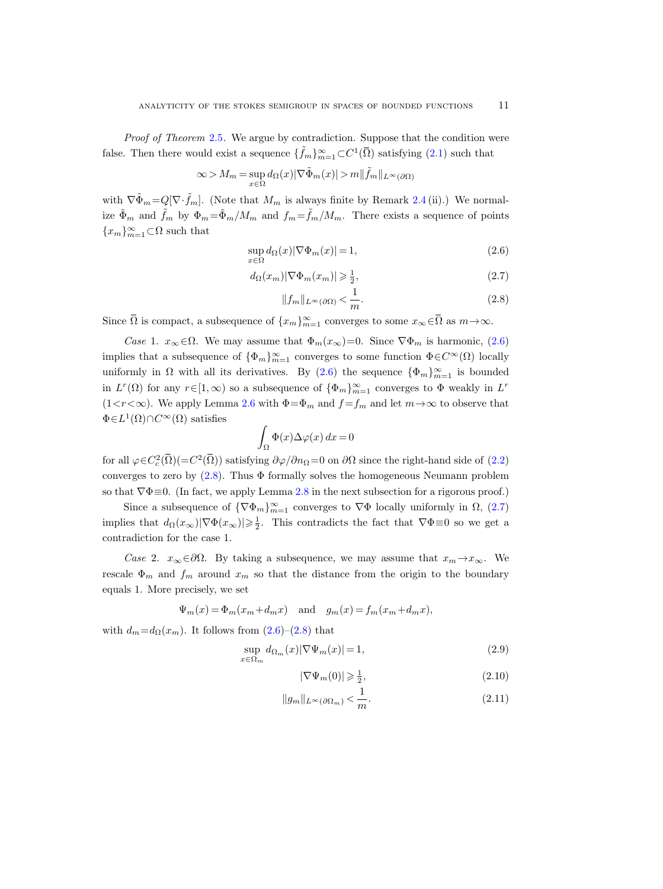*Proof of Theorem* 2.5. We argue by contradiction. Suppose that the condition were false. Then there would exist a sequence $\{\tilde{f}_m\}_{m=1}^\infty \subset C^1(\overline{\Omega})$ satisfying (2.1) such that

$$\infty > M_m = \sup_{x\in\Omega} d_\Omega(x)|\nabla\tilde{\Phi}_m(x)| > m\|\tilde{f}_m\|_{L^\infty(\partial\Omega)}$$

with $\nabla\tilde{\Phi}_m = Q[\nabla\cdot\tilde{f}_m]$. (Note that $M_m$ is always finite by Remark 2.4 (ii).) We normalize $\tilde{\Phi}_m$ and $\tilde{f}_m$ by $\Phi_m = \tilde{\Phi}_m/M_m$ and $f_m = \tilde{f}_m/M_m$. There exists a sequence of points $\{x_m\}_{m=1}^\infty \subset \Omega$ such that

$$\sup_{x\in\Omega} d_\Omega(x)|\nabla\Phi_m(x)| = 1, \tag{2.6}$$

$$d_\Omega(x_m)|\nabla\Phi_m(x_m)| \geqslant \tfrac{1}{2}, \tag{2.7}$$

$$\|f_m\|_{L^\infty(\partial\Omega)} < \frac{1}{m}. \tag{2.8}$$

Since $\overline{\Omega}$ is compact, a subsequence of $\{x_m\}_{m=1}^\infty$ converges to some $x_\infty \in \overline{\Omega}$ as $m\to\infty$.

*Case* 1. $x_\infty \in \Omega$. We may assume that $\Phi_m(x_\infty) = 0$. Since $\nabla\Phi_m$ is harmonic, (2.6) implies that a subsequence of $\{\Phi_m\}_{m=1}^\infty$ converges to some function $\Phi \in C^\infty(\Omega)$ locally uniformly in $\Omega$ with all its derivatives. By (2.6) the sequence $\{\Phi_m\}_{m=1}^\infty$ is bounded in $L^r(\Omega)$ for any $r \in [1,\infty)$ so a subsequence of $\{\Phi_m\}_{m=1}^\infty$ converges to $\Phi$ weakly in $L^r$ $(1<r<\infty)$. We apply Lemma 2.6 with $\Phi = \Phi_m$ and $f = f_m$ and let $m\to\infty$ to observe that $\Phi \in L^1(\Omega)\cap C^\infty(\Omega)$ satisfies

$$\int_\Omega \Phi(x)\Delta\varphi(x)\,dx = 0$$

for all $\varphi \in C_c^2(\overline{\Omega}) (= C^2(\overline{\Omega}))$ satisfying $\partial\varphi/\partial n_\Omega = 0$ on $\partial\Omega$ since the right-hand side of (2.2) converges to zero by (2.8). Thus $\Phi$ formally solves the homogeneous Neumann problem so that $\nabla\Phi \equiv 0$. (In fact, we apply Lemma 2.8 in the next subsection for a rigorous proof.)

Since a subsequence of $\{\nabla\Phi_m\}_{m=1}^\infty$ converges to $\nabla\Phi$ locally uniformly in $\Omega$, (2.7) implies that $d_\Omega(x_\infty)|\nabla\Phi(x_\infty)| \geqslant \frac{1}{2}$. This contradicts the fact that $\nabla\Phi \equiv 0$ so we get a contradiction for the case 1.

*Case* 2. $x_\infty \in \partial\Omega$. By taking a subsequence, we may assume that $x_m \to x_\infty$. We rescale $\Phi_m$ and $f_m$ around $x_m$ so that the distance from the origin to the boundary equals 1. More precisely, we set

$$\Psi_m(x) = \Phi_m(x_m + d_m x) \quad \text{and} \quad g_m(x) = f_m(x_m + d_m x),$$

with $d_m = d_\Omega(x_m)$. It follows from (2.6)–(2.8) that

$$\sup_{x\in\Omega_m} d_{\Omega_m}(x)|\nabla\Psi_m(x)| = 1, \tag{2.9}$$

$$|\nabla\Psi_m(0)| \geqslant \tfrac{1}{2}, \tag{2.10}$$

$$\|g_m\|_{L^\infty(\partial\Omega_m)} < \frac{1}{m}. \tag{2.11}$$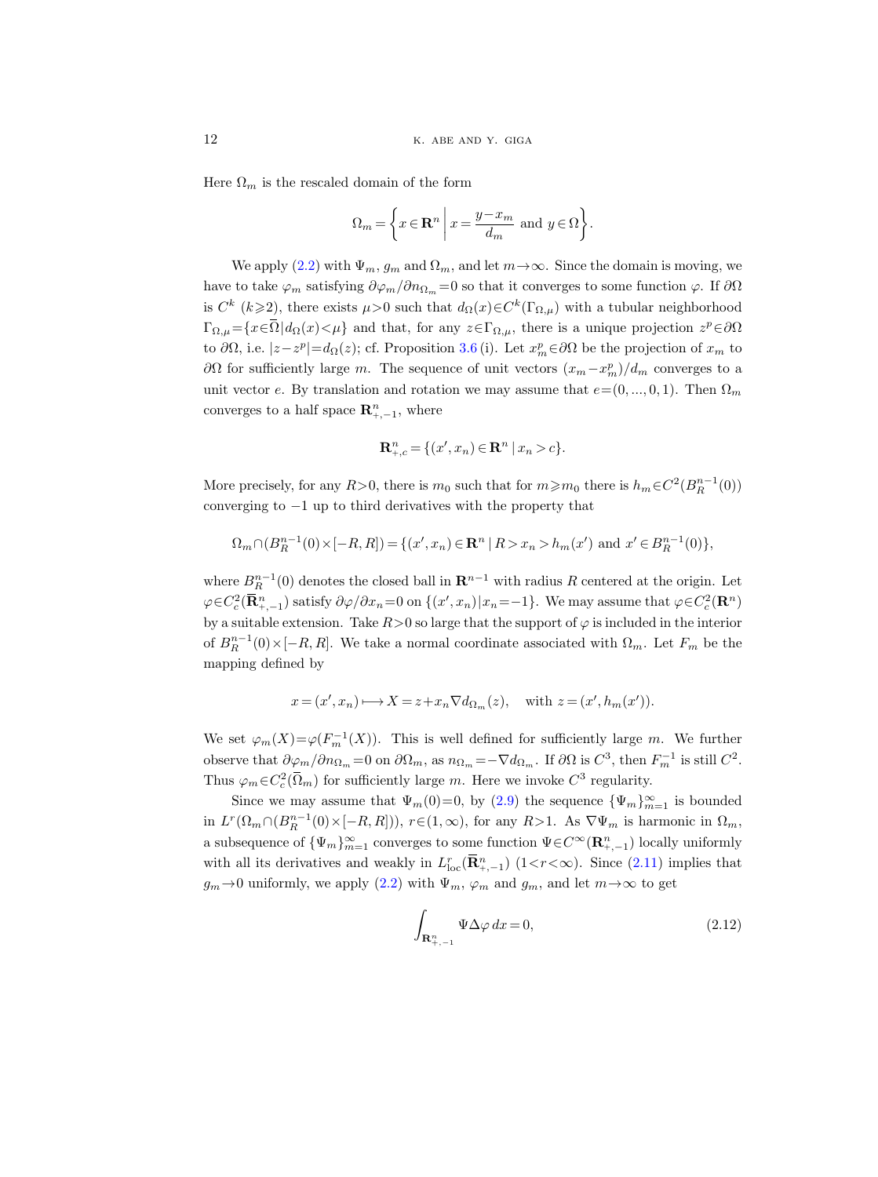Here $\Omega_m$ is the rescaled domain of the form

$$\Omega_m = \left\{ x \in \mathbf{R}^n \,\middle|\, x = \frac{y - x_m}{d_m} \text{ and } y \in \Omega \right\}.$$

We apply (2.2) with $\Psi_m$, $g_m$ and $\Omega_m$, and let $m \to \infty$. Since the domain is moving, we have to take $\varphi_m$ satisfying $\partial \varphi_m / \partial n_{\Omega_m} = 0$ so that it converges to some function $\varphi$. If $\partial\Omega$ is $C^k$ $(k \geqslant 2)$, there exists $\mu > 0$ such that $d_\Omega(x) \in C^k(\Gamma_{\Omega,\mu})$ with a tubular neighborhood $\Gamma_{\Omega,\mu} = \{x \in \overline{\Omega} \,|\, d_\Omega(x) < \mu\}$ and that, for any $z \in \Gamma_{\Omega,\mu}$, there is a unique projection $z^p \in \partial\Omega$ to $\partial\Omega$, i.e. $|z - z^p| = d_\Omega(z)$; cf. Proposition 3.6 (i). Let $x_m^p \in \partial\Omega$ be the projection of $x_m$ to $\partial\Omega$ for sufficiently large $m$. The sequence of unit vectors $(x_m - x_m^p)/d_m$ converges to a unit vector $e$. By translation and rotation we may assume that $e = (0, ..., 0, 1)$. Then $\Omega_m$ converges to a half space $\mathbf{R}^n_{+,-1}$, where

$$\mathbf{R}^n_{+,c} = \{(x', x_n) \in \mathbf{R}^n \,|\, x_n > c\}.$$

More precisely, for any $R > 0$, there is $m_0$ such that for $m \geqslant m_0$ there is $h_m \in C^2(B_R^{n-1}(0))$ converging to $-1$ up to third derivatives with the property that

$$\Omega_m \cap (B_R^{n-1}(0) \times [-R, R]) = \{(x', x_n) \in \mathbf{R}^n \,|\, R > x_n > h_m(x') \text{ and } x' \in B_R^{n-1}(0)\},$$

where $B_R^{n-1}(0)$ denotes the closed ball in $\mathbf{R}^{n-1}$ with radius $R$ centered at the origin. Let $\varphi \in C_c^2(\overline{\mathbf{R}}^n_{+,-1})$ satisfy $\partial\varphi/\partial x_n = 0$ on $\{(x', x_n) \,|\, x_n = -1\}$. We may assume that $\varphi \in C_c^2(\mathbf{R}^n)$ by a suitable extension. Take $R > 0$ so large that the support of $\varphi$ is included in the interior of $B_R^{n-1}(0) \times [-R, R]$. We take a normal coordinate associated with $\Omega_m$. Let $F_m$ be the mapping defined by

$$x = (x', x_n) \longmapsto X = z + x_n \nabla d_{\Omega_m}(z), \quad \text{with } z = (x', h_m(x')).$$

We set $\varphi_m(X) = \varphi(F_m^{-1}(X))$. This is well defined for sufficiently large $m$. We further observe that $\partial \varphi_m / \partial n_{\Omega_m} = 0$ on $\partial\Omega_m$, as $n_{\Omega_m} = -\nabla d_{\Omega_m}$. If $\partial\Omega$ is $C^3$, then $F_m^{-1}$ is still $C^2$. Thus $\varphi_m \in C_c^2(\overline{\Omega}_m)$ for sufficiently large $m$. Here we invoke $C^3$ regularity.

Since we may assume that $\Psi_m(0) = 0$, by (2.9) the sequence $\{\Psi_m\}_{m=1}^\infty$ is bounded in $L^r(\Omega_m \cap (B_R^{n-1}(0) \times [-R, R]))$, $r \in (1, \infty)$, for any $R > 1$. As $\nabla\Psi_m$ is harmonic in $\Omega_m$, a subsequence of $\{\Psi_m\}_{m=1}^\infty$ converges to some function $\Psi \in C^\infty(\mathbf{R}^n_{+,-1})$ locally uniformly with all its derivatives and weakly in $L^r_{\mathrm{loc}}(\overline{\mathbf{R}}^n_{+,-1})$ $(1 < r < \infty)$. Since (2.11) implies that $g_m \to 0$ uniformly, we apply (2.2) with $\Psi_m$, $\varphi_m$ and $g_m$, and let $m \to \infty$ to get

$$\int_{\mathbf{R}^n_{+,-1}} \Psi \Delta \varphi \, dx = 0, \tag{2.12}$$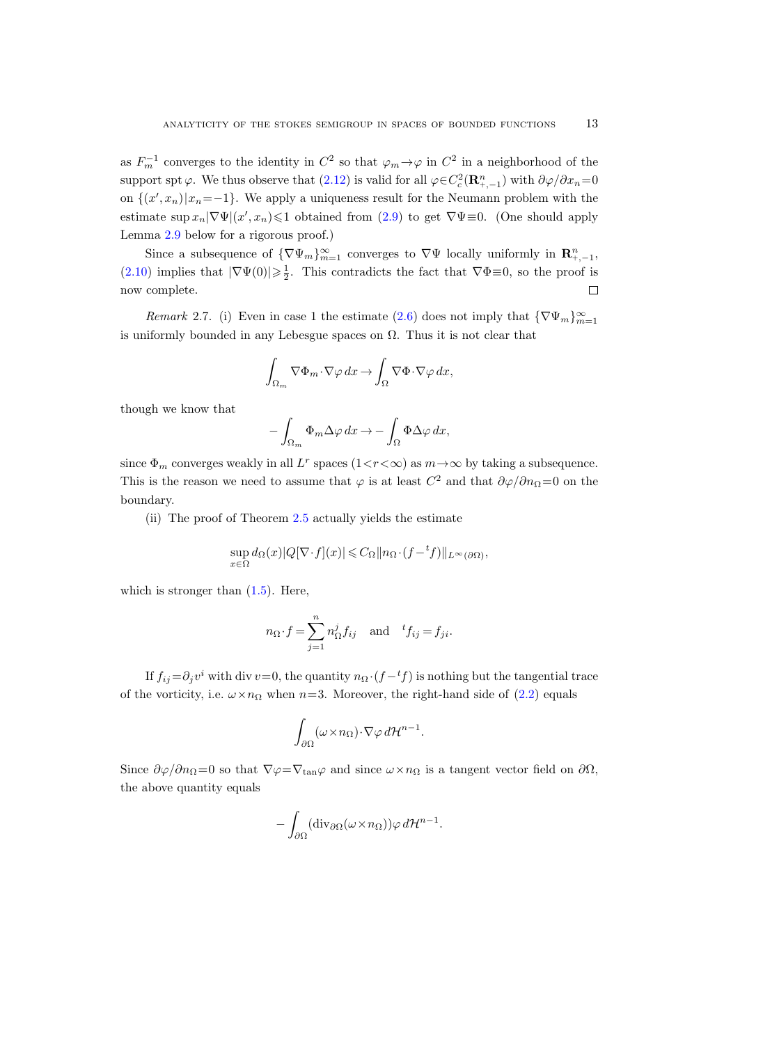as $F_m^{-1}$ converges to the identity in $C^2$ so that $\varphi_m \to \varphi$ in $C^2$ in a neighborhood of the support $\operatorname{spt}\varphi$. We thus observe that (2.12) is valid for all $\varphi \in C_c^2(\mathbf{R}^n_{+,-1})$ with $\partial\varphi/\partial x_n = 0$ on $\{(x', x_n) \mid x_n = -1\}$. We apply a uniqueness result for the Neumann problem with the estimate $\sup x_n |\nabla\Psi|(x', x_n) \leqslant 1$ obtained from (2.9) to get $\nabla\Psi \equiv 0$. (One should apply Lemma 2.9 below for a rigorous proof.)

Since a subsequence of $\{\nabla\Psi_m\}_{m=1}^\infty$ converges to $\nabla\Psi$ locally uniformly in $\mathbf{R}^n_{+,-1}$, (2.10) implies that $|\nabla\Psi(0)| \geqslant \frac{1}{2}$. This contradicts the fact that $\nabla\Phi \equiv 0$, so the proof is now complete. ◻

*Remark* 2.7. (i) Even in case 1 the estimate (2.6) does not imply that $\{\nabla\Psi_m\}_{m=1}^\infty$ is uniformly bounded in any Lebesgue spaces on $\Omega$. Thus it is not clear that

$$\int_{\Omega_m} \nabla\Phi_m \cdot \nabla\varphi \, dx \to \int_\Omega \nabla\Phi \cdot \nabla\varphi \, dx,$$

though we know that

$$-\int_{\Omega_m} \Phi_m \Delta\varphi \, dx \to -\int_\Omega \Phi \Delta\varphi \, dx,$$

since $\Phi_m$ converges weakly in all $L^r$ spaces $(1 < r < \infty)$ as $m \to \infty$ by taking a subsequence. This is the reason we need to assume that $\varphi$ is at least $C^2$ and that $\partial\varphi/\partial n_\Omega = 0$ on the boundary.

(ii) The proof of Theorem 2.5 actually yields the estimate

$$\sup_{x\in\Omega} d_\Omega(x) |Q[\nabla\cdot f](x)| \leqslant C_\Omega \|n_\Omega \cdot (f - {}^t f)\|_{L^\infty(\partial\Omega)},$$

which is stronger than (1.5). Here,

$$n_\Omega \cdot f = \sum_{j=1}^n n_\Omega^j f_{ij} \quad \text{and} \quad {}^t f_{ij} = f_{ji}.$$

If $f_{ij} = \partial_j v^i$ with $\operatorname{div} v = 0$, the quantity $n_\Omega \cdot (f - {}^t f)$ is nothing but the tangential trace of the vorticity, i.e. $\omega \times n_\Omega$ when $n = 3$. Moreover, the right-hand side of (2.2) equals

$$\int_{\partial\Omega} (\omega \times n_\Omega) \cdot \nabla\varphi \, d\mathcal{H}^{n-1}.$$

Since $\partial\varphi/\partial n_\Omega = 0$ so that $\nabla\varphi = \nabla_{\tan}\varphi$ and since $\omega \times n_\Omega$ is a tangent vector field on $\partial\Omega$, the above quantity equals

$$-\int_{\partial\Omega} (\operatorname{div}_{\partial\Omega}(\omega \times n_\Omega)) \varphi \, d\mathcal{H}^{n-1}.$$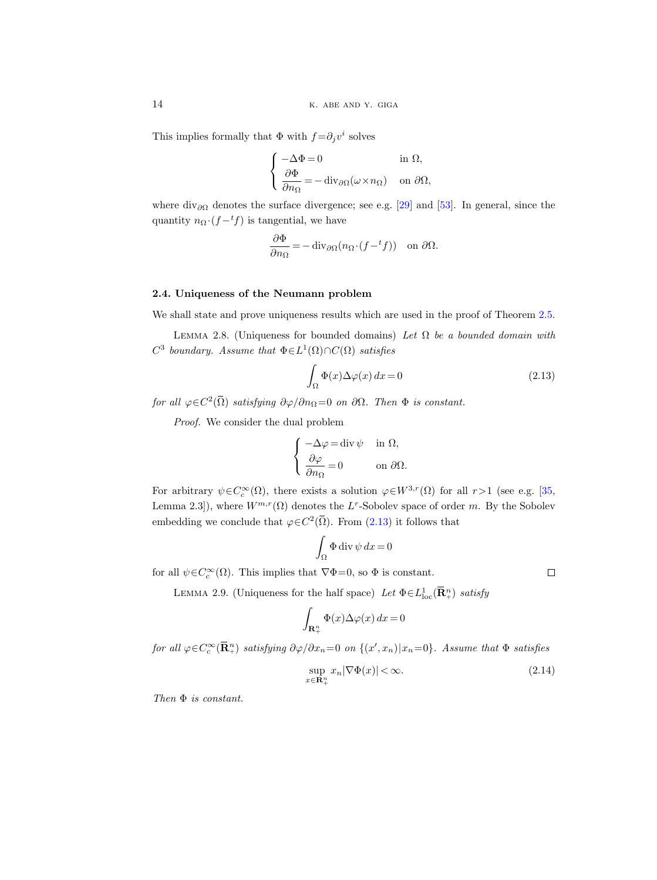This implies formally that $\Phi$ with $f=\partial_j v^i$ solves

$$\begin{cases} -\Delta\Phi=0 & \text{in } \Omega, \\ \dfrac{\partial\Phi}{\partial n_\Omega}=-\operatorname{div}_{\partial\Omega}(\omega\times n_\Omega) & \text{on } \partial\Omega, \end{cases}$$

where $\operatorname{div}_{\partial\Omega}$ denotes the surface divergence; see e.g. [29] and [53]. In general, since the quantity $n_\Omega\cdot(f-{}^t f)$ is tangential, we have

$$\frac{\partial\Phi}{\partial n_\Omega}=-\operatorname{div}_{\partial\Omega}(n_\Omega\cdot(f-{}^t f)) \quad \text{on } \partial\Omega.$$

### 2.4. Uniqueness of the Neumann problem

We shall state and prove uniqueness results which are used in the proof of Theorem 2.5.

Lemma 2.8. (Uniqueness for bounded domains) *Let $\Omega$ be a bounded domain with $C^3$ boundary. Assume that $\Phi\in L^1(\Omega)\cap C(\Omega)$ satisfies*

$$\int_\Omega \Phi(x)\Delta\varphi(x)\,dx=0 \tag{2.13}$$

*for all $\varphi\in C^2(\overline{\Omega})$ satisfying $\partial\varphi/\partial n_\Omega=0$ on $\partial\Omega$. Then $\Phi$ is constant.*

*Proof.* We consider the dual problem

$$\begin{cases} -\Delta\varphi=\operatorname{div}\psi & \text{in } \Omega, \\ \dfrac{\partial\varphi}{\partial n_\Omega}=0 & \text{on } \partial\Omega. \end{cases}$$

For arbitrary $\psi\in C_c^\infty(\Omega)$, there exists a solution $\varphi\in W^{3,r}(\Omega)$ for all $r>1$ (see e.g. [35, Lemma 2.3]), where $W^{m,r}(\Omega)$ denotes the $L^r$-Sobolev space of order $m$. By the Sobolev embedding we conclude that $\varphi\in C^2(\overline{\Omega})$. From (2.13) it follows that

$$\int_\Omega \Phi\operatorname{div}\psi\,dx=0$$

for all $\psi\in C_c^\infty(\Omega)$. This implies that $\nabla\Phi=0$, so $\Phi$ is constant. □

Lemma 2.9. (Uniqueness for the half space) *Let $\Phi\in L^1_{\mathrm{loc}}(\overline{\mathbf{R}}^n_+)$ satisfy*

$$\int_{\mathbf{R}^n_+} \Phi(x)\Delta\varphi(x)\,dx=0$$

*for all $\varphi\in C_c^\infty(\overline{\mathbf{R}}^n_+)$ satisfying $\partial\varphi/\partial x_n=0$ on $\{(x',x_n)\,|\,x_n=0\}$. Assume that $\Phi$ satisfies*

$$\sup_{x\in\mathbf{R}^n_+} x_n|\nabla\Phi(x)|<\infty. \tag{2.14}$$

*Then $\Phi$ is constant.*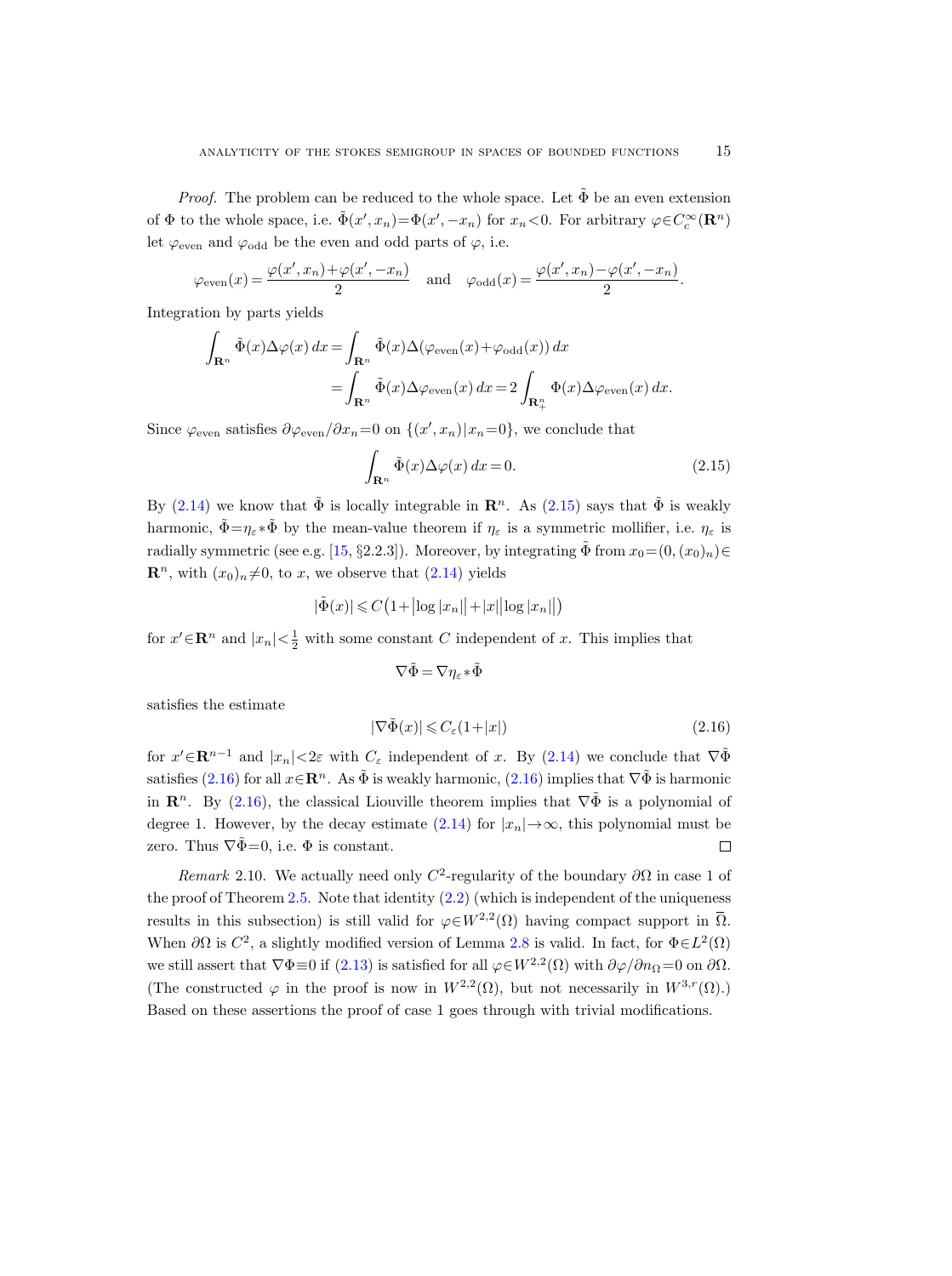*Proof.* The problem can be reduced to the whole space. Let $\tilde{\Phi}$ be an even extension of $\Phi$ to the whole space, i.e. $\tilde{\Phi}(x', x_n) = \Phi(x', -x_n)$ for $x_n < 0$. For arbitrary $\varphi \in C_c^\infty(\mathbf{R}^n)$ let $\varphi_{\text{even}}$ and $\varphi_{\text{odd}}$ be the even and odd parts of $\varphi$, i.e.

$$\varphi_{\text{even}}(x) = \frac{\varphi(x', x_n) + \varphi(x', -x_n)}{2} \quad \text{and} \quad \varphi_{\text{odd}}(x) = \frac{\varphi(x', x_n) - \varphi(x', -x_n)}{2}.$$

Integration by parts yields

$$\begin{aligned}\int_{\mathbf{R}^n} \tilde{\Phi}(x) \Delta \varphi(x)\, dx &= \int_{\mathbf{R}^n} \tilde{\Phi}(x) \Delta(\varphi_{\text{even}}(x) + \varphi_{\text{odd}}(x))\, dx \\ &= \int_{\mathbf{R}^n} \tilde{\Phi}(x) \Delta \varphi_{\text{even}}(x)\, dx = 2 \int_{\mathbf{R}^n_+} \Phi(x) \Delta \varphi_{\text{even}}(x)\, dx.\end{aligned}$$

Since $\varphi_{\text{even}}$ satisfies $\partial \varphi_{\text{even}} / \partial x_n = 0$ on $\{(x', x_n) \mid x_n = 0\}$, we conclude that

$$\int_{\mathbf{R}^n} \tilde{\Phi}(x) \Delta \varphi(x)\, dx = 0. \tag{2.15}$$

By (2.14) we know that $\tilde{\Phi}$ is locally integrable in $\mathbf{R}^n$. As (2.15) says that $\tilde{\Phi}$ is weakly harmonic, $\tilde{\Phi} = \eta_\varepsilon * \tilde{\Phi}$ by the mean-value theorem if $\eta_\varepsilon$ is a symmetric mollifier, i.e. $\eta_\varepsilon$ is radially symmetric (see e.g. [15, §2.2.3]). Moreover, by integrating $\tilde{\Phi}$ from $x_0 = (0, (x_0)_n) \in \mathbf{R}^n$, with $(x_0)_n \neq 0$, to $x$, we observe that (2.14) yields

$$|\tilde{\Phi}(x)| \leqslant C\big(1 + \big|\log|x_n|\big| + |x|\big|\log|x_n|\big|\big)$$

for $x' \in \mathbf{R}^n$ and $|x_n| < \frac{1}{2}$ with some constant $C$ independent of $x$. This implies that

$$\nabla \tilde{\Phi} = \nabla \eta_\varepsilon * \tilde{\Phi}$$

satisfies the estimate

$$|\nabla \tilde{\Phi}(x)| \leqslant C_\varepsilon (1 + |x|) \tag{2.16}$$

for $x' \in \mathbf{R}^{n-1}$ and $|x_n| < 2\varepsilon$ with $C_\varepsilon$ independent of $x$. By (2.14) we conclude that $\nabla \tilde{\Phi}$ satisfies (2.16) for all $x \in \mathbf{R}^n$. As $\tilde{\Phi}$ is weakly harmonic, (2.16) implies that $\nabla \tilde{\Phi}$ is harmonic in $\mathbf{R}^n$. By (2.16), the classical Liouville theorem implies that $\nabla \tilde{\Phi}$ is a polynomial of degree 1. However, by the decay estimate (2.14) for $|x_n| \to \infty$, this polynomial must be zero. Thus $\nabla \tilde{\Phi} = 0$, i.e. $\Phi$ is constant. □

*Remark* 2.10. We actually need only $C^2$-regularity of the boundary $\partial\Omega$ in case 1 of the proof of Theorem 2.5. Note that identity (2.2) (which is independent of the uniqueness results in this subsection) is still valid for $\varphi \in W^{2,2}(\Omega)$ having compact support in $\overline{\Omega}$. When $\partial\Omega$ is $C^2$, a slightly modified version of Lemma 2.8 is valid. In fact, for $\Phi \in L^2(\Omega)$ we still assert that $\nabla \Phi \equiv 0$ if (2.13) is satisfied for all $\varphi \in W^{2,2}(\Omega)$ with $\partial \varphi / \partial n_\Omega = 0$ on $\partial\Omega$. (The constructed $\varphi$ in the proof is now in $W^{2,2}(\Omega)$, but not necessarily in $W^{3,r}(\Omega)$.) Based on these assertions the proof of case 1 goes through with trivial modifications.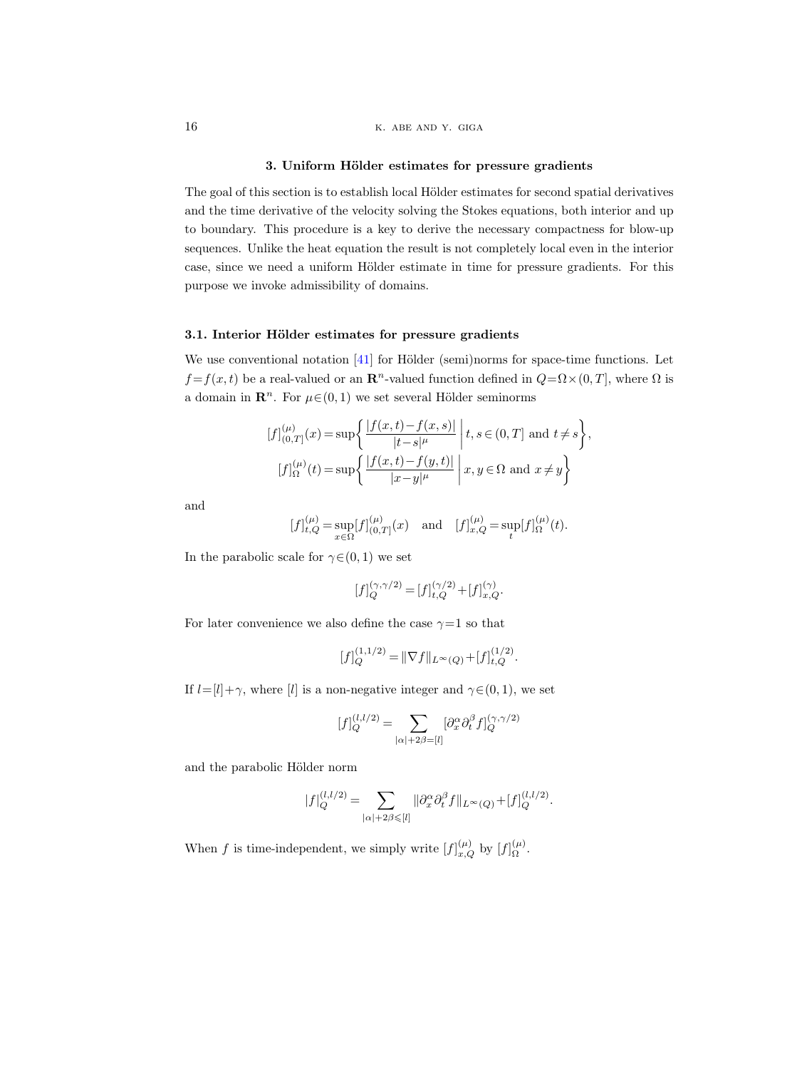## 3. Uniform Hölder estimates for pressure gradients

The goal of this section is to establish local Hölder estimates for second spatial derivatives and the time derivative of the velocity solving the Stokes equations, both interior and up to boundary. This procedure is a key to derive the necessary compactness for blow-up sequences. Unlike the heat equation the result is not completely local even in the interior case, since we need a uniform Hölder estimate in time for pressure gradients. For this purpose we invoke admissibility of domains.

### 3.1. Interior Hölder estimates for pressure gradients

We use conventional notation [41] for Hölder (semi)norms for space-time functions. Let $f=f(x,t)$ be a real-valued or an $\mathbf{R}^n$-valued function defined in $Q=\Omega\times(0,T]$, where $\Omega$ is a domain in $\mathbf{R}^n$. For $\mu\in(0,1)$ we set several Hölder seminorms

$$[f]^{(\mu)}_{(0,T]}(x)=\sup\left\{\frac{|f(x,t)-f(x,s)|}{|t-s|^{\mu}}\;\middle|\; t,s\in(0,T] \text{ and } t\neq s\right\},$$

$$[f]^{(\mu)}_{\Omega}(t)=\sup\left\{\frac{|f(x,t)-f(y,t)|}{|x-y|^{\mu}}\;\middle|\; x,y\in\Omega \text{ and } x\neq y\right\}$$

and

$$[f]^{(\mu)}_{t,Q}=\sup_{x\in\Omega}[f]^{(\mu)}_{(0,T]}(x) \quad \text{and} \quad [f]^{(\mu)}_{x,Q}=\sup_{t}[f]^{(\mu)}_{\Omega}(t).$$

In the parabolic scale for $\gamma\in(0,1)$ we set

$$[f]^{(\gamma,\gamma/2)}_{Q}=[f]^{(\gamma/2)}_{t,Q}+[f]^{(\gamma)}_{x,Q}.$$

For later convenience we also define the case $\gamma=1$ so that

$$[f]^{(1,1/2)}_{Q}=\|\nabla f\|_{L^\infty(Q)}+[f]^{(1/2)}_{t,Q}.$$

If $l=[l]+\gamma$, where $[l]$ is a non-negative integer and $\gamma\in(0,1)$, we set

$$[f]^{(l,l/2)}_{Q}=\sum_{|\alpha|+2\beta=[l]}[\partial_x^\alpha\partial_t^\beta f]^{(\gamma,\gamma/2)}_{Q}$$

and the parabolic Hölder norm

$$|f|^{(l,l/2)}_{Q}=\sum_{|\alpha|+2\beta\leqslant[l]}\|\partial_x^\alpha\partial_t^\beta f\|_{L^\infty(Q)}+[f]^{(l,l/2)}_{Q}.$$

When $f$ is time-independent, we simply write $[f]^{(\mu)}_{x,Q}$ by $[f]^{(\mu)}_{\Omega}$.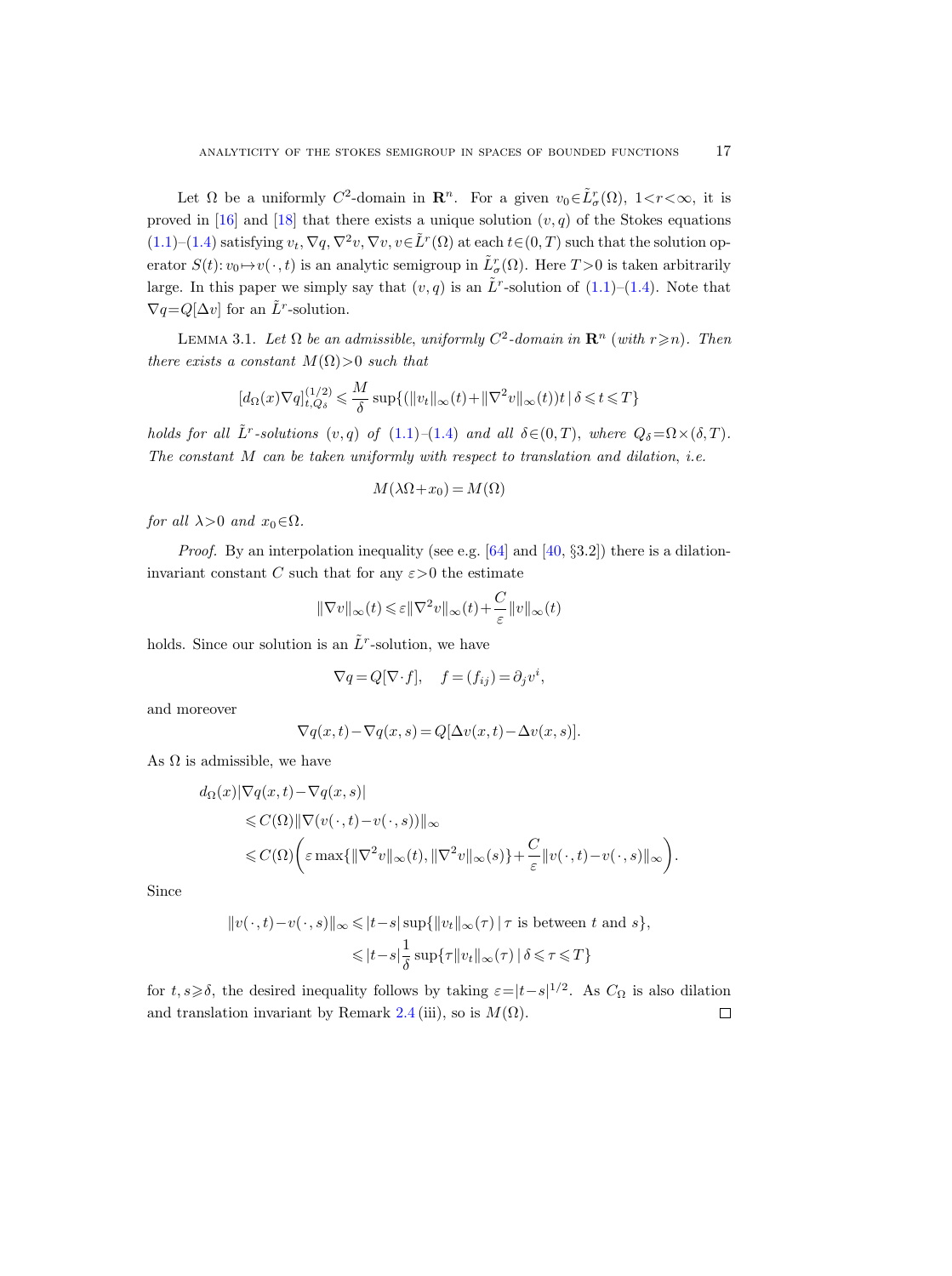Let $\Omega$ be a uniformly $C^2$-domain in $\mathbf{R}^n$. For a given $v_0 \in \tilde{L}^r_\sigma(\Omega)$, $1<r<\infty$, it is proved in [16] and [18] that there exists a unique solution $(v,q)$ of the Stokes equations (1.1)–(1.4) satisfying $v_t, \nabla q, \nabla^2 v, \nabla v, v \in \tilde{L}^r(\Omega)$ at each $t\in(0,T)$ such that the solution operator $S(t)\colon v_0 \mapsto v(\cdot,t)$ is an analytic semigroup in $\tilde{L}^r_\sigma(\Omega)$. Here $T>0$ is taken arbitrarily large. In this paper we simply say that $(v,q)$ is an $\tilde{L}^r$-solution of (1.1)–(1.4). Note that $\nabla q = Q[\Delta v]$ for an $\tilde{L}^r$-solution.

Lemma 3.1. *Let $\Omega$ be an admissible, uniformly $C^2$-domain in $\mathbf{R}^n$ (with $r \geqslant n$). Then there exists a constant $M(\Omega)>0$ such that*

$$[d_\Omega(x)\nabla q]^{(1/2)}_{t,Q_\delta} \leqslant \frac{M}{\delta}\sup\{(\|v_t\|_\infty(t)+\|\nabla^2 v\|_\infty(t))t \mid \delta\leqslant t\leqslant T\}$$

*holds for all $\tilde{L}^r$-solutions $(v,q)$ of (1.1)–(1.4) and all $\delta\in(0,T)$, where $Q_\delta=\Omega\times(\delta,T)$. The constant $M$ can be taken uniformly with respect to translation and dilation, i.e.*

$$M(\lambda\Omega + x_0) = M(\Omega)$$

*for all $\lambda>0$ and $x_0\in\Omega$.*

*Proof.* By an interpolation inequality (see e.g. [64] and [40, §3.2]) there is a dilation-invariant constant $C$ such that for any $\varepsilon>0$ the estimate

$$\|\nabla v\|_\infty(t) \leqslant \varepsilon\|\nabla^2 v\|_\infty(t) + \frac{C}{\varepsilon}\|v\|_\infty(t)$$

holds. Since our solution is an $\tilde{L}^r$-solution, we have

$$\nabla q = Q[\nabla\cdot f], \quad f=(f_{ij}) = \partial_j v^i,$$

and moreover

$$\nabla q(x,t) - \nabla q(x,s) = Q[\Delta v(x,t) - \Delta v(x,s)].$$

As $\Omega$ is admissible, we have

$$\begin{aligned}
d_\Omega(x)&|\nabla q(x,t)-\nabla q(x,s)| \\
&\leqslant C(\Omega)\|\nabla(v(\cdot,t)-v(\cdot,s))\|_\infty \\
&\leqslant C(\Omega)\biggl(\varepsilon\max\{\|\nabla^2 v\|_\infty(t), \|\nabla^2 v\|_\infty(s)\} + \frac{C}{\varepsilon}\|v(\cdot,t)-v(\cdot,s)\|_\infty\biggr).
\end{aligned}$$

Since

$$\begin{aligned}
\|v(\cdot,t)-v(\cdot,s)\|_\infty &\leqslant |t-s|\sup\{\|v_t\|_\infty(\tau) \mid \tau \text{ is between } t \text{ and } s\}, \\
&\leqslant |t-s|\frac{1}{\delta}\sup\{\tau\|v_t\|_\infty(\tau) \mid \delta\leqslant\tau\leqslant T\}
\end{aligned}$$

for $t,s\geqslant\delta$, the desired inequality follows by taking $\varepsilon=|t-s|^{1/2}$. As $C_\Omega$ is also dilation and translation invariant by Remark 2.4 (iii), so is $M(\Omega)$. ∎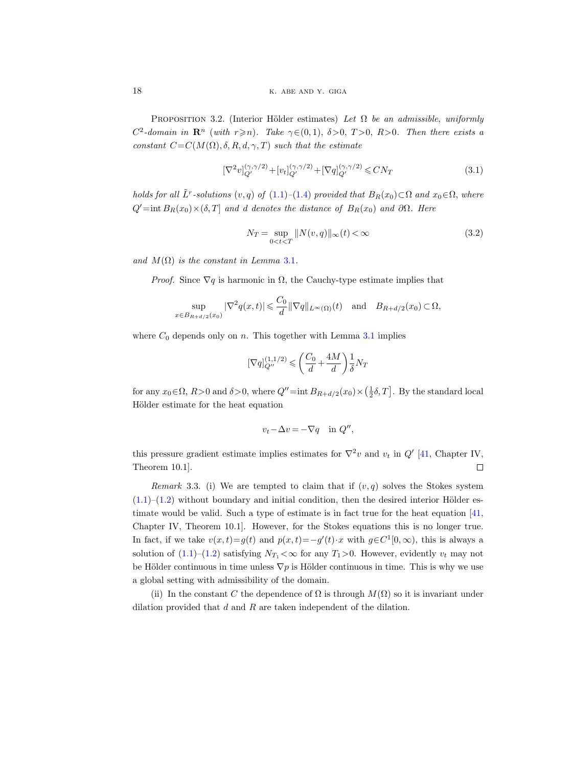PROPOSITION 3.2. (Interior Hölder estimates) *Let $\Omega$ be an admissible, uniformly $C^2$-domain in $\mathbf{R}^n$ (with $r\geqslant n$). Take $\gamma\in(0,1)$, $\delta>0$, $T>0$, $R>0$. Then there exists a constant $C=C(M(\Omega),\delta,R,d,\gamma,T)$ such that the estimate*

$$[\nabla^2 v]_{Q'}^{(\gamma,\gamma/2)}+[v_t]_{Q'}^{(\gamma,\gamma/2)}+[\nabla q]_{Q'}^{(\gamma,\gamma/2)}\leqslant CN_T \tag{3.1}$$

*holds for all $\tilde{L}^r$-solutions $(v,q)$ of (1.1)–(1.4) provided that $B_R(x_0)\subset\Omega$ and $x_0\in\Omega$, where $Q'=\operatorname{int} B_R(x_0)\times(\delta,T]$ and $d$ denotes the distance of $B_R(x_0)$ and $\partial\Omega$. Here*

$$N_T=\sup_{0<t<T}\|N(v,q)\|_\infty(t)<\infty \tag{3.2}$$

*and $M(\Omega)$ is the constant in Lemma 3.1.*

*Proof.* Since $\nabla q$ is harmonic in $\Omega$, the Cauchy-type estimate implies that

$$\sup_{x\in B_{R+d/2}(x_0)}|\nabla^2 q(x,t)|\leqslant\frac{C_0}{d}\|\nabla q\|_{L^\infty(\Omega)}(t)\quad\text{and}\quad B_{R+d/2}(x_0)\subset\Omega,$$

where $C_0$ depends only on $n$. This together with Lemma 3.1 implies

$$[\nabla q]_{Q''}^{(1,1/2)}\leqslant\left(\frac{C_0}{d}+\frac{4M}{d}\right)\frac{1}{\delta}N_T$$

for any $x_0\in\Omega$, $R>0$ and $\delta>0$, where $Q''=\operatorname{int} B_{R+d/2}(x_0)\times\left(\frac{1}{2}\delta,T\right]$. By the standard local Hölder estimate for the heat equation

$$v_t-\Delta v=-\nabla q\quad\text{in } Q'',$$

this pressure gradient estimate implies estimates for $\nabla^2 v$ and $v_t$ in $Q'$ [41, Chapter IV, Theorem 10.1]. ∎

*Remark* 3.3. (i) We are tempted to claim that if $(v,q)$ solves the Stokes system (1.1)–(1.2) without boundary and initial condition, then the desired interior Hölder estimate would be valid. Such a type of estimate is in fact true for the heat equation [41, Chapter IV, Theorem 10.1]. However, for the Stokes equations this is no longer true. In fact, if we take $v(x,t)=g(t)$ and $p(x,t)=-g'(t)\cdot x$ with $g\in C^1[0,\infty)$, this is always a solution of (1.1)–(1.2) satisfying $N_{T_1}<\infty$ for any $T_1>0$. However, evidently $v_t$ may not be Hölder continuous in time unless $\nabla p$ is Hölder continuous in time. This is why we use a global setting with admissibility of the domain.

(ii) In the constant $C$ the dependence of $\Omega$ is through $M(\Omega)$ so it is invariant under dilation provided that $d$ and $R$ are taken independent of the dilation.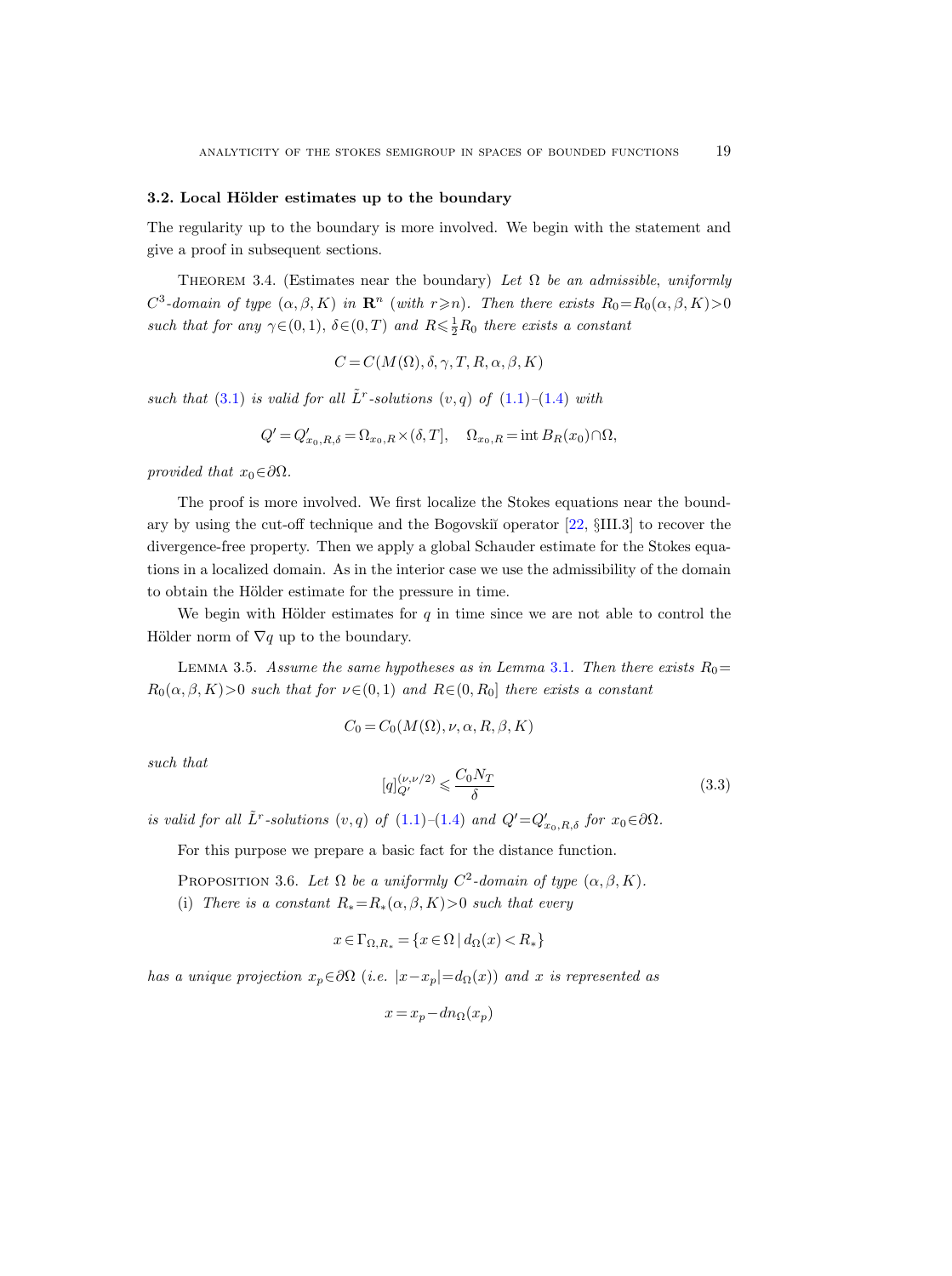### 3.2. Local Hölder estimates up to the boundary

The regularity up to the boundary is more involved. We begin with the statement and give a proof in subsequent sections.

Theorem 3.4. (Estimates near the boundary) *Let $\Omega$ be an admissible, uniformly $C^3$-domain of type $(\alpha,\beta,K)$ in $\mathbf{R}^n$ (with $r\geqslant n$). Then there exists $R_0=R_0(\alpha,\beta,K)>0$ such that for any $\gamma\in(0,1)$, $\delta\in(0,T)$ and $R\leqslant\frac{1}{2}R_0$ there exists a constant*

$$C=C(M(\Omega),\delta,\gamma,T,R,\alpha,\beta,K)$$

*such that (3.1) is valid for all $\tilde{L}^r$-solutions $(v,q)$ of (1.1)–(1.4) with*

$$Q'=Q'_{x_0,R,\delta}=\Omega_{x_0,R}\times(\delta,T],\quad \Omega_{x_0,R}=\operatorname{int}B_R(x_0)\cap\Omega,$$

*provided that $x_0\in\partial\Omega$.*

The proof is more involved. We first localize the Stokes equations near the boundary by using the cut-off technique and the Bogovskiĭ operator [22, §III.3] to recover the divergence-free property. Then we apply a global Schauder estimate for the Stokes equations in a localized domain. As in the interior case we use the admissibility of the domain to obtain the Hölder estimate for the pressure in time.

We begin with Hölder estimates for $q$ in time since we are not able to control the Hölder norm of $\nabla q$ up to the boundary.

Lemma 3.5. *Assume the same hypotheses as in Lemma 3.1. Then there exists $R_0=R_0(\alpha,\beta,K)>0$ such that for $\nu\in(0,1)$ and $R\in(0,R_0]$ there exists a constant*

$$C_0=C_0(M(\Omega),\nu,\alpha,R,\beta,K)$$

*such that*

$$[q]^{(\nu,\nu/2)}_{Q'}\leqslant\frac{C_0N_T}{\delta}\tag{3.3}$$

*is valid for all $\tilde{L}^r$-solutions $(v,q)$ of (1.1)–(1.4) and $Q'=Q'_{x_0,R,\delta}$ for $x_0\in\partial\Omega$.*

For this purpose we prepare a basic fact for the distance function.

Proposition 3.6. *Let $\Omega$ be a uniformly $C^2$-domain of type $(\alpha,\beta,K)$.*

(i) *There is a constant $R_*=R_*(\alpha,\beta,K)>0$ such that every*

$$x\in\Gamma_{\Omega,R_*}=\{x\in\Omega\mid d_\Omega(x)<R_*\}$$

*has a unique projection $x_p\in\partial\Omega$ (i.e. $|x-x_p|=d_\Omega(x)$) and $x$ is represented as*

$$x=x_p-dn_\Omega(x_p)$$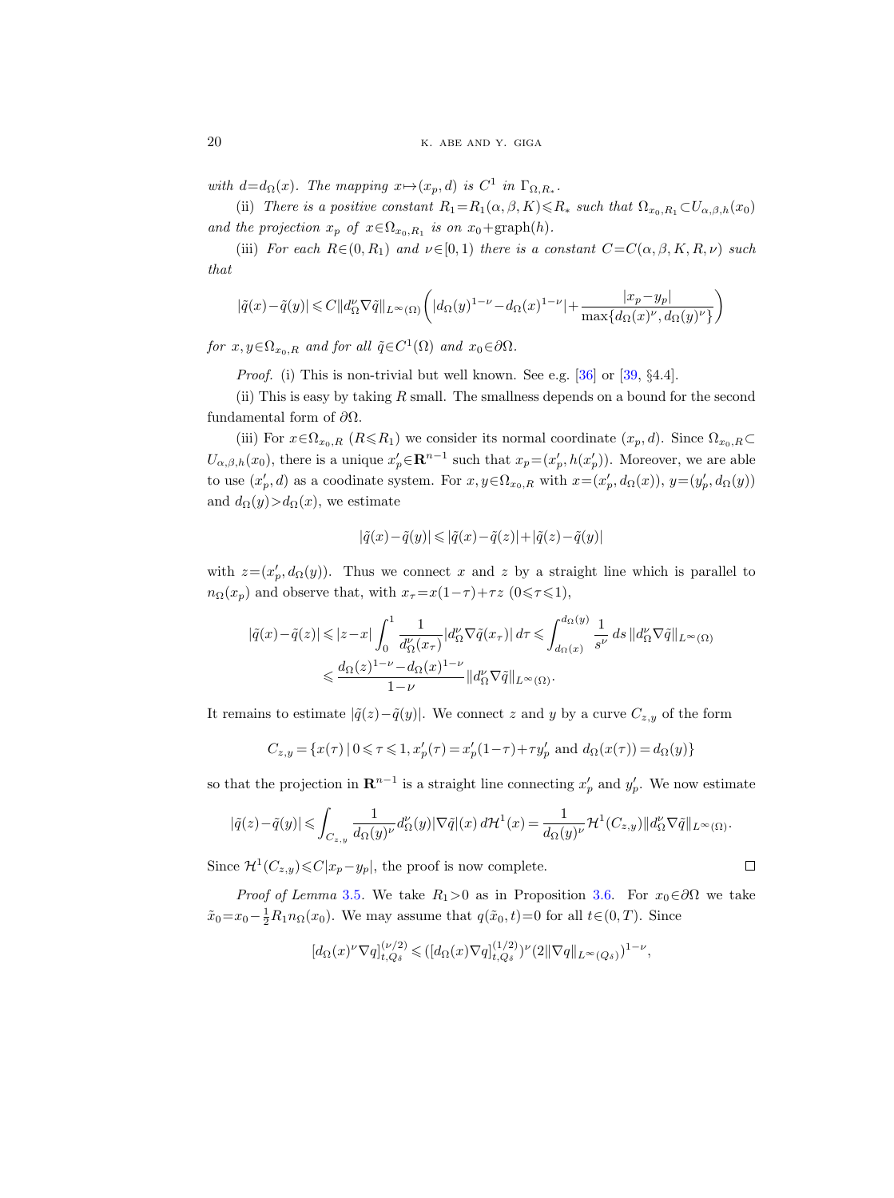with $d{=}d_\Omega(x)$. *The mapping* $x{\mapsto}(x_p, d)$ *is* $C^1$ *in* $\Gamma_{\Omega,R_*}$.

(ii) *There is a positive constant* $R_1{=}R_1(\alpha,\beta,K){\leqslant}R_*$ *such that* $\Omega_{x_0,R_1}{\subset}U_{\alpha,\beta,h}(x_0)$ *and the projection* $x_p$ *of* $x{\in}\Omega_{x_0,R_1}$ *is on* $x_0{+}\mathrm{graph}(h)$.

(iii) *For each* $R{\in}(0,R_1)$ *and* $\nu{\in}[0,1)$ *there is a constant* $C{=}C(\alpha,\beta,K,R,\nu)$ *such that*

$$|\tilde q(x)-\tilde q(y)|\leqslant C\|d_\Omega^\nu\nabla\tilde q\|_{L^\infty(\Omega)}\left(|d_\Omega(y)^{1-\nu}-d_\Omega(x)^{1-\nu}|+\frac{|x_p-y_p|}{\max\{d_\Omega(x)^\nu,d_\Omega(y)^\nu\}}\right)$$

*for* $x,y{\in}\Omega_{x_0,R}$ *and for all* $\tilde q{\in}C^1(\Omega)$ *and* $x_0{\in}\partial\Omega$.

*Proof.* (i) This is non-trivial but well known. See e.g. [36] or [39, §4.4].

(ii) This is easy by taking $R$ small. The smallness depends on a bound for the second fundamental form of $\partial\Omega$.

(iii) For $x{\in}\Omega_{x_0,R}$ ($R{\leqslant}R_1$) we consider its normal coordinate $(x_p,d)$. Since $\Omega_{x_0,R}{\subset}U_{\alpha,\beta,h}(x_0)$, there is a unique $x_p'{\in}\mathbf{R}^{n-1}$ such that $x_p{=}(x_p', h(x_p'))$. Moreover, we are able to use $(x_p',d)$ as a coodinate system. For $x,y{\in}\Omega_{x_0,R}$ with $x{=}(x_p', d_\Omega(x))$, $y{=}(y_p', d_\Omega(y))$ and $d_\Omega(y){>}d_\Omega(x)$, we estimate

$$|\tilde q(x)-\tilde q(y)|\leqslant|\tilde q(x)-\tilde q(z)|+|\tilde q(z)-\tilde q(y)|$$

with $z{=}(x_p', d_\Omega(y))$. Thus we connect $x$ and $z$ by a straight line which is parallel to $n_\Omega(x_p)$ and observe that, with $x_\tau{=}x(1{-}\tau){+}\tau z$ ($0{\leqslant}\tau{\leqslant}1$),

$$\begin{aligned}|\tilde q(x)-\tilde q(z)|&\leqslant|z-x|\int_0^1\frac{1}{d_\Omega^\nu(x_\tau)}|d_\Omega^\nu\nabla\tilde q(x_\tau)|\,d\tau\leqslant\int_{d_\Omega(x)}^{d_\Omega(y)}\frac{1}{s^\nu}\,ds\,\|d_\Omega^\nu\nabla\tilde q\|_{L^\infty(\Omega)}\\&\leqslant\frac{d_\Omega(z)^{1-\nu}-d_\Omega(x)^{1-\nu}}{1-\nu}\|d_\Omega^\nu\nabla\tilde q\|_{L^\infty(\Omega)}.\end{aligned}$$

It remains to estimate $|\tilde q(z)-\tilde q(y)|$. We connect $z$ and $y$ by a curve $C_{z,y}$ of the form

$$C_{z,y}=\{x(\tau)\,|\,0\leqslant\tau\leqslant1, x_p'(\tau)=x_p'(1-\tau)+\tau y_p' \text{ and } d_\Omega(x(\tau))=d_\Omega(y)\}$$

so that the projection in $\mathbf{R}^{n-1}$ is a straight line connecting $x_p'$ and $y_p'$. We now estimate

$$|\tilde q(z)-\tilde q(y)|\leqslant\int_{C_{z,y}}\frac{1}{d_\Omega(y)^\nu}d_\Omega^\nu(y)|\nabla\tilde q|(x)\,d\mathcal{H}^1(x)=\frac{1}{d_\Omega(y)^\nu}\mathcal{H}^1(C_{z,y})\|d_\Omega^\nu\nabla\tilde q\|_{L^\infty(\Omega)}.$$

Since $\mathcal{H}^1(C_{z,y}){\leqslant}C|x_p{-}y_p|$, the proof is now complete. □

*Proof of Lemma* 3.5. We take $R_1{>}0$ as in Proposition 3.6. For $x_0{\in}\partial\Omega$ we take $\tilde x_0{=}x_0{-}\frac12R_1n_\Omega(x_0)$. We may assume that $q(\tilde x_0,t){=}0$ for all $t{\in}(0,T)$. Since

$$[d_\Omega(x)^\nu\nabla q]^{(\nu/2)}_{t,Q_\delta}\leqslant([d_\Omega(x)\nabla q]^{(1/2)}_{t,Q_\delta})^\nu(2\|\nabla q\|_{L^\infty(Q_\delta)})^{1-\nu},$$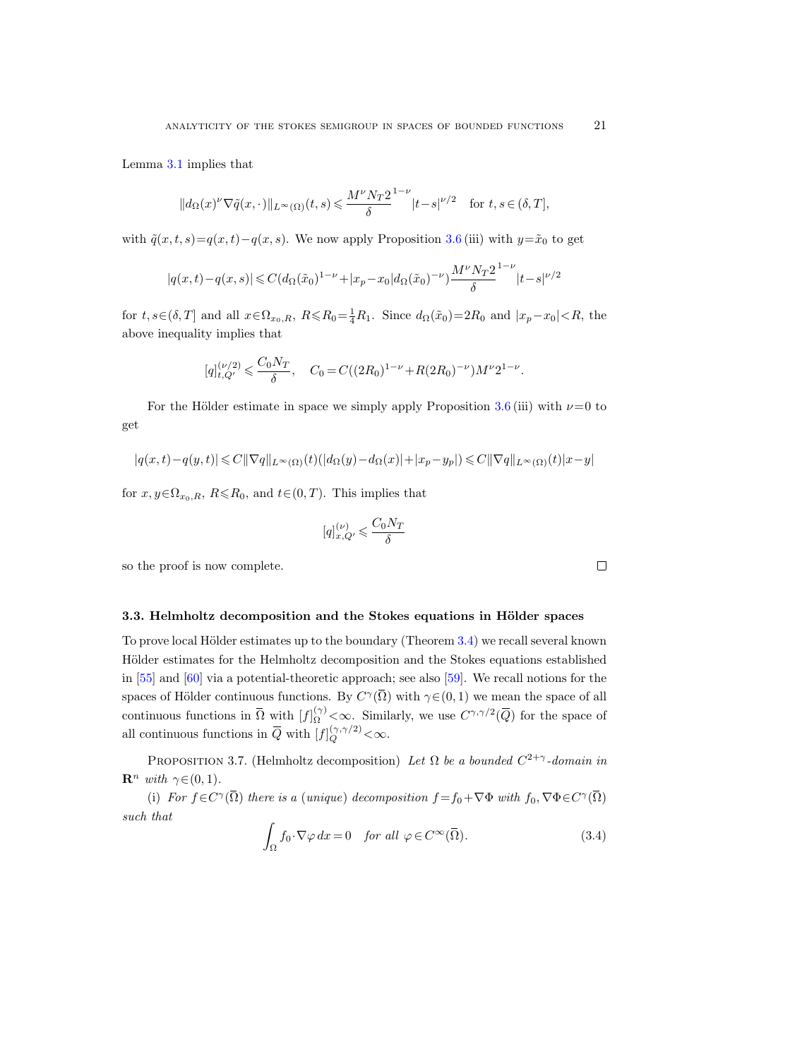Lemma 3.1 implies that

$$\|d_\Omega(x)^\nu \nabla\tilde{q}(x,\cdot)\|_{L^\infty(\Omega)}(t,s) \leqslant \frac{M^\nu N_T 2^{1-\nu}}{\delta}|t-s|^{\nu/2} \quad \text{for } t,s\in(\delta,T],$$

with $\tilde{q}(x,t,s)=q(x,t)-q(x,s)$. We now apply Proposition 3.6 (iii) with $y=\tilde{x}_0$ to get

$$|q(x,t)-q(x,s)| \leqslant C(d_\Omega(\tilde{x}_0)^{1-\nu}+|x_p-x_0|d_\Omega(\tilde{x}_0)^{-\nu})\frac{M^\nu N_T 2^{1-\nu}}{\delta}|t-s|^{\nu/2}$$

for $t,s\in(\delta,T]$ and all $x\in\Omega_{x_0,R}$, $R\leqslant R_0=\frac{1}{4}R_1$. Since $d_\Omega(\tilde{x}_0)=2R_0$ and $|x_p-x_0|<R$, the above inequality implies that

$$[q]^{(\nu/2)}_{t,Q'} \leqslant \frac{C_0 N_T}{\delta}, \quad C_0=C((2R_0)^{1-\nu}+R(2R_0)^{-\nu})M^\nu 2^{1-\nu}.$$

For the Hölder estimate in space we simply apply Proposition 3.6 (iii) with $\nu=0$ to get

$$|q(x,t)-q(y,t)| \leqslant C\|\nabla q\|_{L^\infty(\Omega)}(t)(|d_\Omega(y)-d_\Omega(x)|+|x_p-y_p|) \leqslant C\|\nabla q\|_{L^\infty(\Omega)}(t)|x-y|$$

for $x,y\in\Omega_{x_0,R}$, $R\leqslant R_0$, and $t\in(0,T)$. This implies that

$$[q]^{(\nu)}_{x,Q'} \leqslant \frac{C_0 N_T}{\delta}$$

so the proof is now complete. □

### 3.3. Helmholtz decomposition and the Stokes equations in Hölder spaces

To prove local Hölder estimates up to the boundary (Theorem 3.4) we recall several known Hölder estimates for the Helmholtz decomposition and the Stokes equations established in [55] and [60] via a potential-theoretic approach; see also [59]. We recall notions for the spaces of Hölder continuous functions. By $C^\gamma(\overline{\Omega})$ with $\gamma\in(0,1)$ we mean the space of all continuous functions in $\overline{\Omega}$ with $[f]^{(\gamma)}_\Omega<\infty$. Similarly, we use $C^{\gamma,\gamma/2}(\overline{Q})$ for the space of all continuous functions in $\overline{Q}$ with $[f]^{(\gamma,\gamma/2)}_Q<\infty$.

Proposition 3.7. (Helmholtz decomposition) *Let $\Omega$ be a bounded $C^{2+\gamma}$-domain in $\mathbf{R}^n$ with $\gamma\in(0,1)$.*

(i) *For $f\in C^\gamma(\overline{\Omega})$ there is a (unique) decomposition $f=f_0+\nabla\Phi$ with $f_0,\nabla\Phi\in C^\gamma(\overline{\Omega})$ such that*

$$\int_\Omega f_0\cdot\nabla\varphi\,dx=0 \quad \textit{for all } \varphi\in C^\infty(\overline{\Omega}). \tag{3.4}$$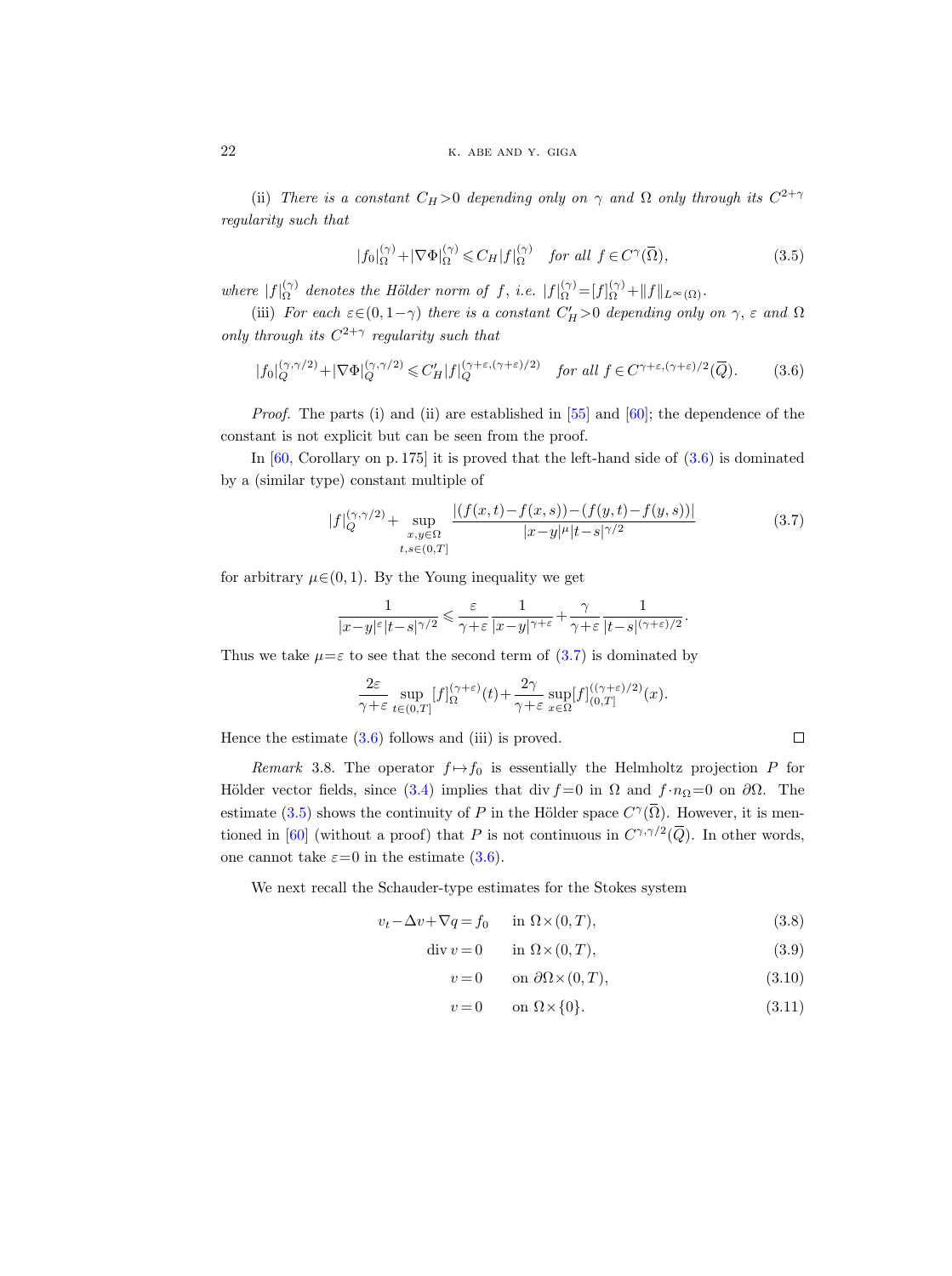(ii) *There is a constant $C_H>0$ depending only on $\gamma$ and $\Omega$ only through its $C^{2+\gamma}$ regularity such that*

$$|f_0|_\Omega^{(\gamma)}+|\nabla\Phi|_\Omega^{(\gamma)}\leqslant C_H|f|_\Omega^{(\gamma)} \quad \textit{for all } f\in C^\gamma(\overline{\Omega}), \tag{3.5}$$

*where $|f|_\Omega^{(\gamma)}$ denotes the Hölder norm of $f$, i.e. $|f|_\Omega^{(\gamma)}=[f]_\Omega^{(\gamma)}+\|f\|_{L^\infty(\Omega)}$.*

(iii) *For each $\varepsilon\in(0,1-\gamma)$ there is a constant $C'_H>0$ depending only on $\gamma$, $\varepsilon$ and $\Omega$ only through its $C^{2+\gamma}$ regularity such that*

$$|f_0|_Q^{(\gamma,\gamma/2)}+|\nabla\Phi|_Q^{(\gamma,\gamma/2)}\leqslant C'_H|f|_Q^{(\gamma+\varepsilon,(\gamma+\varepsilon)/2)} \quad \textit{for all } f\in C^{\gamma+\varepsilon,(\gamma+\varepsilon)/2}(\overline{Q}). \tag{3.6}$$

*Proof.* The parts (i) and (ii) are established in [55] and [60]; the dependence of the constant is not explicit but can be seen from the proof.

In [60, Corollary on p. 175] it is proved that the left-hand side of (3.6) is dominated by a (similar type) constant multiple of

$$|f|_Q^{(\gamma,\gamma/2)}+\sup_{\substack{x,y\in\Omega\\ t,s\in(0,T]}}\frac{|(f(x,t)-f(x,s))-(f(y,t)-f(y,s))|}{|x-y|^\mu|t-s|^{\gamma/2}} \tag{3.7}$$

for arbitrary $\mu\in(0,1)$. By the Young inequality we get

$$\frac{1}{|x-y|^\varepsilon|t-s|^{\gamma/2}}\leqslant\frac{\varepsilon}{\gamma+\varepsilon}\frac{1}{|x-y|^{\gamma+\varepsilon}}+\frac{\gamma}{\gamma+\varepsilon}\frac{1}{|t-s|^{(\gamma+\varepsilon)/2}}.$$

Thus we take $\mu=\varepsilon$ to see that the second term of (3.7) is dominated by

$$\frac{2\varepsilon}{\gamma+\varepsilon}\sup_{t\in(0,T]}[f]_\Omega^{(\gamma+\varepsilon)}(t)+\frac{2\gamma}{\gamma+\varepsilon}\sup_{x\in\Omega}[f]_{(0,T]}^{((\gamma+\varepsilon)/2)}(x).$$

Hence the estimate (3.6) follows and (iii) is proved. $\square$

*Remark* 3.8. The operator $f\mapsto f_0$ is essentially the Helmholtz projection $P$ for Hölder vector fields, since (3.4) implies that $\operatorname{div} f=0$ in $\Omega$ and $f\cdot n_\Omega=0$ on $\partial\Omega$. The estimate (3.5) shows the continuity of $P$ in the Hölder space $C^\gamma(\overline{\Omega})$. However, it is mentioned in [60] (without a proof) that $P$ is not continuous in $C^{\gamma,\gamma/2}(\overline{Q})$. In other words, one cannot take $\varepsilon=0$ in the estimate (3.6).

We next recall the Schauder-type estimates for the Stokes system

$$v_t-\Delta v+\nabla q=f_0 \quad \text{in } \Omega\times(0,T), \tag{3.8}$$

$$\operatorname{div} v=0 \quad \text{in } \Omega\times(0,T), \tag{3.9}$$

$$v=0 \quad \text{on } \partial\Omega\times(0,T), \tag{3.10}$$

$$v=0 \quad \text{on } \Omega\times\{0\}. \tag{3.11}$$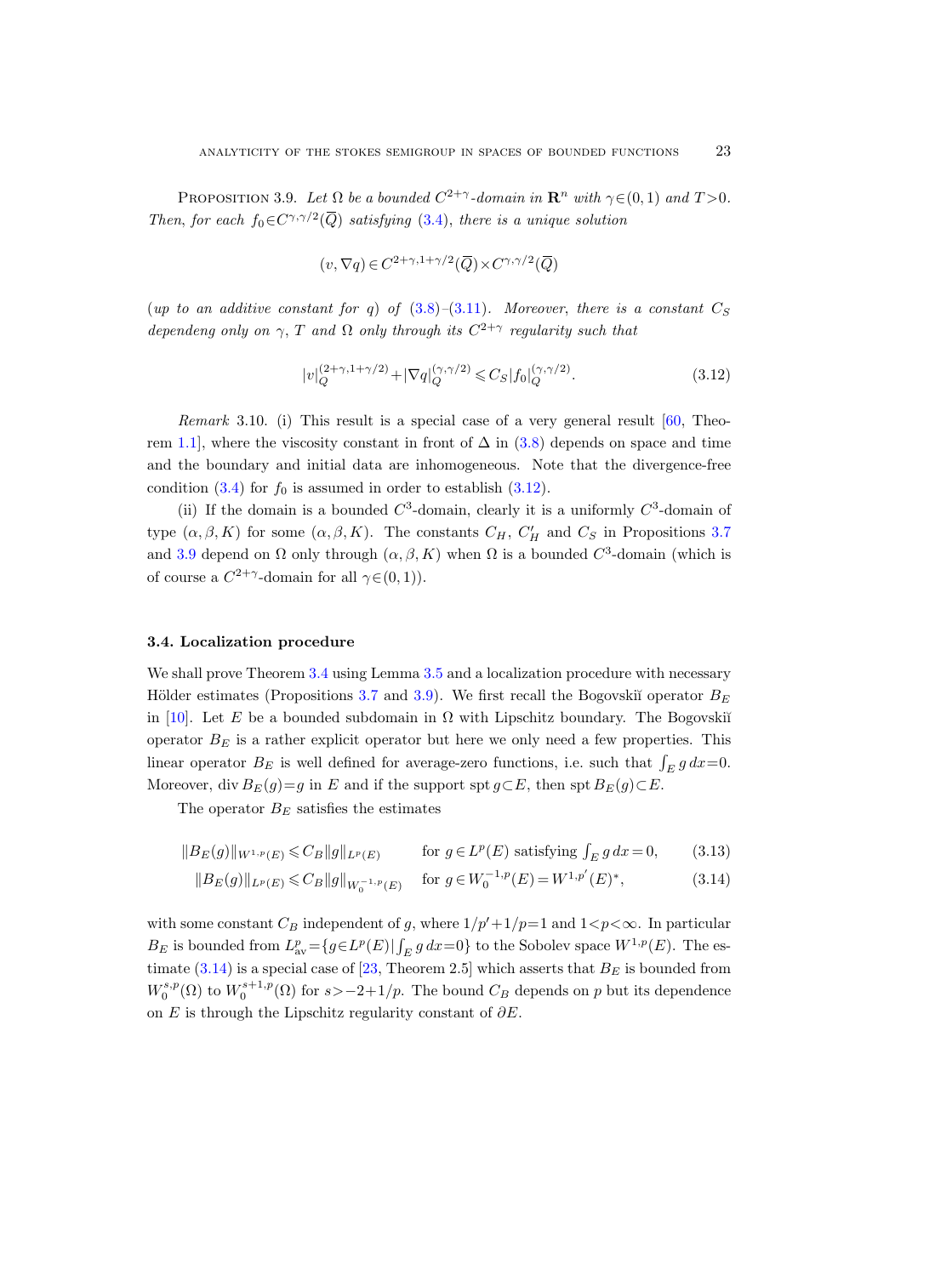Proposition 3.9. *Let $\Omega$ be a bounded $C^{2+\gamma}$-domain in $\mathbf{R}^n$ with $\gamma\in(0,1)$ and $T>0$. Then, for each $f_0\in C^{\gamma,\gamma/2}(\overline{Q})$ satisfying (3.4), there is a unique solution*

$$(v,\nabla q)\in C^{2+\gamma,1+\gamma/2}(\overline{Q})\times C^{\gamma,\gamma/2}(\overline{Q})$$

*(up to an additive constant for $q$) of (3.8)–(3.11). Moreover, there is a constant $C_S$ dependeng only on $\gamma$, $T$ and $\Omega$ only through its $C^{2+\gamma}$ regularity such that*

$$|v|_Q^{(2+\gamma,1+\gamma/2)}+|\nabla q|_Q^{(\gamma,\gamma/2)}\leqslant C_S|f_0|_Q^{(\gamma,\gamma/2)}. \tag{3.12}$$

*Remark* 3.10. (i) This result is a special case of a very general result [60, Theorem 1.1], where the viscosity constant in front of $\Delta$ in (3.8) depends on space and time and the boundary and initial data are inhomogeneous. Note that the divergence-free condition (3.4) for $f_0$ is assumed in order to establish (3.12).

(ii) If the domain is a bounded $C^3$-domain, clearly it is a uniformly $C^3$-domain of type $(\alpha,\beta,K)$ for some $(\alpha,\beta,K)$. The constants $C_H$, $C_H'$ and $C_S$ in Propositions 3.7 and 3.9 depend on $\Omega$ only through $(\alpha,\beta,K)$ when $\Omega$ is a bounded $C^3$-domain (which is of course a $C^{2+\gamma}$-domain for all $\gamma\in(0,1)$).

### 3.4. Localization procedure

We shall prove Theorem 3.4 using Lemma 3.5 and a localization procedure with necessary Hölder estimates (Propositions 3.7 and 3.9). We first recall the Bogovskiĭ operator $B_E$ in [10]. Let $E$ be a bounded subdomain in $\Omega$ with Lipschitz boundary. The Bogovskiĭ operator $B_E$ is a rather explicit operator but here we only need a few properties. This linear operator $B_E$ is well defined for average-zero functions, i.e. such that $\int_E g\,dx=0$. Moreover, $\operatorname{div} B_E(g)=g$ in $E$ and if the support $\operatorname{spt} g\subset E$, then $\operatorname{spt} B_E(g)\subset E$.

The operator $B_E$ satisfies the estimates

$$\|B_E(g)\|_{W^{1,p}(E)}\leqslant C_B\|g\|_{L^p(E)} \quad \text{for } g\in L^p(E) \text{ satisfying } \textstyle\int_E g\,dx=0, \tag{3.13}$$

$$\|B_E(g)\|_{L^p(E)}\leqslant C_B\|g\|_{W_0^{-1,p}(E)} \quad \text{for } g\in W_0^{-1,p}(E)=W^{1,p'}(E)^*, \tag{3.14}$$

with some constant $C_B$ independent of $g$, where $1/p'+1/p=1$ and $1<p<\infty$. In particular $B_E$ is bounded from $L^p_{\mathrm{av}}=\{g\in L^p(E)\,|\int_E g\,dx=0\}$ to the Sobolev space $W^{1,p}(E)$. The estimate (3.14) is a special case of [23, Theorem 2.5] which asserts that $B_E$ is bounded from $W_0^{s,p}(\Omega)$ to $W_0^{s+1,p}(\Omega)$ for $s>-2+1/p$. The bound $C_B$ depends on $p$ but its dependence on $E$ is through the Lipschitz regularity constant of $\partial E$.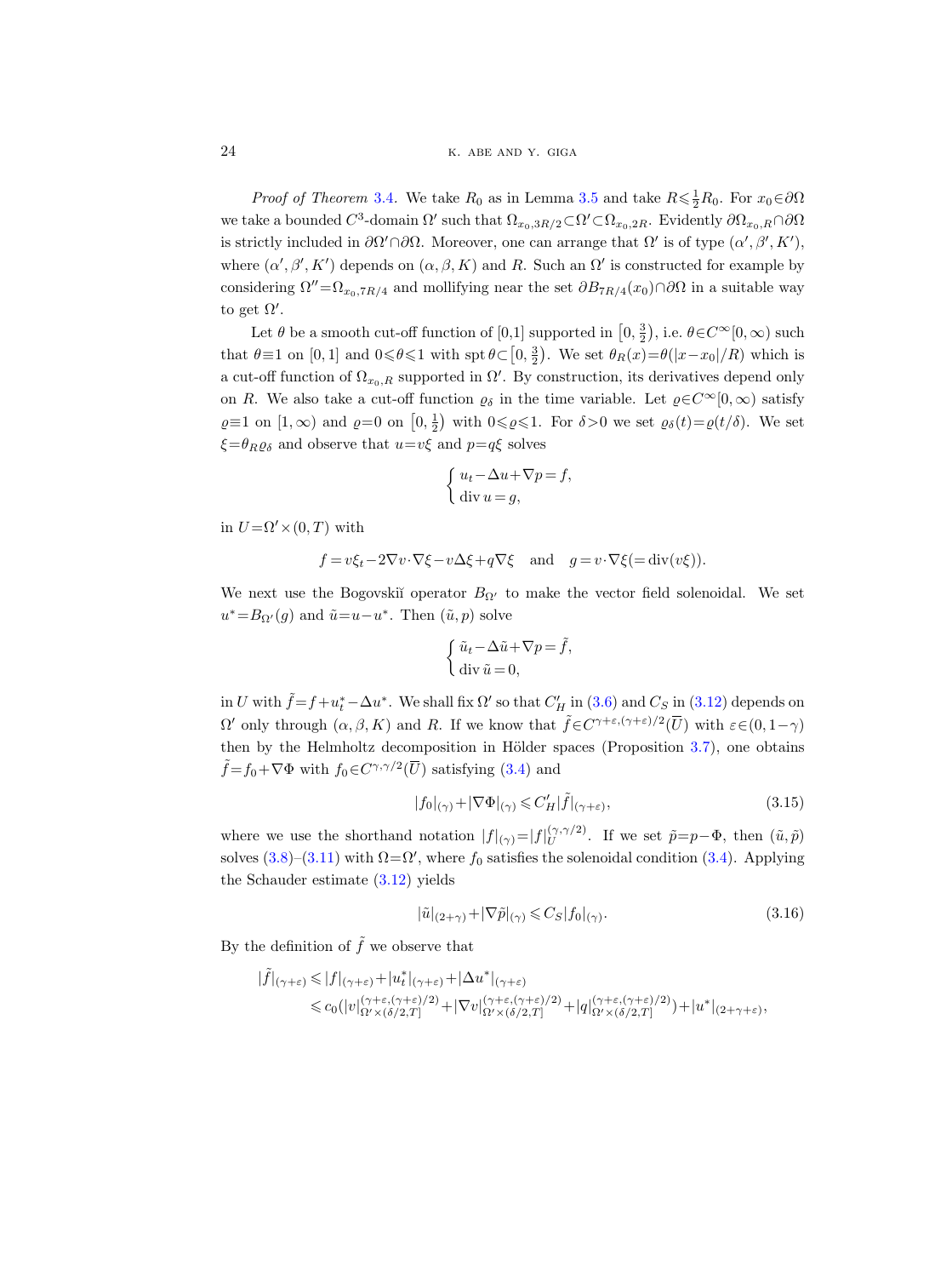*Proof of Theorem* 3.4. We take $R_0$ as in Lemma 3.5 and take $R\leqslant\frac{1}{2}R_0$. For $x_0\in\partial\Omega$ we take a bounded $C^3$-domain $\Omega'$ such that $\Omega_{x_0,3R/2}\subset\Omega'\subset\Omega_{x_0,2R}$. Evidently $\partial\Omega_{x_0,R}\cap\partial\Omega$ is strictly included in $\partial\Omega'\cap\partial\Omega$. Moreover, one can arrange that $\Omega'$ is of type $(\alpha',\beta',K')$, where $(\alpha',\beta',K')$ depends on $(\alpha,\beta,K)$ and $R$. Such an $\Omega'$ is constructed for example by considering $\Omega''=\Omega_{x_0,7R/4}$ and mollifying near the set $\partial B_{7R/4}(x_0)\cap\partial\Omega$ in a suitable way to get $\Omega'$.

Let $\theta$ be a smooth cut-off function of $[0,1]$ supported in $\left[0,\frac{3}{2}\right)$, i.e. $\theta\in C^\infty[0,\infty)$ such that $\theta\equiv1$ on $[0,1]$ and $0\leqslant\theta\leqslant1$ with $\operatorname{spt}\theta\subset\left[0,\frac{3}{2}\right)$. We set $\theta_R(x)=\theta(|x-x_0|/R)$ which is a cut-off function of $\Omega_{x_0,R}$ supported in $\Omega'$. By construction, its derivatives depend only on $R$. We also take a cut-off function $\varrho_\delta$ in the time variable. Let $\varrho\in C^\infty[0,\infty)$ satisfy $\varrho\equiv1$ on $[1,\infty)$ and $\varrho=0$ on $\left[0,\frac{1}{2}\right)$ with $0\leqslant\varrho\leqslant1$. For $\delta>0$ we set $\varrho_\delta(t)=\varrho(t/\delta)$. We set $\xi=\theta_R\varrho_\delta$ and observe that $u=v\xi$ and $p=q\xi$ solves

$$\begin{cases} u_t-\Delta u+\nabla p=f,\\ \operatorname{div} u=g,\end{cases}$$

in $U=\Omega'\times(0,T)$ with

$$f=v\xi_t-2\nabla v\cdot\nabla\xi-v\Delta\xi+q\nabla\xi \quad\text{and}\quad g=v\cdot\nabla\xi\,(=\operatorname{div}(v\xi)).$$

We next use the Bogovskiĭ operator $B_{\Omega'}$ to make the vector field solenoidal. We set $u^*=B_{\Omega'}(g)$ and $\tilde{u}=u-u^*$. Then $(\tilde{u},p)$ solve

$$\begin{cases} \tilde{u}_t-\Delta\tilde{u}+\nabla p=\tilde{f},\\ \operatorname{div}\tilde{u}=0,\end{cases}$$

in $U$ with $\tilde{f}=f+u^*_t-\Delta u^*$. We shall fix $\Omega'$ so that $C'_H$ in (3.6) and $C_S$ in (3.12) depends on $\Omega'$ only through $(\alpha,\beta,K)$ and $R$. If we know that $\tilde{f}\in C^{\gamma+\varepsilon,(\gamma+\varepsilon)/2}(\overline{U})$ with $\varepsilon\in(0,1-\gamma)$ then by the Helmholtz decomposition in Hölder spaces (Proposition 3.7), one obtains $\tilde{f}=f_0+\nabla\Phi$ with $f_0\in C^{\gamma,\gamma/2}(\overline{U})$ satisfying (3.4) and

$$|f_0|_{(\gamma)}+|\nabla\Phi|_{(\gamma)}\leqslant C'_H|\tilde{f}|_{(\gamma+\varepsilon)},\tag{3.15}$$

where we use the shorthand notation $|f|_{(\gamma)}=|f|_U^{(\gamma,\gamma/2)}$. If we set $\tilde{p}=p-\Phi$, then $(\tilde{u},\tilde{p})$ solves (3.8)–(3.11) with $\Omega=\Omega'$, where $f_0$ satisfies the solenoidal condition (3.4). Applying the Schauder estimate (3.12) yields

$$|\tilde{u}|_{(2+\gamma)}+|\nabla\tilde{p}|_{(\gamma)}\leqslant C_S|f_0|_{(\gamma)}.\tag{3.16}$$

By the definition of $\tilde{f}$ we observe that

$$\begin{aligned}|\tilde{f}|_{(\gamma+\varepsilon)}&\leqslant|f|_{(\gamma+\varepsilon)}+|u^*_t|_{(\gamma+\varepsilon)}+|\Delta u^*|_{(\gamma+\varepsilon)}\\ &\leqslant c_0\big(|v|^{(\gamma+\varepsilon,(\gamma+\varepsilon)/2)}_{\Omega'\times(\delta/2,T]}+|\nabla v|^{(\gamma+\varepsilon,(\gamma+\varepsilon)/2)}_{\Omega'\times(\delta/2,T]}+|q|^{(\gamma+\varepsilon,(\gamma+\varepsilon)/2)}_{\Omega'\times(\delta/2,T]}\big)+|u^*|_{(2+\gamma+\varepsilon)},\end{aligned}$$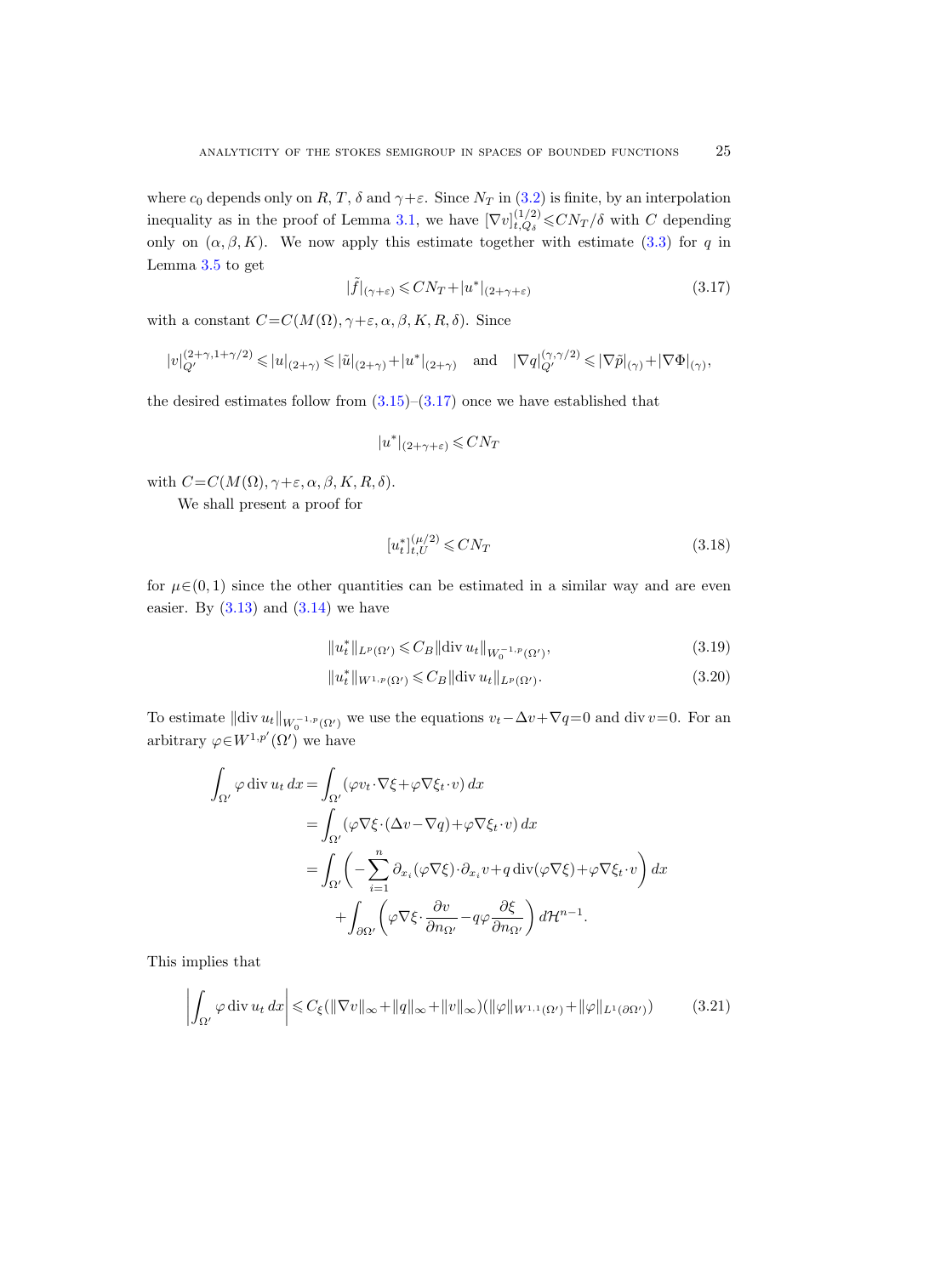where $c_0$ depends only on $R$, $T$, $\delta$ and $\gamma+\varepsilon$. Since $N_T$ in (3.2) is finite, by an interpolation inequality as in the proof of Lemma 3.1, we have $[\nabla v]^{(1/2)}_{t,Q_\delta} \leqslant CN_T/\delta$ with $C$ depending only on $(\alpha, \beta, K)$. We now apply this estimate together with estimate (3.3) for $q$ in Lemma 3.5 to get

$$
|\tilde{f}|_{(\gamma+\varepsilon)} \leqslant CN_T + |u^*|_{(2+\gamma+\varepsilon)} \tag{3.17}
$$

with a constant $C=C(M(\Omega), \gamma+\varepsilon, \alpha, \beta, K, R, \delta)$. Since

$$
|v|^{(2+\gamma,1+\gamma/2)}_{Q'} \leqslant |u|_{(2+\gamma)} \leqslant |\tilde{u}|_{(2+\gamma)} + |u^*|_{(2+\gamma)} \quad \text{and} \quad |\nabla q|^{(\gamma,\gamma/2)}_{Q'} \leqslant |\nabla \tilde{p}|_{(\gamma)} + |\nabla \Phi|_{(\gamma)},
$$

the desired estimates follow from (3.15)–(3.17) once we have established that

$$
|u^*|_{(2+\gamma+\varepsilon)} \leqslant CN_T
$$

with $C=C(M(\Omega), \gamma+\varepsilon, \alpha, \beta, K, R, \delta)$.

We shall present a proof for

$$
[u^*_t]^{(\mu/2)}_{t,U} \leqslant CN_T \tag{3.18}
$$

for $\mu\in(0,1)$ since the other quantities can be estimated in a similar way and are even easier. By (3.13) and (3.14) we have

$$
\|u^*_t\|_{L^p(\Omega')} \leqslant C_B \|\operatorname{div} u_t\|_{W^{-1,p}_0(\Omega')}, \tag{3.19}
$$

$$
\|u^*_t\|_{W^{1,p}(\Omega')} \leqslant C_B \|\operatorname{div} u_t\|_{L^p(\Omega')}. \tag{3.20}
$$

To estimate $\|\operatorname{div} u_t\|_{W^{-1,p}_0(\Omega')}$ we use the equations $v_t - \Delta v + \nabla q = 0$ and $\operatorname{div} v = 0$. For an arbitrary $\varphi\in W^{1,p'}(\Omega')$ we have

$$
\begin{aligned}
\int_{\Omega'} \varphi \operatorname{div} u_t \, dx &= \int_{\Omega'} (\varphi v_t \cdot \nabla \xi + \varphi \nabla \xi_t \cdot v) \, dx \\
&= \int_{\Omega'} (\varphi \nabla \xi \cdot (\Delta v - \nabla q) + \varphi \nabla \xi_t \cdot v) \, dx \\
&= \int_{\Omega'} \left( -\sum_{i=1}^n \partial_{x_i} (\varphi \nabla \xi) \cdot \partial_{x_i} v + q \operatorname{div}(\varphi \nabla \xi) + \varphi \nabla \xi_t \cdot v \right) dx \\
&\quad + \int_{\partial\Omega'} \left( \varphi \nabla \xi \cdot \frac{\partial v}{\partial n_{\Omega'}} - q\varphi \frac{\partial \xi}{\partial n_{\Omega'}} \right) d\mathcal{H}^{n-1}.
\end{aligned}
$$

This implies that

$$
\left| \int_{\Omega'} \varphi \operatorname{div} u_t \, dx \right| \leqslant C_\xi (\|\nabla v\|_\infty + \|q\|_\infty + \|v\|_\infty)(\|\varphi\|_{W^{1,1}(\Omega')} + \|\varphi\|_{L^1(\partial\Omega')}) \tag{3.21}
$$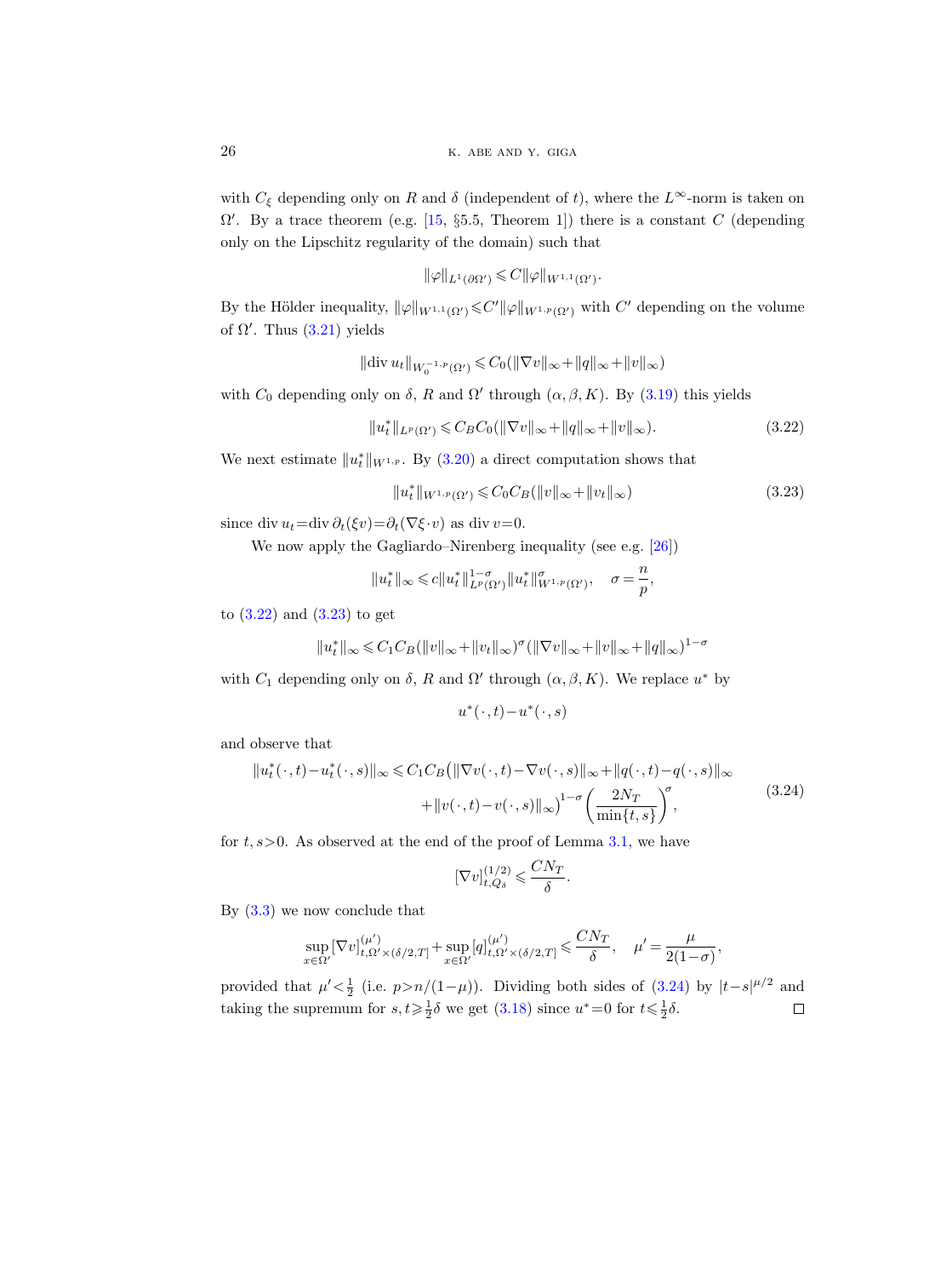with $C_\xi$ depending only on $R$ and $\delta$ (independent of $t$), where the $L^\infty$-norm is taken on $\Omega'$. By a trace theorem (e.g. [15, §5.5, Theorem 1]) there is a constant $C$ (depending only on the Lipschitz regularity of the domain) such that

$$\|\varphi\|_{L^1(\partial\Omega')} \leqslant C\|\varphi\|_{W^{1,1}(\Omega')}.$$

By the Hölder inequality, $\|\varphi\|_{W^{1,1}(\Omega')} \leqslant C'\|\varphi\|_{W^{1,p}(\Omega')}$ with $C'$ depending on the volume of $\Omega'$. Thus (3.21) yields

$$\|\operatorname{div} u_t\|_{W_0^{-1,p}(\Omega')} \leqslant C_0(\|\nabla v\|_\infty + \|q\|_\infty + \|v\|_\infty)$$

with $C_0$ depending only on $\delta$, $R$ and $\Omega'$ through $(\alpha, \beta, K)$. By (3.19) this yields

$$\|u_t^*\|_{L^p(\Omega')} \leqslant C_B C_0(\|\nabla v\|_\infty + \|q\|_\infty + \|v\|_\infty). \tag{3.22}$$

We next estimate $\|u_t^*\|_{W^{1,p}}$. By (3.20) a direct computation shows that

$$\|u_t^*\|_{W^{1,p}(\Omega')} \leqslant C_0 C_B(\|v\|_\infty + \|v_t\|_\infty) \tag{3.23}$$

since $\operatorname{div} u_t = \operatorname{div} \partial_t(\xi v) = \partial_t(\nabla\xi \cdot v)$ as $\operatorname{div} v = 0$.

We now apply the Gagliardo–Nirenberg inequality (see e.g. [26])

$$\|u_t^*\|_\infty \leqslant c\|u_t^*\|_{L^p(\Omega')}^{1-\sigma} \|u_t^*\|_{W^{1,p}(\Omega')}^{\sigma}, \quad \sigma = \frac{n}{p},$$

to (3.22) and (3.23) to get

$$\|u_t^*\|_\infty \leqslant C_1 C_B(\|v\|_\infty + \|v_t\|_\infty)^\sigma (\|\nabla v\|_\infty + \|v\|_\infty + \|q\|_\infty)^{1-\sigma}$$

with $C_1$ depending only on $\delta$, $R$ and $\Omega'$ through $(\alpha, \beta, K)$. We replace $u^*$ by

$$u^*(\cdot, t) - u^*(\cdot, s)$$

and observe that

$$\begin{aligned} \|u_t^*(\cdot, t) - u_t^*(\cdot, s)\|_\infty \leqslant C_1 C_B\big(&\|\nabla v(\cdot, t) - \nabla v(\cdot, s)\|_\infty + \|q(\cdot, t) - q(\cdot, s)\|_\infty \\ &+ \|v(\cdot, t) - v(\cdot, s)\|_\infty\big)^{1-\sigma} \left(\frac{2N_T}{\min\{t, s\}}\right)^\sigma, \end{aligned} \tag{3.24}$$

for $t, s > 0$. As observed at the end of the proof of Lemma 3.1, we have

$$[\nabla v]_{t, Q_\delta}^{(1/2)} \leqslant \frac{CN_T}{\delta}.$$

By (3.3) we now conclude that

$$\sup_{x\in\Omega'} [\nabla v]_{t, \Omega' \times (\delta/2, T]}^{(\mu')} + \sup_{x\in\Omega'} [q]_{t, \Omega' \times (\delta/2, T]}^{(\mu')} \leqslant \frac{CN_T}{\delta}, \quad \mu' = \frac{\mu}{2(1-\sigma)},$$

provided that $\mu' < \frac{1}{2}$ (i.e. $p > n/(1-\mu)$). Dividing both sides of (3.24) by $|t-s|^{\mu/2}$ and taking the supremum for $s, t \geqslant \frac{1}{2}\delta$ we get (3.18) since $u^* = 0$ for $t \leqslant \frac{1}{2}\delta$. $\square$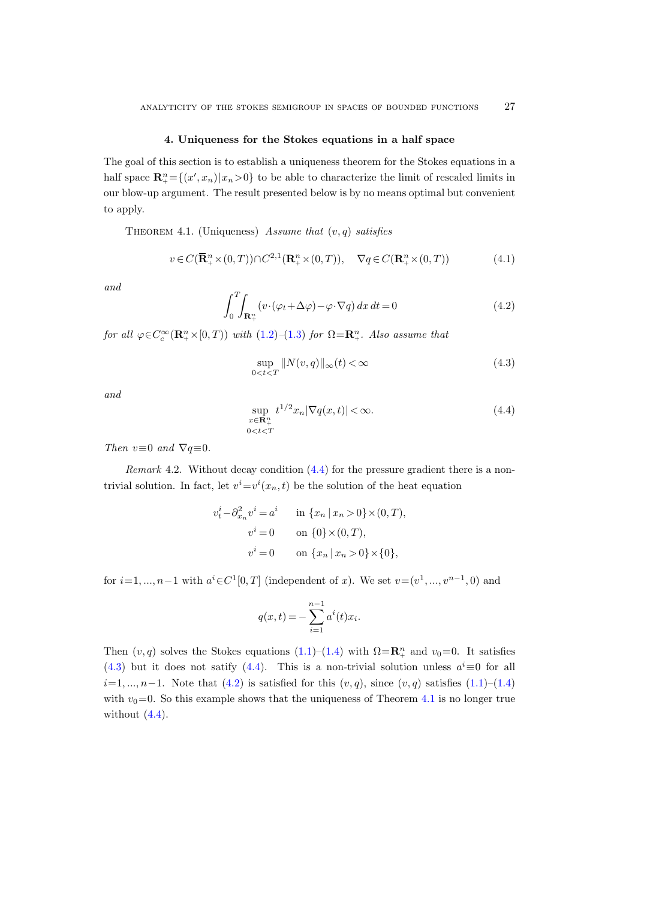## 4. Uniqueness for the Stokes equations in a half space

The goal of this section is to establish a uniqueness theorem for the Stokes equations in a half space $\mathbf{R}^n_+=\{(x',x_n)\,|\,x_n>0\}$ to be able to characterize the limit of rescaled limits in our blow-up argument. The result presented below is by no means optimal but convenient to apply.

Theorem 4.1. (Uniqueness) *Assume that $(v,q)$ satisfies*

$$v\in C(\overline{\mathbf{R}}^n_+\times(0,T))\cap C^{2,1}(\mathbf{R}^n_+\times(0,T)),\quad \nabla q\in C(\mathbf{R}^n_+\times(0,T)) \tag{4.1}$$

*and*

$$\int_0^T\int_{\mathbf{R}^n_+}(v\cdot(\varphi_t+\Delta\varphi)-\varphi\cdot\nabla q)\,dx\,dt=0 \tag{4.2}$$

*for all $\varphi\in C_c^\infty(\mathbf{R}^n_+\times[0,T))$ with (1.2)–(1.3) for $\Omega=\mathbf{R}^n_+$. Also assume that*

$$\sup_{0<t<T}\|N(v,q)\|_\infty(t)<\infty \tag{4.3}$$

*and*

$$\sup_{\substack{x\in\mathbf{R}^n_+\\ 0<t<T}} t^{1/2}x_n|\nabla q(x,t)|<\infty. \tag{4.4}$$

*Then $v\equiv 0$ and $\nabla q\equiv 0$.*

*Remark* 4.2. Without decay condition (4.4) for the pressure gradient there is a non-trivial solution. In fact, let $v^i=v^i(x_n,t)$ be the solution of the heat equation

$$\begin{aligned}
v^i_t-\partial^2_{x_n}v^i&=a^i &&\text{in } \{x_n\,|\,x_n>0\}\times(0,T),\\
v^i&=0 &&\text{on } \{0\}\times(0,T),\\
v^i&=0 &&\text{on } \{x_n\,|\,x_n>0\}\times\{0\},
\end{aligned}$$

for $i=1,\ldots,n-1$ with $a^i\in C^1[0,T]$ (independent of $x$). We set $v=(v^1,\ldots,v^{n-1},0)$ and

$$q(x,t)=-\sum_{i=1}^{n-1}a^i(t)x_i.$$

Then $(v,q)$ solves the Stokes equations (1.1)–(1.4) with $\Omega=\mathbf{R}^n_+$ and $v_0=0$. It satisfies (4.3) but it does not satify (4.4). This is a non-trivial solution unless $a^i\equiv 0$ for all $i=1,\ldots,n-1$. Note that (4.2) is satisfied for this $(v,q)$, since $(v,q)$ satisfies (1.1)–(1.4) with $v_0=0$. So this example shows that the uniqueness of Theorem 4.1 is no longer true without (4.4).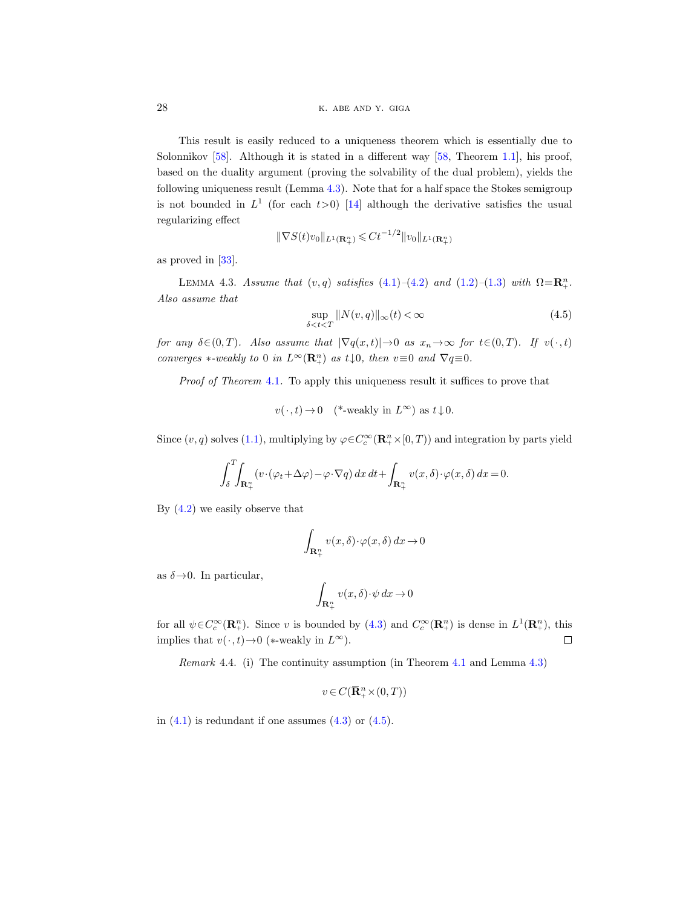This result is easily reduced to a uniqueness theorem which is essentially due to Solonnikov [58]. Although it is stated in a different way [58, Theorem 1.1], his proof, based on the duality argument (proving the solvability of the dual problem), yields the following uniqueness result (Lemma 4.3). Note that for a half space the Stokes semigroup is not bounded in $L^1$ (for each $t>0$) [14] although the derivative satisfies the usual regularizing effect

$$\|\nabla S(t)v_0\|_{L^1(\mathbf{R}^n_+)} \leqslant Ct^{-1/2}\|v_0\|_{L^1(\mathbf{R}^n_+)}$$

as proved in [33].

Lemma 4.3. *Assume that $(v,q)$ satisfies (4.1)–(4.2) and (1.2)–(1.3) with $\Omega=\mathbf{R}^n_+$. Also assume that*

$$\sup_{\delta<t<T} \|N(v,q)\|_\infty(t) < \infty \tag{4.5}$$

*for any $\delta\in(0,T)$. Also assume that $|\nabla q(x,t)|\to 0$ as $x_n\to\infty$ for $t\in(0,T)$. If $v(\cdot,t)$ converges $*$-weakly to $0$ in $L^\infty(\mathbf{R}^n_+)$ as $t\downarrow 0$, then $v\equiv 0$ and $\nabla q\equiv 0$.*

*Proof of Theorem* 4.1. To apply this uniqueness result it suffices to prove that

$$v(\cdot,t)\to 0 \quad (\text{*-weakly in } L^\infty) \text{ as } t\downarrow 0.$$

Since $(v,q)$ solves (1.1), multiplying by $\varphi\in C_c^\infty(\mathbf{R}^n_+\times[0,T))$ and integration by parts yield

$$\int_\delta^T\int_{\mathbf{R}^n_+} (v\cdot(\varphi_t+\Delta\varphi)-\varphi\cdot\nabla q)\,dx\,dt+\int_{\mathbf{R}^n_+} v(x,\delta)\cdot\varphi(x,\delta)\,dx=0.$$

By (4.2) we easily observe that

$$\int_{\mathbf{R}^n_+} v(x,\delta)\cdot\varphi(x,\delta)\,dx\to 0$$

as $\delta\to 0$. In particular,

$$\int_{\mathbf{R}^n_+} v(x,\delta)\cdot\psi\,dx\to 0$$

for all $\psi\in C_c^\infty(\mathbf{R}^n_+)$. Since $v$ is bounded by (4.3) and $C_c^\infty(\mathbf{R}^n_+)$ is dense in $L^1(\mathbf{R}^n_+)$, this implies that $v(\cdot,t)\to 0$ ($*$-weakly in $L^\infty$). ∎

*Remark* 4.4. (i) The continuity assumption (in Theorem 4.1 and Lemma 4.3)

$$v\in C(\overline{\mathbf{R}}^n_+\times(0,T))$$

in (4.1) is redundant if one assumes (4.3) or (4.5).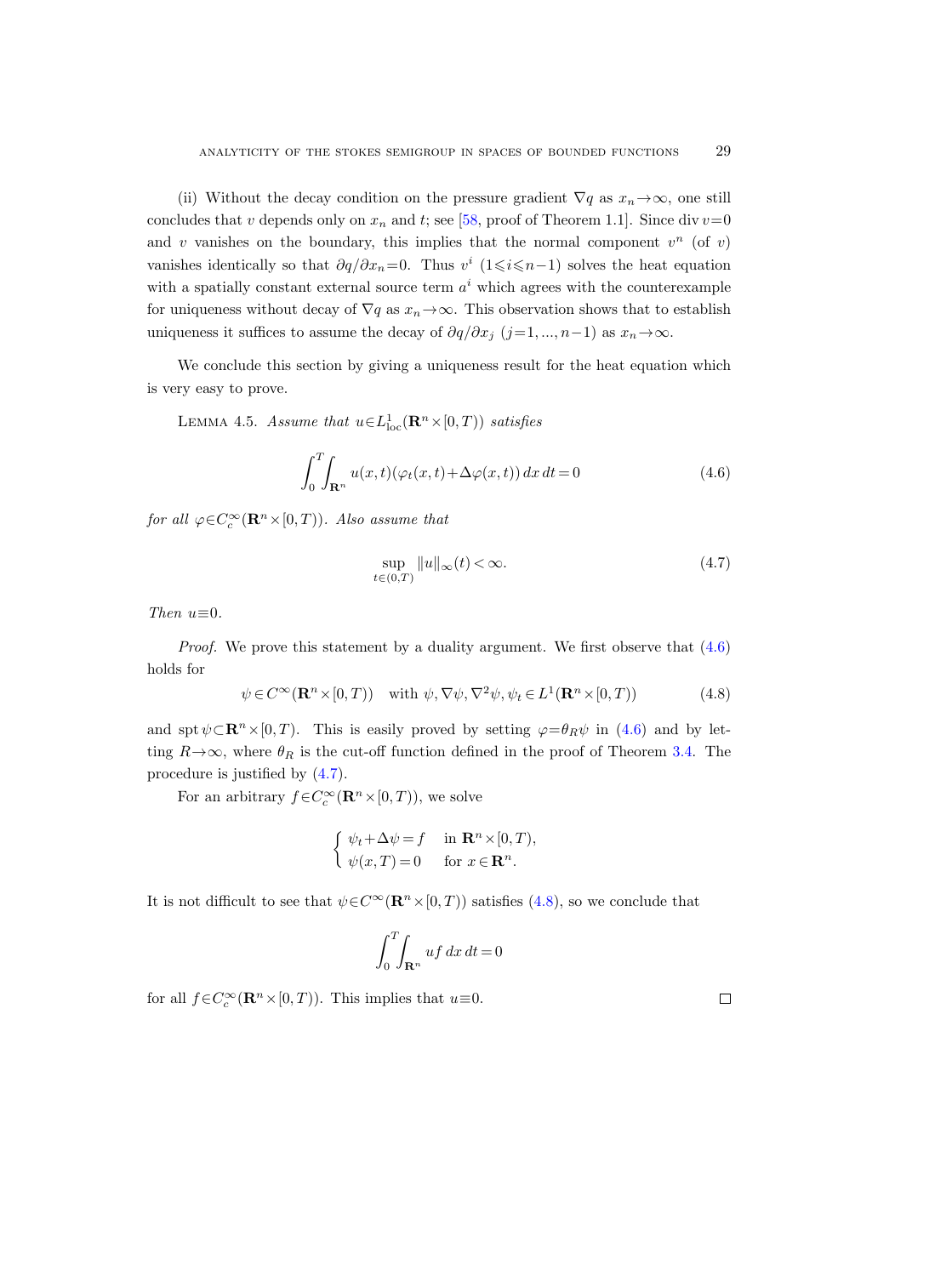(ii) Without the decay condition on the pressure gradient $\nabla q$ as $x_n \to \infty$, one still concludes that $v$ depends only on $x_n$ and $t$; see [58, proof of Theorem 1.1]. Since $\operatorname{div} v = 0$ and $v$ vanishes on the boundary, this implies that the normal component $v^n$ (of $v$) vanishes identically so that $\partial q/\partial x_n = 0$. Thus $v^i$ ($1 \leqslant i \leqslant n-1$) solves the heat equation with a spatially constant external source term $a^i$ which agrees with the counterexample for uniqueness without decay of $\nabla q$ as $x_n \to \infty$. This observation shows that to establish uniqueness it suffices to assume the decay of $\partial q/\partial x_j$ ($j = 1, ..., n-1$) as $x_n \to \infty$.

We conclude this section by giving a uniqueness result for the heat equation which is very easy to prove.

Lemma 4.5. *Assume that $u \in L^1_{\mathrm{loc}}(\mathbf{R}^n \times [0,T))$ satisfies*

$$\int_0^T \int_{\mathbf{R}^n} u(x,t)(\varphi_t(x,t) + \Delta\varphi(x,t))\, dx\, dt = 0 \tag{4.6}$$

*for all $\varphi \in C_c^\infty(\mathbf{R}^n \times [0,T))$. Also assume that*

$$\sup_{t \in (0,T)} \|u\|_\infty(t) < \infty. \tag{4.7}$$

*Then $u \equiv 0$.*

*Proof.* We prove this statement by a duality argument. We first observe that (4.6) holds for

$$\psi \in C^\infty(\mathbf{R}^n \times [0,T)) \quad \text{with } \psi, \nabla\psi, \nabla^2\psi, \psi_t \in L^1(\mathbf{R}^n \times [0,T)) \tag{4.8}$$

and $\operatorname{spt} \psi \subset \mathbf{R}^n \times [0,T)$. This is easily proved by setting $\varphi = \theta_R \psi$ in (4.6) and by letting $R \to \infty$, where $\theta_R$ is the cut-off function defined in the proof of Theorem 3.4. The procedure is justified by (4.7).

For an arbitrary $f \in C_c^\infty(\mathbf{R}^n \times [0,T))$, we solve

$$\begin{cases} \psi_t + \Delta\psi = f & \text{in } \mathbf{R}^n \times [0,T), \\ \psi(x,T) = 0 & \text{for } x \in \mathbf{R}^n. \end{cases}$$

It is not difficult to see that $\psi \in C^\infty(\mathbf{R}^n \times [0,T))$ satisfies (4.8), so we conclude that

$$\int_0^T \int_{\mathbf{R}^n} uf\, dx\, dt = 0$$

for all $f \in C_c^\infty(\mathbf{R}^n \times [0,T))$. This implies that $u \equiv 0$. □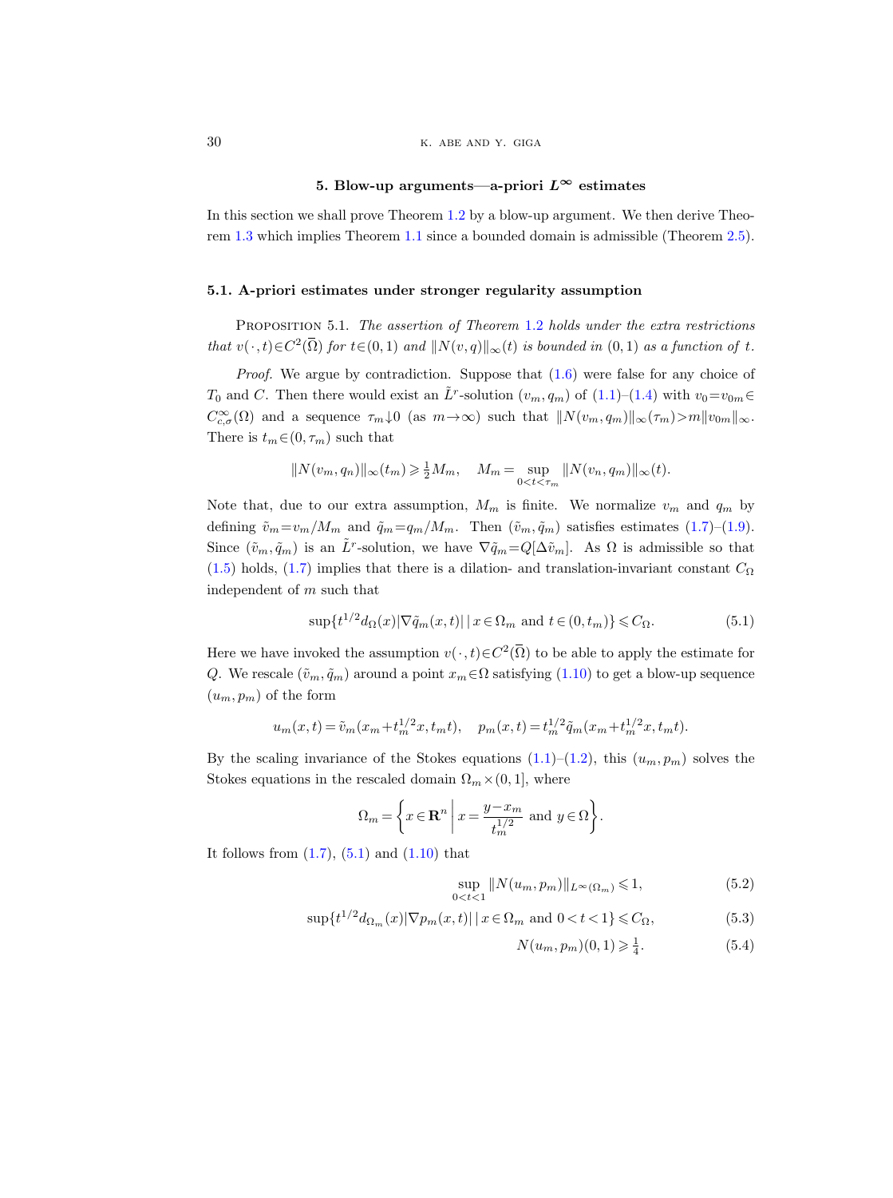## 5. Blow-up arguments—a-priori $L^\infty$ estimates

In this section we shall prove Theorem 1.2 by a blow-up argument. We then derive Theorem 1.3 which implies Theorem 1.1 since a bounded domain is admissible (Theorem 2.5).

### 5.1. A-priori estimates under stronger regularity assumption

Proposition 5.1. *The assertion of Theorem 1.2 holds under the extra restrictions that $v(\cdot,t)\in C^2(\overline{\Omega})$ for $t\in(0,1)$ and $\|N(v,q)\|_\infty(t)$ is bounded in $(0,1)$ as a function of $t$.*

*Proof.* We argue by contradiction. Suppose that (1.6) were false for any choice of $T_0$ and $C$. Then there would exist an $\tilde{L}^r$-solution $(v_m,q_m)$ of (1.1)–(1.4) with $v_0=v_{0m}\in C_{c,\sigma}^\infty(\Omega)$ and a sequence $\tau_m\downarrow 0$ (as $m\to\infty$) such that $\|N(v_m,q_m)\|_\infty(\tau_m)>m\|v_{0m}\|_\infty$. There is $t_m\in(0,\tau_m)$ such that

$$\|N(v_m,q_n)\|_\infty(t_m)\geqslant \tfrac{1}{2}M_m,\quad M_m=\sup_{0<t<\tau_m}\|N(v_n,q_m)\|_\infty(t).$$

Note that, due to our extra assumption, $M_m$ is finite. We normalize $v_m$ and $q_m$ by defining $\tilde{v}_m=v_m/M_m$ and $\tilde{q}_m=q_m/M_m$. Then $(\tilde{v}_m,\tilde{q}_m)$ satisfies estimates (1.7)–(1.9). Since $(\tilde{v}_m,\tilde{q}_m)$ is an $\tilde{L}^r$-solution, we have $\nabla\tilde{q}_m=Q[\Delta\tilde{v}_m]$. As $\Omega$ is admissible so that (1.5) holds, (1.7) implies that there is a dilation- and translation-invariant constant $C_\Omega$ independent of $m$ such that

$$\sup\{t^{1/2}d_\Omega(x)|\nabla\tilde{q}_m(x,t)|\,|\,x\in\Omega_m \text{ and } t\in(0,t_m)\}\leqslant C_\Omega. \tag{5.1}$$

Here we have invoked the assumption $v(\cdot,t)\in C^2(\overline{\Omega})$ to be able to apply the estimate for $Q$. We rescale $(\tilde{v}_m,\tilde{q}_m)$ around a point $x_m\in\Omega$ satisfying (1.10) to get a blow-up sequence $(u_m,p_m)$ of the form

$$u_m(x,t)=\tilde{v}_m(x_m+t_m^{1/2}x,t_mt),\quad p_m(x,t)=t_m^{1/2}\tilde{q}_m(x_m+t_m^{1/2}x,t_mt).$$

By the scaling invariance of the Stokes equations (1.1)–(1.2), this $(u_m,p_m)$ solves the Stokes equations in the rescaled domain $\Omega_m\times(0,1]$, where

$$\Omega_m=\left\{x\in\mathbf{R}^n\,\middle|\, x=\frac{y-x_m}{t_m^{1/2}} \text{ and } y\in\Omega\right\}.$$

It follows from (1.7), (5.1) and (1.10) that

$$\sup_{0<t<1}\|N(u_m,p_m)\|_{L^\infty(\Omega_m)}\leqslant 1, \tag{5.2}$$

$$\sup\{t^{1/2}d_{\Omega_m}(x)|\nabla p_m(x,t)|\,|\,x\in\Omega_m \text{ and } 0<t<1\}\leqslant C_\Omega, \tag{5.3}$$

$$N(u_m,p_m)(0,1)\geqslant \tfrac{1}{4}. \tag{5.4}$$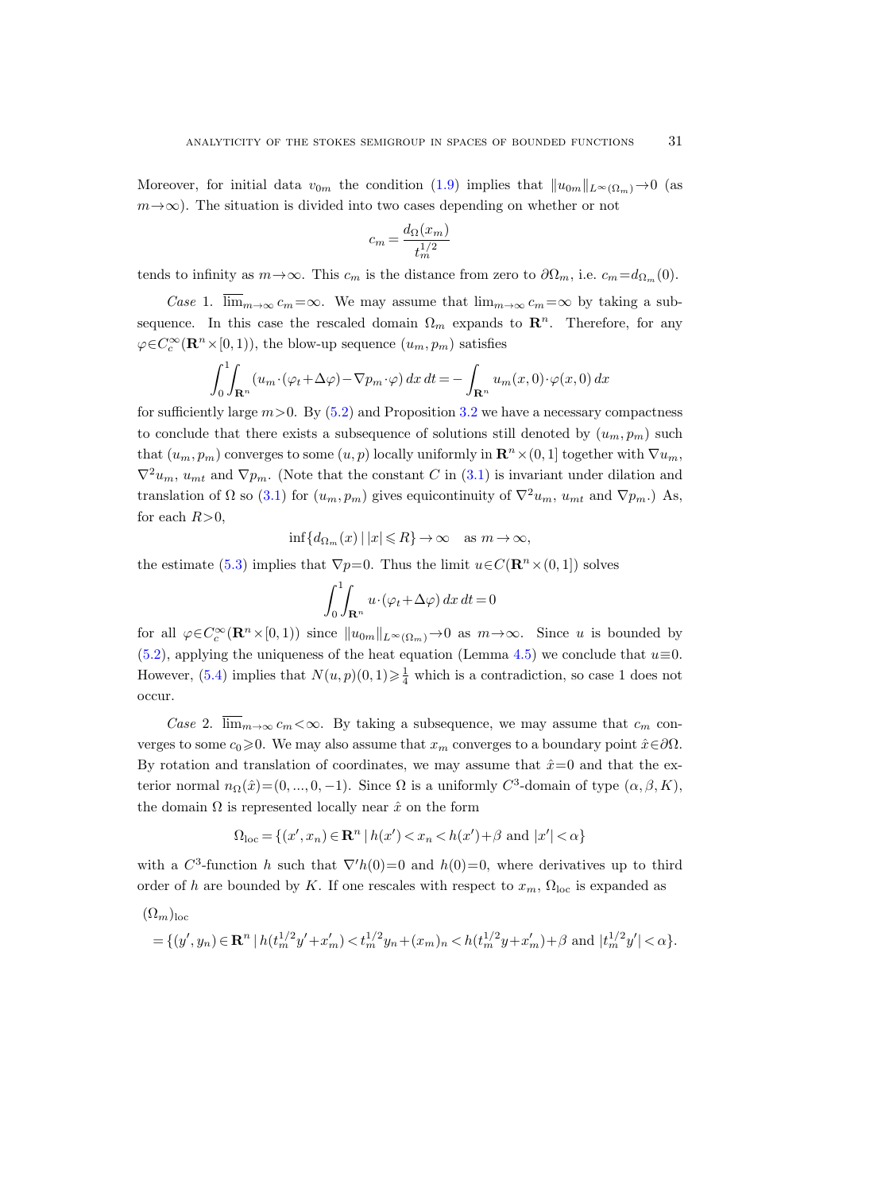Moreover, for initial data $v_{0m}$ the condition (1.9) implies that $\|u_{0m}\|_{L^\infty(\Omega_m)}\to 0$ (as $m\to\infty$). The situation is divided into two cases depending on whether or not

$$c_m = \frac{d_\Omega(x_m)}{t_m^{1/2}}$$

tends to infinity as $m\to\infty$. This $c_m$ is the distance from zero to $\partial\Omega_m$, i.e. $c_m = d_{\Omega_m}(0)$.

*Case* 1. $\overline{\lim}_{m\to\infty} c_m = \infty$. We may assume that $\lim_{m\to\infty} c_m = \infty$ by taking a subsequence. In this case the rescaled domain $\Omega_m$ expands to $\mathbf{R}^n$. Therefore, for any $\varphi\in C_c^\infty(\mathbf{R}^n\times[0,1))$, the blow-up sequence $(u_m, p_m)$ satisfies

$$\int_0^1\int_{\mathbf{R}^n} (u_m\cdot(\varphi_t+\Delta\varphi) - \nabla p_m\cdot\varphi)\,dx\,dt = -\int_{\mathbf{R}^n} u_m(x,0)\cdot\varphi(x,0)\,dx$$

for sufficiently large $m>0$. By (5.2) and Proposition 3.2 we have a necessary compactness to conclude that there exists a subsequence of solutions still denoted by $(u_m, p_m)$ such that $(u_m, p_m)$ converges to some $(u,p)$ locally uniformly in $\mathbf{R}^n\times(0,1]$ together with $\nabla u_m$, $\nabla^2 u_m$, $u_{mt}$ and $\nabla p_m$. (Note that the constant $C$ in (3.1) is invariant under dilation and translation of $\Omega$ so (3.1) for $(u_m,p_m)$ gives equicontinuity of $\nabla^2 u_m$, $u_{mt}$ and $\nabla p_m$.) As, for each $R>0$,

$$\inf\{d_{\Omega_m}(x)\mid |x|\leqslant R\}\to\infty \quad \text{as } m\to\infty,$$

the estimate (5.3) implies that $\nabla p = 0$. Thus the limit $u\in C(\mathbf{R}^n\times(0,1])$ solves

$$\int_0^1\int_{\mathbf{R}^n} u\cdot(\varphi_t+\Delta\varphi)\,dx\,dt = 0$$

for all $\varphi\in C_c^\infty(\mathbf{R}^n\times[0,1))$ since $\|u_{0m}\|_{L^\infty(\Omega_m)}\to 0$ as $m\to\infty$. Since $u$ is bounded by (5.2), applying the uniqueness of the heat equation (Lemma 4.5) we conclude that $u\equiv 0$. However, (5.4) implies that $N(u,p)(0,1)\geqslant\frac{1}{4}$ which is a contradiction, so case 1 does not occur.

*Case* 2. $\overline{\lim}_{m\to\infty} c_m < \infty$. By taking a subsequence, we may assume that $c_m$ converges to some $c_0\geqslant 0$. We may also assume that $x_m$ converges to a boundary point $\hat{x}\in\partial\Omega$. By rotation and translation of coordinates, we may assume that $\hat{x}=0$ and that the exterior normal $n_\Omega(\hat{x}) = (0,\ldots,0,-1)$. Since $\Omega$ is a uniformly $C^3$-domain of type $(\alpha,\beta,K)$, the domain $\Omega$ is represented locally near $\hat{x}$ on the form

$$\Omega_{\mathrm{loc}} = \{(x',x_n)\in\mathbf{R}^n \mid h(x') < x_n < h(x')+\beta \text{ and } |x'|<\alpha\}$$

with a $C^3$-function $h$ such that $\nabla' h(0)=0$ and $h(0)=0$, where derivatives up to third order of $h$ are bounded by $K$. If one rescales with respect to $x_m$, $\Omega_{\mathrm{loc}}$ is expanded as

$$\begin{aligned}
&(\Omega_m)_{\mathrm{loc}} \\
&\quad = \{(y',y_n)\in\mathbf{R}^n \mid h(t_m^{1/2}y'+x_m') < t_m^{1/2}y_n + (x_m)_n < h(t_m^{1/2}y+x_m')+\beta \text{ and } |t_m^{1/2}y'|<\alpha\}.
\end{aligned}$$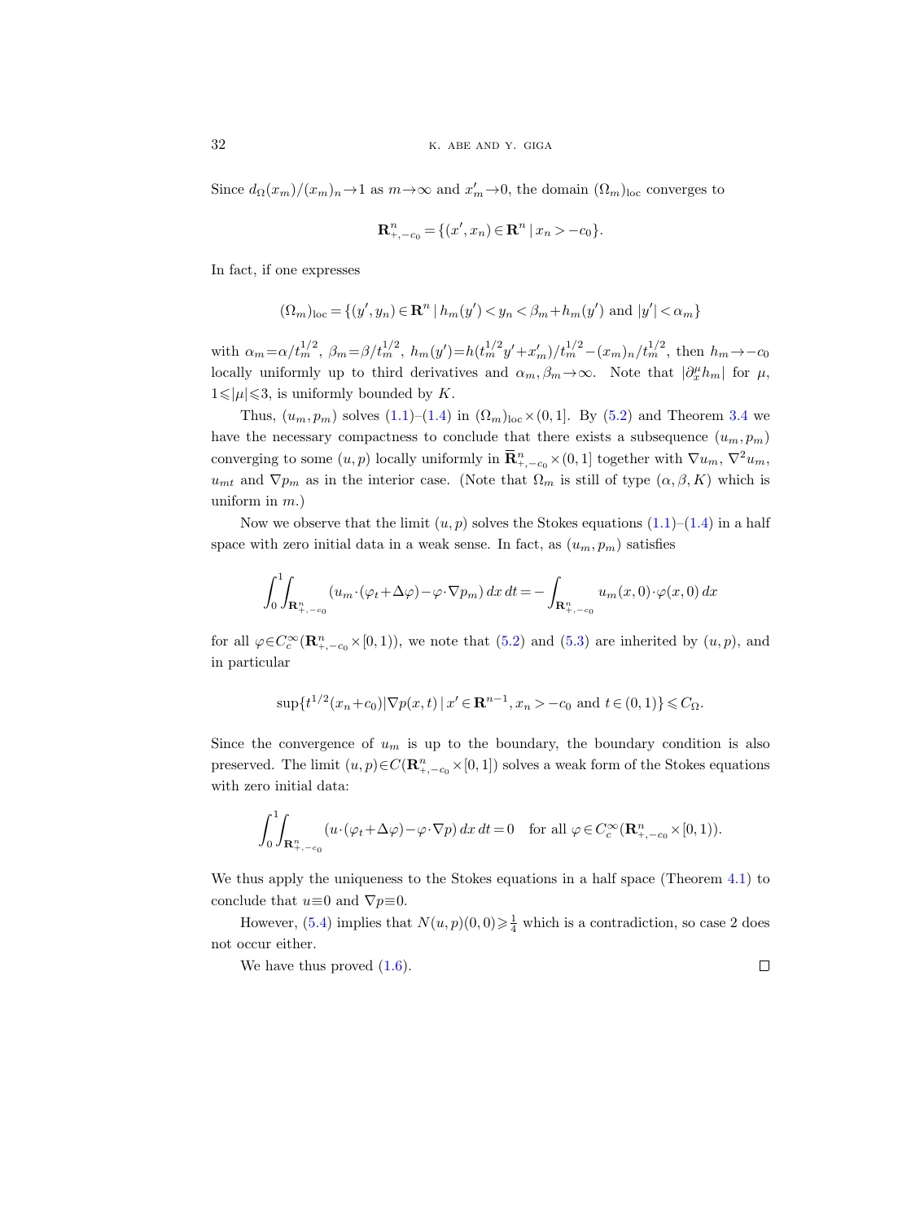Since $d_\Omega(x_m)/(x_m)_n \to 1$ as $m\to\infty$ and $x'_m\to 0$, the domain $(\Omega_m)_{\mathrm{loc}}$ converges to

$$\mathbf{R}^n_{+,-c_0} = \{(x',x_n)\in\mathbf{R}^n \mid x_n > -c_0\}.$$

In fact, if one expresses

$$(\Omega_m)_{\mathrm{loc}} = \{(y',y_n)\in\mathbf{R}^n \mid h_m(y') < y_n < \beta_m + h_m(y') \text{ and } |y'|<\alpha_m\}$$

with $\alpha_m=\alpha/t_m^{1/2}$, $\beta_m=\beta/t_m^{1/2}$, $h_m(y')=h(t_m^{1/2}y'+x'_m)/t_m^{1/2}-(x_m)_n/t_m^{1/2}$, then $h_m\to -c_0$ locally uniformly up to third derivatives and $\alpha_m,\beta_m\to\infty$. Note that $|\partial_x^\mu h_m|$ for $\mu$, $1\leqslant|\mu|\leqslant 3$, is uniformly bounded by $K$.

Thus, $(u_m,p_m)$ solves (1.1)–(1.4) in $(\Omega_m)_{\mathrm{loc}}\times(0,1]$. By (5.2) and Theorem 3.4 we have the necessary compactness to conclude that there exists a subsequence $(u_m,p_m)$ converging to some $(u,p)$ locally uniformly in $\overline{\mathbf{R}}^n_{+,-c_0}\times(0,1]$ together with $\nabla u_m$, $\nabla^2 u_m$, $u_{mt}$ and $\nabla p_m$ as in the interior case. (Note that $\Omega_m$ is still of type $(\alpha,\beta,K)$ which is uniform in $m$.)

Now we observe that the limit $(u,p)$ solves the Stokes equations (1.1)–(1.4) in a half space with zero initial data in a weak sense. In fact, as $(u_m,p_m)$ satisfies

$$\int_0^1\int_{\mathbf{R}^n_{+,-c_0}} (u_m\cdot(\varphi_t+\Delta\varphi)-\varphi\cdot\nabla p_m)\,dx\,dt = -\int_{\mathbf{R}^n_{+,-c_0}} u_m(x,0)\cdot\varphi(x,0)\,dx$$

for all $\varphi\in C_c^\infty(\mathbf{R}^n_{+,-c_0}\times[0,1))$, we note that (5.2) and (5.3) are inherited by $(u,p)$, and in particular

$$\sup\{t^{1/2}(x_n+c_0)|\nabla p(x,t)| \mid x'\in\mathbf{R}^{n-1}, x_n>-c_0 \text{ and } t\in(0,1)\}\leqslant C_\Omega.$$

Since the convergence of $u_m$ is up to the boundary, the boundary condition is also preserved. The limit $(u,p)\in C(\mathbf{R}^n_{+,-c_0}\times[0,1])$ solves a weak form of the Stokes equations with zero initial data:

$$\int_0^1\int_{\mathbf{R}^n_{+,-c_0}} (u\cdot(\varphi_t+\Delta\varphi)-\varphi\cdot\nabla p)\,dx\,dt=0 \quad \text{for all } \varphi\in C_c^\infty(\mathbf{R}^n_{+,-c_0}\times[0,1)).$$

We thus apply the uniqueness to the Stokes equations in a half space (Theorem 4.1) to conclude that $u\equiv 0$ and $\nabla p\equiv 0$.

However, (5.4) implies that $N(u,p)(0,0)\geqslant\frac{1}{4}$ which is a contradiction, so case 2 does not occur either.

We have thus proved (1.6). □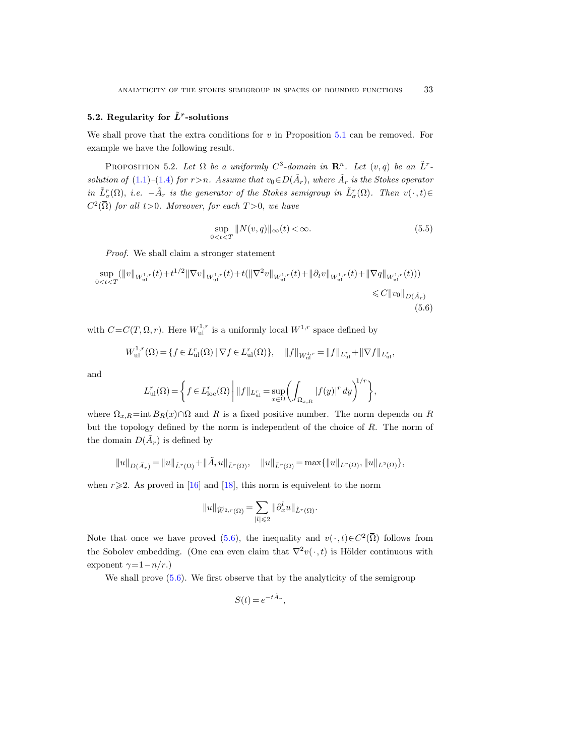### 5.2. Regularity for $\tilde{L}^r$-solutions

We shall prove that the extra conditions for $v$ in Proposition 5.1 can be removed. For example we have the following result.

PROPOSITION 5.2. *Let $\Omega$ be a uniformly $C^3$-domain in $\mathbf{R}^n$. Let $(v,q)$ be an $\tilde{L}^r$-solution of (1.1)–(1.4) for $r>n$. Assume that $v_0 \in D(\tilde{A}_r)$, where $\tilde{A}_r$ is the Stokes operator in $\tilde{L}^r_\sigma(\Omega)$, i.e. $-\tilde{A}_r$ is the generator of the Stokes semigroup in $\tilde{L}^r_\sigma(\Omega)$. Then $v(\cdot,t)\in C^2(\overline{\Omega})$ for all $t>0$. Moreover, for each $T>0$, we have*

$$\sup_{0<t<T} \|N(v,q)\|_\infty(t) < \infty. \tag{5.5}$$

*Proof.* We shall claim a stronger statement

$$\sup_{0<t<T} \big(\|v\|_{W^{1,r}_{\mathrm{ul}}}(t) + t^{1/2}\|\nabla v\|_{W^{1,r}_{\mathrm{ul}}}(t) + t(\|\nabla^2 v\|_{W^{1,r}_{\mathrm{ul}}}(t) + \|\partial_t v\|_{W^{1,r}_{\mathrm{ul}}}(t) + \|\nabla q\|_{W^{1,r}_{\mathrm{ul}}}(t))\big) \leqslant C\|v_0\|_{D(\tilde{A}_r)} \tag{5.6}$$

with $C=C(T,\Omega,r)$. Here $W^{1,r}_{\mathrm{ul}}$ is a uniformly local $W^{1,r}$ space defined by

$$W^{1,r}_{\mathrm{ul}}(\Omega) = \{f \in L^r_{\mathrm{ul}}(\Omega) \mid \nabla f \in L^r_{\mathrm{ul}}(\Omega)\}, \quad \|f\|_{W^{1,r}_{\mathrm{ul}}} = \|f\|_{L^r_{\mathrm{ul}}} + \|\nabla f\|_{L^r_{\mathrm{ul}}},$$

and

$$L^r_{\mathrm{ul}}(\Omega) = \left\{ f \in L^r_{\mathrm{loc}}(\Omega) \;\middle|\; \|f\|_{L^r_{\mathrm{ul}}} = \sup_{x\in\Omega} \left( \int_{\Omega_{x,R}} |f(y)|^r\, dy \right)^{1/r} \right\},$$

where $\Omega_{x,R} = \operatorname{int} B_R(x) \cap \Omega$ and $R$ is a fixed positive number. The norm depends on $R$ but the topology defined by the norm is independent of the choice of $R$. The norm of the domain $D(\tilde{A}_r)$ is defined by

$$\|u\|_{D(\tilde{A}_r)} = \|u\|_{\tilde{L}^r(\Omega)} + \|\tilde{A}_r u\|_{\tilde{L}^r(\Omega)}, \quad \|u\|_{\tilde{L}^r(\Omega)} = \max\{\|u\|_{L^r(\Omega)}, \|u\|_{L^2(\Omega)}\},$$

when $r\geqslant 2$. As proved in [16] and [18], this norm is equivelent to the norm

$$\|u\|_{\widetilde{W}^{2,r}(\Omega)} = \sum_{|l|\leqslant 2} \|\partial_x^l u\|_{\tilde{L}^r(\Omega)}.$$

Note that once we have proved (5.6), the inequality and $v(\cdot,t)\in C^2(\overline{\Omega})$ follows from the Sobolev embedding. (One can even claim that $\nabla^2 v(\cdot,t)$ is Hölder continuous with exponent $\gamma = 1 - n/r$.)

We shall prove (5.6). We first observe that by the analyticity of the semigroup

$$S(t) = e^{-t\tilde{A}_r},$$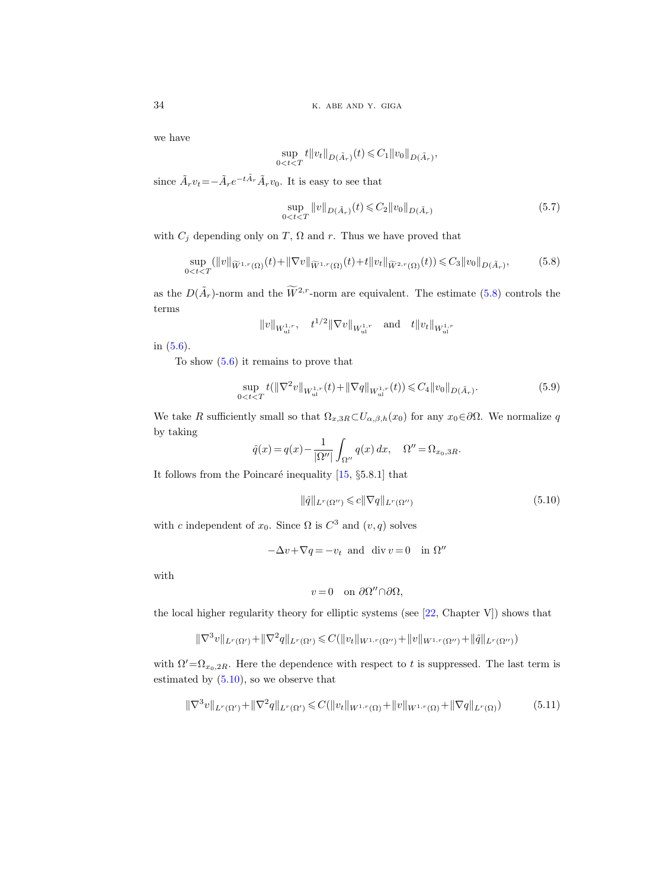we have

$$\sup_{0<t<T} t\|v_t\|_{D(\tilde{A}_r)}(t) \leqslant C_1\|v_0\|_{D(\tilde{A}_r)},$$

since $\tilde{A}_r v_t = -\tilde{A}_r e^{-t\tilde{A}_r}\tilde{A}_r v_0$. It is easy to see that

$$\sup_{0<t<T} \|v\|_{D(\tilde{A}_r)}(t) \leqslant C_2\|v_0\|_{D(\tilde{A}_r)} \tag{5.7}$$

with $C_j$ depending only on $T$, $\Omega$ and $r$. Thus we have proved that

$$\sup_{0<t<T} (\|v\|_{\widetilde{W}^{1,r}(\Omega)}(t) + \|\nabla v\|_{\widetilde{W}^{1,r}(\Omega)}(t) + t\|v_t\|_{\widetilde{W}^{2,r}(\Omega)}(t)) \leqslant C_3\|v_0\|_{D(\tilde{A}_r)}, \tag{5.8}$$

as the $D(\tilde{A}_r)$-norm and the $\widetilde{W}^{2,r}$-norm are equivalent. The estimate (5.8) controls the terms

$$\|v\|_{W^{1,r}_{\mathrm{ul}}}, \quad t^{1/2}\|\nabla v\|_{W^{1,r}_{\mathrm{ul}}} \quad \text{and} \quad t\|v_t\|_{W^{1,r}_{\mathrm{ul}}}$$

in (5.6).

To show (5.6) it remains to prove that

$$\sup_{0<t<T} t(\|\nabla^2 v\|_{W^{1,r}_{\mathrm{ul}}}(t) + \|\nabla q\|_{W^{1,r}_{\mathrm{ul}}}(t)) \leqslant C_4\|v_0\|_{D(\tilde{A}_r)}. \tag{5.9}$$

We take $R$ sufficiently small so that $\Omega_{x,3R} \subset U_{\alpha,\beta,h}(x_0)$ for any $x_0 \in \partial\Omega$. We normalize $q$ by taking

$$\hat{q}(x) = q(x) - \frac{1}{|\Omega''|}\int_{\Omega''} q(x)\,dx, \quad \Omega'' = \Omega_{x_0,3R}.$$

It follows from the Poincaré inequality [15, §5.8.1] that

$$\|\hat{q}\|_{L^r(\Omega'')} \leqslant c\|\nabla q\|_{L^r(\Omega'')} \tag{5.10}$$

with $c$ independent of $x_0$. Since $\Omega$ is $C^3$ and $(v,q)$ solves

$$-\Delta v + \nabla q = -v_t \ \text{ and } \ \operatorname{div} v = 0 \quad \text{in } \Omega''$$

with

$$v = 0 \quad \text{on } \partial\Omega'' \cap \partial\Omega,$$

the local higher regularity theory for elliptic systems (see [22, Chapter V]) shows that

$$\|\nabla^3 v\|_{L^r(\Omega')} + \|\nabla^2 q\|_{L^r(\Omega')} \leqslant C(\|v_t\|_{W^{1,r}(\Omega'')} + \|v\|_{W^{1,r}(\Omega'')} + \|\hat{q}\|_{L^r(\Omega'')})$$

with $\Omega' = \Omega_{x_0,2R}$. Here the dependence with respect to $t$ is suppressed. The last term is estimated by (5.10), so we observe that

$$\|\nabla^3 v\|_{L^r(\Omega')} + \|\nabla^2 q\|_{L^r(\Omega')} \leqslant C(\|v_t\|_{W^{1,r}(\Omega)} + \|v\|_{W^{1,r}(\Omega)} + \|\nabla q\|_{L^r(\Omega)}) \tag{5.11}$$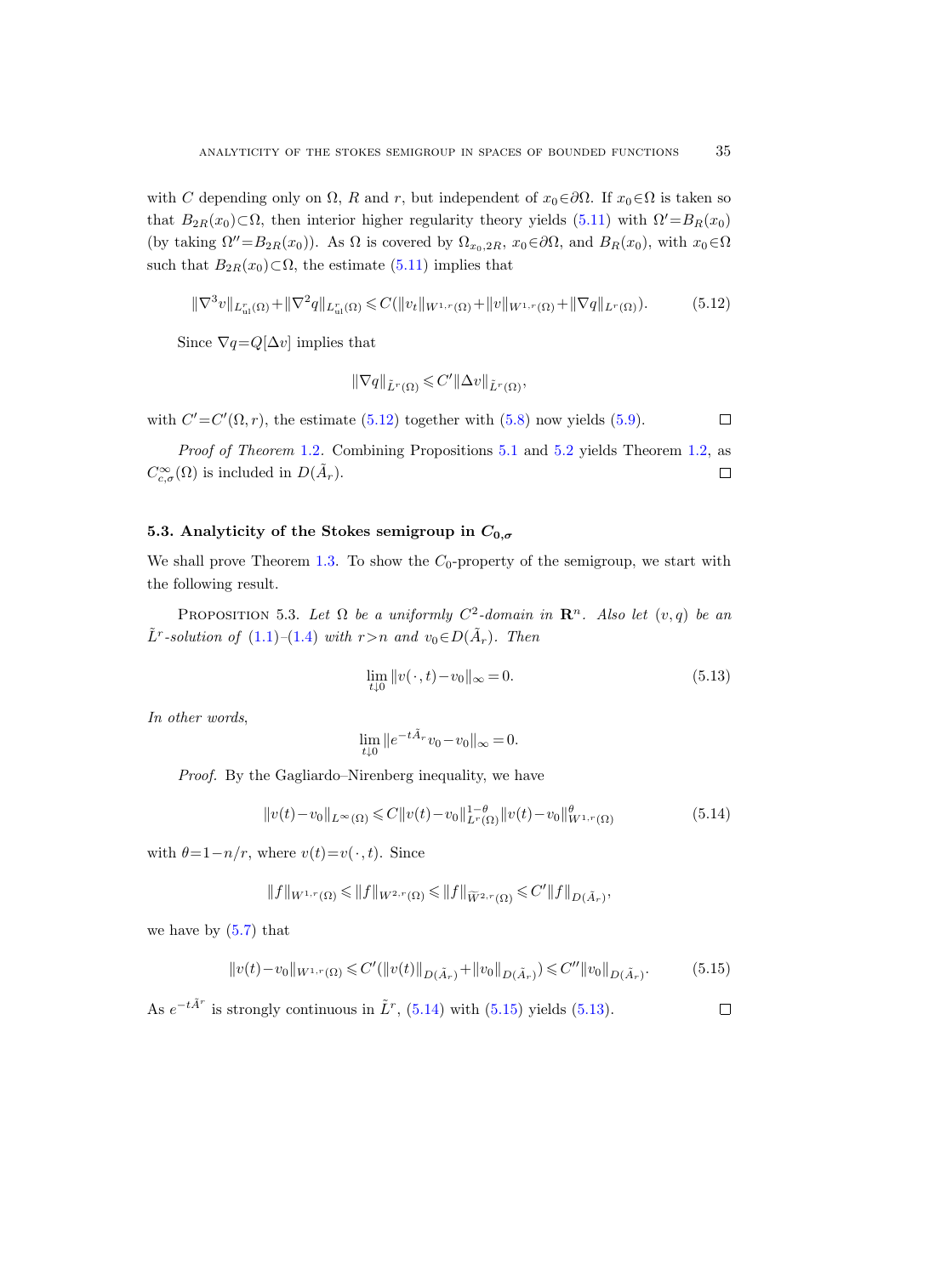with $C$ depending only on $\Omega$, $R$ and $r$, but independent of $x_0 \in \partial\Omega$. If $x_0 \in \Omega$ is taken so that $B_{2R}(x_0) \subset \Omega$, then interior higher regularity theory yields (5.11) with $\Omega' = B_R(x_0)$ (by taking $\Omega'' = B_{2R}(x_0)$). As $\Omega$ is covered by $\Omega_{x_0,2R}$, $x_0 \in \partial\Omega$, and $B_R(x_0)$, with $x_0 \in \Omega$ such that $B_{2R}(x_0) \subset \Omega$, the estimate (5.11) implies that

$$\|\nabla^3 v\|_{L^r_{\mathrm{ul}}(\Omega)} + \|\nabla^2 q\|_{L^r_{\mathrm{ul}}(\Omega)} \leqslant C(\|v_t\|_{W^{1,r}(\Omega)} + \|v\|_{W^{1,r}(\Omega)} + \|\nabla q\|_{L^r(\Omega)}). \tag{5.12}$$

Since $\nabla q = Q[\Delta v]$ implies that

$$\|\nabla q\|_{\tilde{L}^r(\Omega)} \leqslant C' \|\Delta v\|_{\tilde{L}^r(\Omega)},$$

with $C' = C'(\Omega, r)$, the estimate (5.12) together with (5.8) now yields (5.9). $\square$

*Proof of Theorem* 1.2. Combining Propositions 5.1 and 5.2 yields Theorem 1.2, as $C^\infty_{c,\sigma}(\Omega)$ is included in $D(\tilde{A}_r)$. $\square$

### 5.3. Analyticity of the Stokes semigroup in $C_{0,\sigma}$

We shall prove Theorem 1.3. To show the $C_0$-property of the semigroup, we start with the following result.

PROPOSITION 5.3. *Let $\Omega$ be a uniformly $C^2$-domain in $\mathbf{R}^n$. Also let $(v, q)$ be an $\tilde{L}^r$-solution of* (1.1)–(1.4) *with $r > n$ and $v_0 \in D(\tilde{A}_r)$. Then*

$$\lim_{t \downarrow 0} \|v(\cdot, t) - v_0\|_\infty = 0. \tag{5.13}$$

*In other words*,

$$\lim_{t \downarrow 0} \|e^{-t\tilde{A}_r} v_0 - v_0\|_\infty = 0.$$

*Proof.* By the Gagliardo–Nirenberg inequality, we have

$$\|v(t) - v_0\|_{L^\infty(\Omega)} \leqslant C \|v(t) - v_0\|^{1-\theta}_{L^r(\Omega)} \|v(t) - v_0\|^\theta_{W^{1,r}(\Omega)} \tag{5.14}$$

with $\theta = 1 - n/r$, where $v(t) = v(\cdot, t)$. Since

$$\|f\|_{W^{1,r}(\Omega)} \leqslant \|f\|_{W^{2,r}(\Omega)} \leqslant \|f\|_{\widetilde{W}^{2,r}(\Omega)} \leqslant C' \|f\|_{D(\tilde{A}_r)},$$

we have by (5.7) that

$$\|v(t) - v_0\|_{W^{1,r}(\Omega)} \leqslant C'(\|v(t)\|_{D(\tilde{A}_r)} + \|v_0\|_{D(\tilde{A}_r)}) \leqslant C'' \|v_0\|_{D(\tilde{A}_r)}. \tag{5.15}$$

As $e^{-t\tilde{A}^r}$ is strongly continuous in $\tilde{L}^r$, (5.14) with (5.15) yields (5.13). $\square$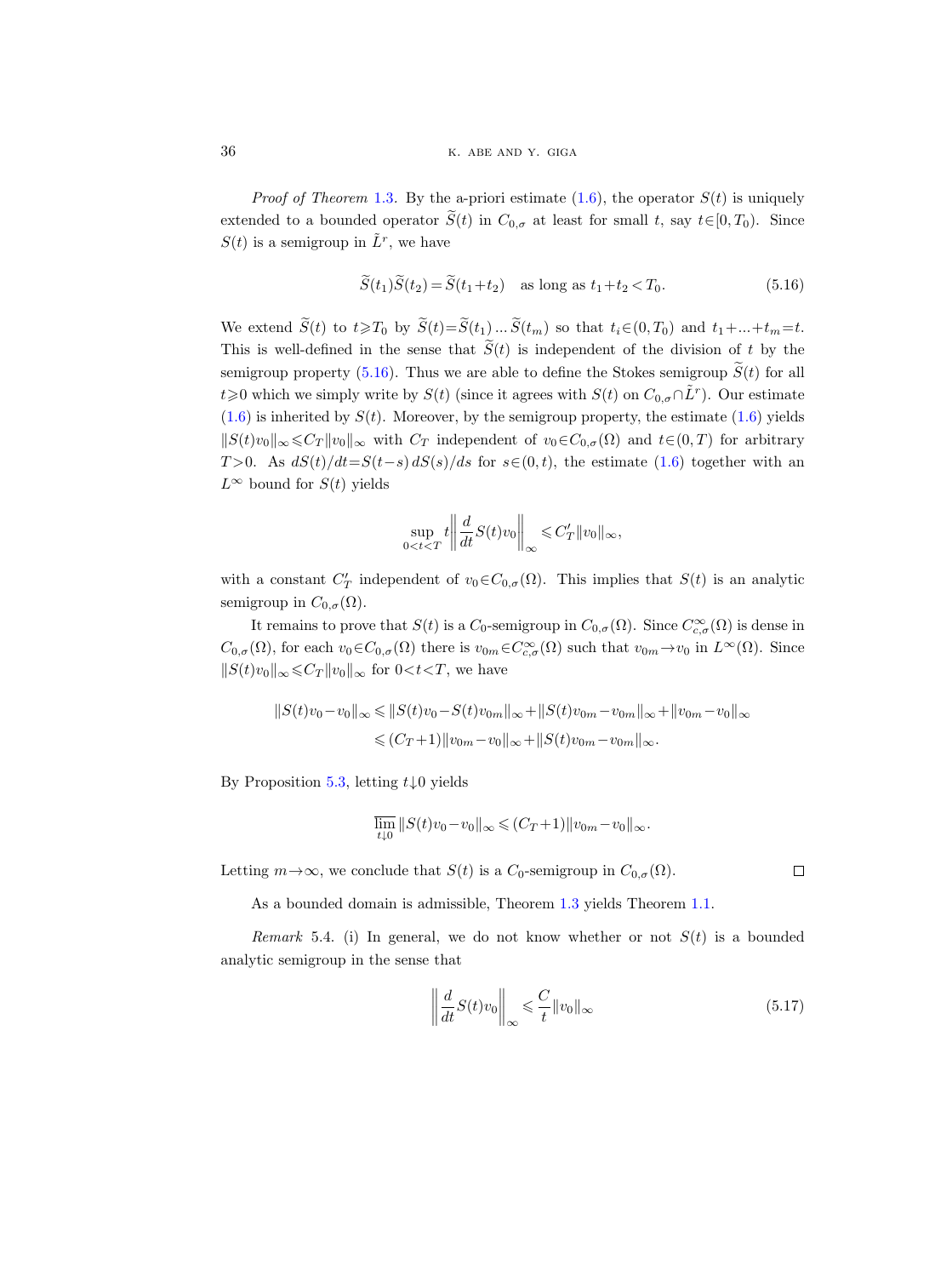*Proof of Theorem* 1.3. By the a-priori estimate (1.6), the operator $S(t)$ is uniquely extended to a bounded operator $\widetilde{S}(t)$ in $C_{0,\sigma}$ at least for small $t$, say $t\in[0,T_0)$. Since $S(t)$ is a semigroup in $\tilde{L}^r$, we have

$$\widetilde{S}(t_1)\widetilde{S}(t_2)=\widetilde{S}(t_1+t_2) \quad \text{as long as } t_1+t_2<T_0. \tag{5.16}$$

We extend $\widetilde{S}(t)$ to $t\geqslant T_0$ by $\widetilde{S}(t)=\widetilde{S}(t_1)\dots\widetilde{S}(t_m)$ so that $t_i\in(0,T_0)$ and $t_1+\dots+t_m=t$. This is well-defined in the sense that $\widetilde{S}(t)$ is independent of the division of $t$ by the semigroup property (5.16). Thus we are able to define the Stokes semigroup $\widetilde{S}(t)$ for all $t\geqslant 0$ which we simply write by $S(t)$ (since it agrees with $S(t)$ on $C_{0,\sigma}\cap\tilde{L}^r$). Our estimate (1.6) is inherited by $S(t)$. Moreover, by the semigroup property, the estimate (1.6) yields $\|S(t)v_0\|_\infty\leqslant C_T\|v_0\|_\infty$ with $C_T$ independent of $v_0\in C_{0,\sigma}(\Omega)$ and $t\in(0,T)$ for arbitrary $T>0$. As $dS(t)/dt=S(t-s)\,dS(s)/ds$ for $s\in(0,t)$, the estimate (1.6) together with an $L^\infty$ bound for $S(t)$ yields

$$\sup_{0<t<T} t\left\|\frac{d}{dt}S(t)v_0\right\|_\infty\leqslant C_T'\|v_0\|_\infty,$$

with a constant $C_T'$ independent of $v_0\in C_{0,\sigma}(\Omega)$. This implies that $S(t)$ is an analytic semigroup in $C_{0,\sigma}(\Omega)$.

It remains to prove that $S(t)$ is a $C_0$-semigroup in $C_{0,\sigma}(\Omega)$. Since $C_{c,\sigma}^\infty(\Omega)$ is dense in $C_{0,\sigma}(\Omega)$, for each $v_0\in C_{0,\sigma}(\Omega)$ there is $v_{0m}\in C_{c,\sigma}^\infty(\Omega)$ such that $v_{0m}\to v_0$ in $L^\infty(\Omega)$. Since $\|S(t)v_0\|_\infty\leqslant C_T\|v_0\|_\infty$ for $0<t<T$, we have

$$\begin{aligned}\|S(t)v_0-v_0\|_\infty &\leqslant \|S(t)v_0-S(t)v_{0m}\|_\infty+\|S(t)v_{0m}-v_{0m}\|_\infty+\|v_{0m}-v_0\|_\infty\\ &\leqslant (C_T+1)\|v_{0m}-v_0\|_\infty+\|S(t)v_{0m}-v_{0m}\|_\infty.\end{aligned}$$

By Proposition 5.3, letting $t\downarrow 0$ yields

$$\overline{\lim_{t\downarrow 0}}\,\|S(t)v_0-v_0\|_\infty\leqslant (C_T+1)\|v_{0m}-v_0\|_\infty.$$

Letting $m\to\infty$, we conclude that $S(t)$ is a $C_0$-semigroup in $C_{0,\sigma}(\Omega)$. □

As a bounded domain is admissible, Theorem 1.3 yields Theorem 1.1.

*Remark* 5.4. (i) In general, we do not know whether or not $S(t)$ is a bounded analytic semigroup in the sense that

$$\left\|\frac{d}{dt}S(t)v_0\right\|_\infty\leqslant\frac{C}{t}\|v_0\|_\infty \tag{5.17}$$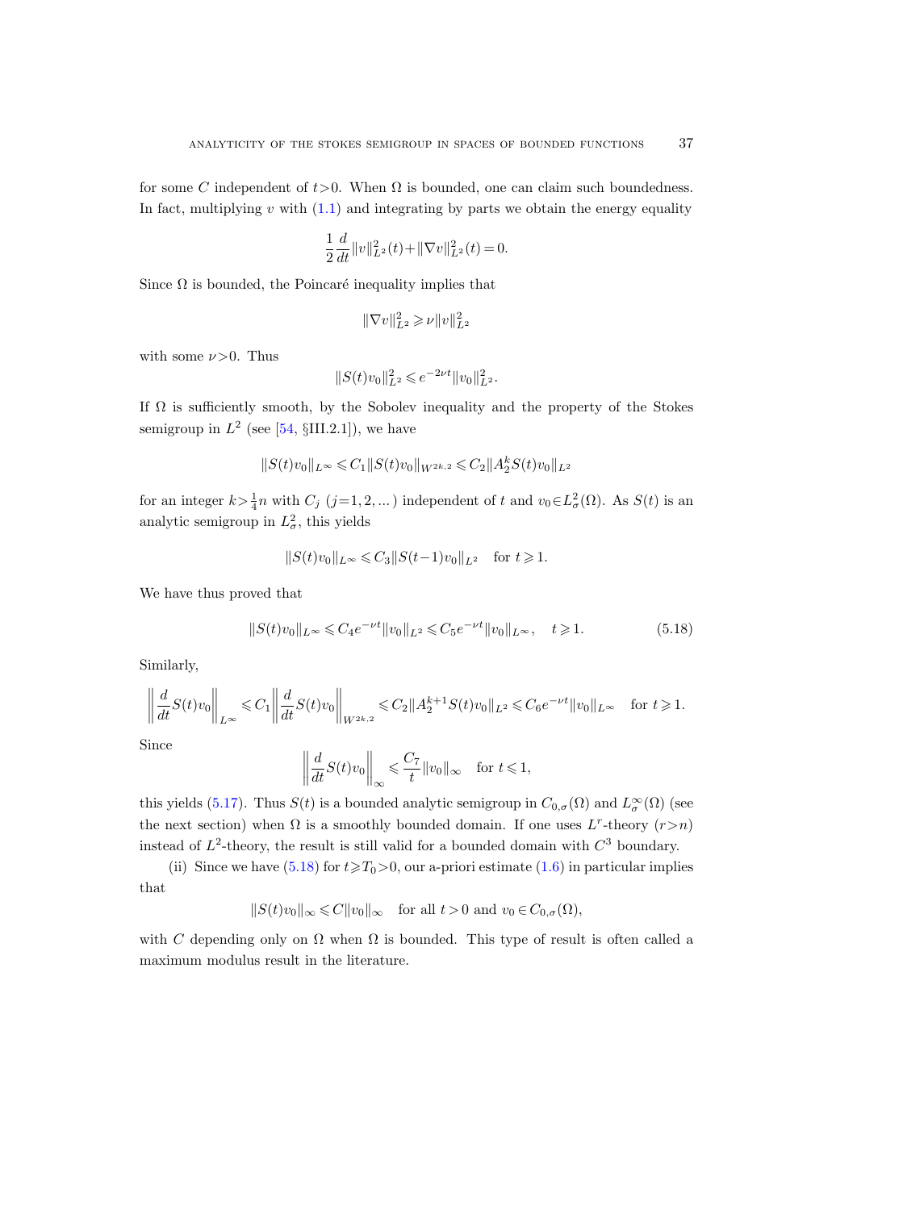for some $C$ independent of $t>0$. When $\Omega$ is bounded, one can claim such boundedness. In fact, multiplying $v$ with (1.1) and integrating by parts we obtain the energy equality

$$\frac{1}{2}\frac{d}{dt}\|v\|_{L^2}^2(t)+\|\nabla v\|_{L^2}^2(t)=0.$$

Since $\Omega$ is bounded, the Poincaré inequality implies that

$$\|\nabla v\|_{L^2}^2 \geqslant \nu\|v\|_{L^2}^2$$

with some $\nu>0$. Thus

$$\|S(t)v_0\|_{L^2}^2 \leqslant e^{-2\nu t}\|v_0\|_{L^2}^2.$$

If $\Omega$ is sufficiently smooth, by the Sobolev inequality and the property of the Stokes semigroup in $L^2$ (see [54, §III.2.1]), we have

$$\|S(t)v_0\|_{L^\infty} \leqslant C_1\|S(t)v_0\|_{W^{2k,2}} \leqslant C_2\|A_2^k S(t)v_0\|_{L^2}$$

for an integer $k>\frac{1}{4}n$ with $C_j$ $(j=1,2,\dots)$ independent of $t$ and $v_0\in L^2_\sigma(\Omega)$. As $S(t)$ is an analytic semigroup in $L^2_\sigma$, this yields

$$\|S(t)v_0\|_{L^\infty} \leqslant C_3\|S(t-1)v_0\|_{L^2} \quad \text{for } t\geqslant 1.$$

We have thus proved that

$$\|S(t)v_0\|_{L^\infty} \leqslant C_4 e^{-\nu t}\|v_0\|_{L^2} \leqslant C_5 e^{-\nu t}\|v_0\|_{L^\infty}, \quad t\geqslant 1. \tag{5.18}$$

Similarly,

$$\left\|\frac{d}{dt}S(t)v_0\right\|_{L^\infty} \leqslant C_1\left\|\frac{d}{dt}S(t)v_0\right\|_{W^{2k,2}} \leqslant C_2\|A_2^{k+1}S(t)v_0\|_{L^2} \leqslant C_6 e^{-\nu t}\|v_0\|_{L^\infty} \quad \text{for } t\geqslant 1.$$

Since

$$\left\|\frac{d}{dt}S(t)v_0\right\|_\infty \leqslant \frac{C_7}{t}\|v_0\|_\infty \quad \text{for } t\leqslant 1,$$

this yields (5.17). Thus $S(t)$ is a bounded analytic semigroup in $C_{0,\sigma}(\Omega)$ and $L^\infty_\sigma(\Omega)$ (see the next section) when $\Omega$ is a smoothly bounded domain. If one uses $L^r$-theory $(r>n)$ instead of $L^2$-theory, the result is still valid for a bounded domain with $C^3$ boundary.

(ii) Since we have (5.18) for $t\geqslant T_0>0$, our a-priori estimate (1.6) in particular implies that

$$\|S(t)v_0\|_\infty \leqslant C\|v_0\|_\infty \quad \text{for all } t>0 \text{ and } v_0\in C_{0,\sigma}(\Omega),$$

with $C$ depending only on $\Omega$ when $\Omega$ is bounded. This type of result is often called a maximum modulus result in the literature.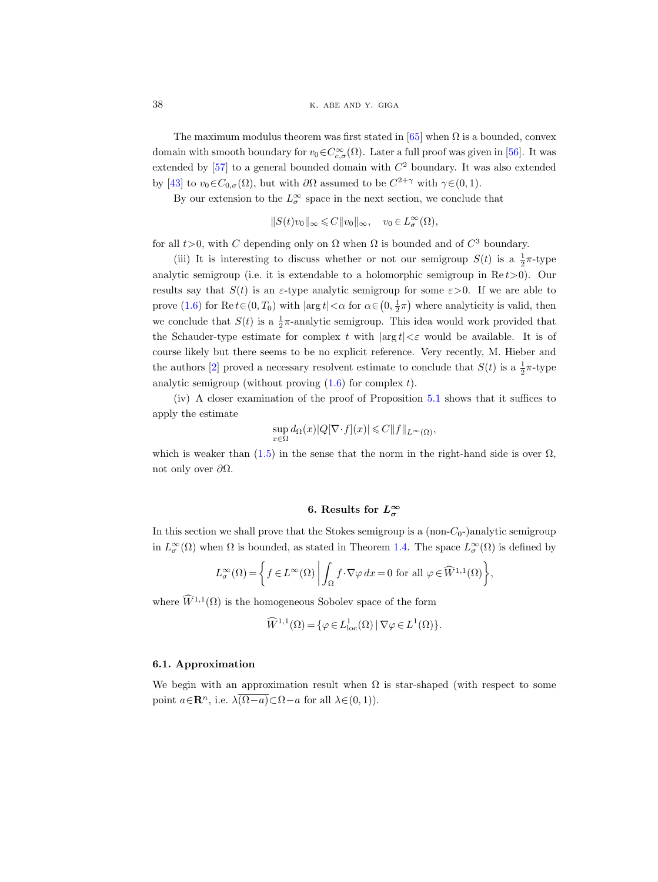The maximum modulus theorem was first stated in [65] when $\Omega$ is a bounded, convex domain with smooth boundary for $v_0 \in C^\infty_{c,\sigma}(\Omega)$. Later a full proof was given in [56]. It was extended by [57] to a general bounded domain with $C^2$ boundary. It was also extended by [43] to $v_0 \in C_{0,\sigma}(\Omega)$, but with $\partial\Omega$ assumed to be $C^{2+\gamma}$ with $\gamma \in (0,1)$.

By our extension to the $L^\infty_\sigma$ space in the next section, we conclude that

$$\|S(t)v_0\|_\infty \leqslant C\|v_0\|_\infty, \quad v_0 \in L^\infty_\sigma(\Omega),$$

for all $t>0$, with $C$ depending only on $\Omega$ when $\Omega$ is bounded and of $C^3$ boundary.

(iii) It is interesting to discuss whether or not our semigroup $S(t)$ is a $\frac{1}{2}\pi$-type analytic semigroup (i.e. it is extendable to a holomorphic semigroup in $\operatorname{Re} t>0$). Our results say that $S(t)$ is an $\varepsilon$-type analytic semigroup for some $\varepsilon>0$. If we are able to prove (1.6) for $\operatorname{Re} t \in (0, T_0)$ with $|\arg t|<\alpha$ for $\alpha \in \left(0, \frac{1}{2}\pi\right)$ where analyticity is valid, then we conclude that $S(t)$ is a $\frac{1}{2}\pi$-analytic semigroup. This idea would work provided that the Schauder-type estimate for complex $t$ with $|\arg t|<\varepsilon$ would be available. It is of course likely but there seems to be no explicit reference. Very recently, M. Hieber and the authors [2] proved a necessary resolvent estimate to conclude that $S(t)$ is a $\frac{1}{2}\pi$-type analytic semigroup (without proving (1.6) for complex $t$).

(iv) A closer examination of the proof of Proposition 5.1 shows that it suffices to apply the estimate

$$\sup_{x\in\Omega} d_\Omega(x)|Q[\nabla\cdot f](x)| \leqslant C\|f\|_{L^\infty(\Omega)},$$

which is weaker than (1.5) in the sense that the norm in the right-hand side is over $\Omega$, not only over $\partial\Omega$.

## 6. Results for $L^\infty_\sigma$

In this section we shall prove that the Stokes semigroup is a (non-$C_0$-)analytic semigroup in $L^\infty_\sigma(\Omega)$ when $\Omega$ is bounded, as stated in Theorem 1.4. The space $L^\infty_\sigma(\Omega)$ is defined by

$$L^\infty_\sigma(\Omega) = \left\{ f \in L^\infty(\Omega) \,\middle|\, \int_\Omega f\cdot\nabla\varphi\,dx = 0 \text{ for all } \varphi \in \widehat{W}^{1,1}(\Omega) \right\},$$

where $\widehat{W}^{1,1}(\Omega)$ is the homogeneous Sobolev space of the form

$$\widehat{W}^{1,1}(\Omega) = \{\varphi \in L^1_{\mathrm{loc}}(\Omega) \mid \nabla\varphi \in L^1(\Omega)\}.$$

### 6.1. Approximation

We begin with an approximation result when $\Omega$ is star-shaped (with respect to some point $a \in \mathbf{R}^n$, i.e. $\lambda\overline{(\Omega-a)} \subset \Omega - a$ for all $\lambda \in (0,1)$).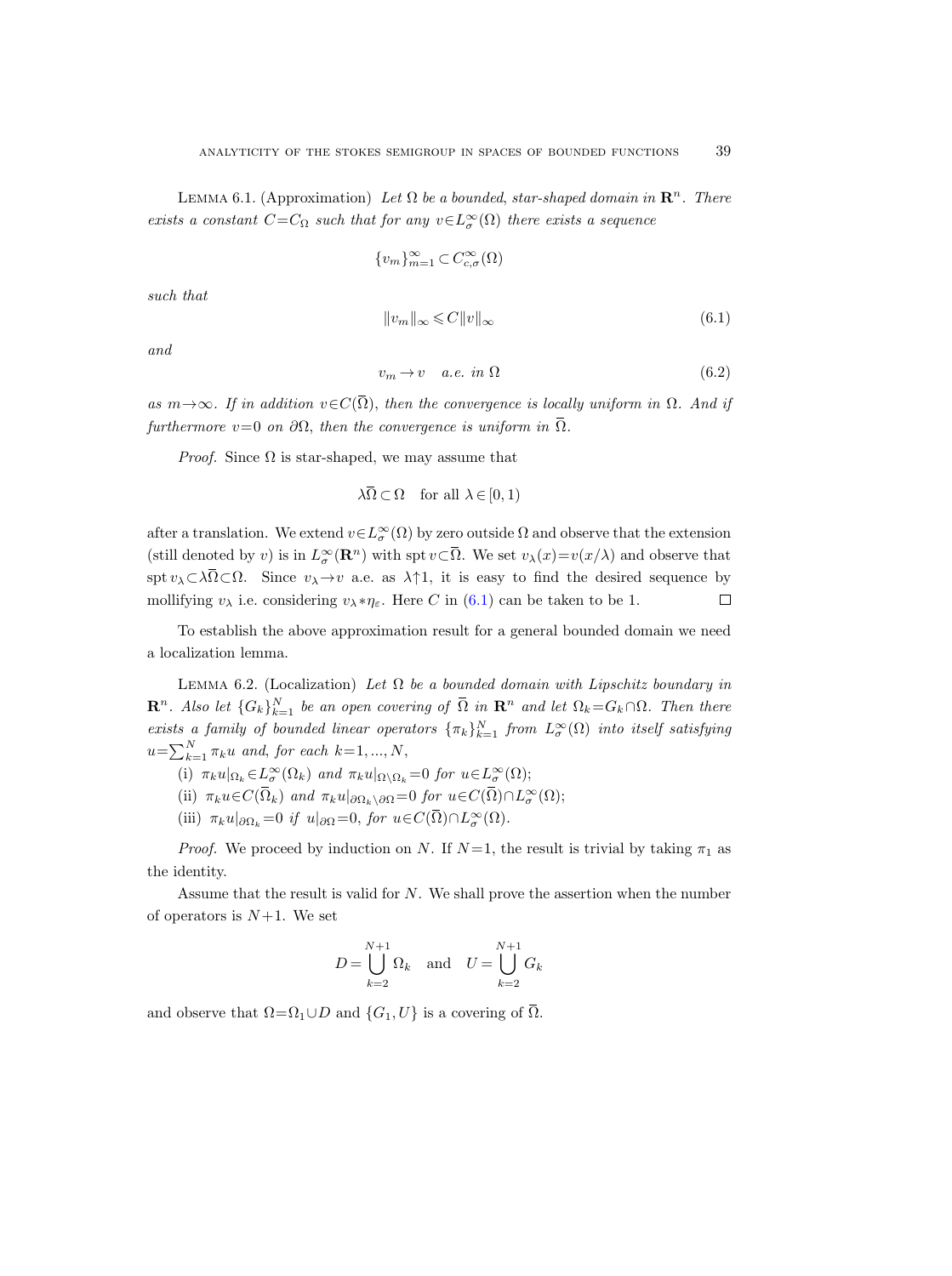Lemma 6.1. (Approximation) *Let $\Omega$ be a bounded, star-shaped domain in $\mathbf{R}^n$. There exists a constant $C=C_\Omega$ such that for any $v\in L^\infty_\sigma(\Omega)$ there exists a sequence*

$$\{v_m\}_{m=1}^\infty \subset C^\infty_{c,\sigma}(\Omega)$$

*such that*

$$\|v_m\|_\infty \leqslant C\|v\|_\infty \tag{6.1}$$

*and*

$$v_m \to v \quad \text{a.e. in } \Omega \tag{6.2}$$

*as $m\to\infty$. If in addition $v\in C(\overline{\Omega})$, then the convergence is locally uniform in $\Omega$. And if furthermore $v=0$ on $\partial\Omega$, then the convergence is uniform in $\overline{\Omega}$.*

*Proof.* Since $\Omega$ is star-shaped, we may assume that

$$\lambda\overline{\Omega}\subset\Omega \quad \text{for all } \lambda\in[0,1)$$

after a translation. We extend $v\in L^\infty_\sigma(\Omega)$ by zero outside $\Omega$ and observe that the extension (still denoted by $v$) is in $L^\infty_\sigma(\mathbf{R}^n)$ with $\operatorname{spt} v\subset\overline{\Omega}$. We set $v_\lambda(x)=v(x/\lambda)$ and observe that $\operatorname{spt} v_\lambda\subset\lambda\overline{\Omega}\subset\Omega$. Since $v_\lambda\to v$ a.e. as $\lambda\uparrow 1$, it is easy to find the desired sequence by mollifying $v_\lambda$ i.e. considering $v_\lambda * \eta_\varepsilon$. Here $C$ in (6.1) can be taken to be 1. ∎

To establish the above approximation result for a general bounded domain we need a localization lemma.

Lemma 6.2. (Localization) *Let $\Omega$ be a bounded domain with Lipschitz boundary in $\mathbf{R}^n$. Also let $\{G_k\}_{k=1}^N$ be an open covering of $\overline{\Omega}$ in $\mathbf{R}^n$ and let $\Omega_k=G_k\cap\Omega$. Then there exists a family of bounded linear operators $\{\pi_k\}_{k=1}^N$ from $L^\infty_\sigma(\Omega)$ into itself satisfying $u=\sum_{k=1}^N \pi_k u$ and, for each $k=1,\dots,N$,*

(i) *$\pi_k u|_{\Omega_k}\in L^\infty_\sigma(\Omega_k)$ and $\pi_k u|_{\Omega\setminus\Omega_k}=0$ for $u\in L^\infty_\sigma(\Omega)$;*

(ii) *$\pi_k u\in C(\overline{\Omega}_k)$ and $\pi_k u|_{\partial\Omega_k\setminus\partial\Omega}=0$ for $u\in C(\overline{\Omega})\cap L^\infty_\sigma(\Omega)$;*

(iii) *$\pi_k u|_{\partial\Omega_k}=0$ if $u|_{\partial\Omega}=0$, for $u\in C(\overline{\Omega})\cap L^\infty_\sigma(\Omega)$.*

*Proof.* We proceed by induction on $N$. If $N=1$, the result is trivial by taking $\pi_1$ as the identity.

Assume that the result is valid for $N$. We shall prove the assertion when the number of operators is $N+1$. We set

$$D=\bigcup_{k=2}^{N+1}\Omega_k \quad \text{and} \quad U=\bigcup_{k=2}^{N+1} G_k$$

and observe that $\Omega=\Omega_1\cup D$ and $\{G_1,U\}$ is a covering of $\overline{\Omega}$.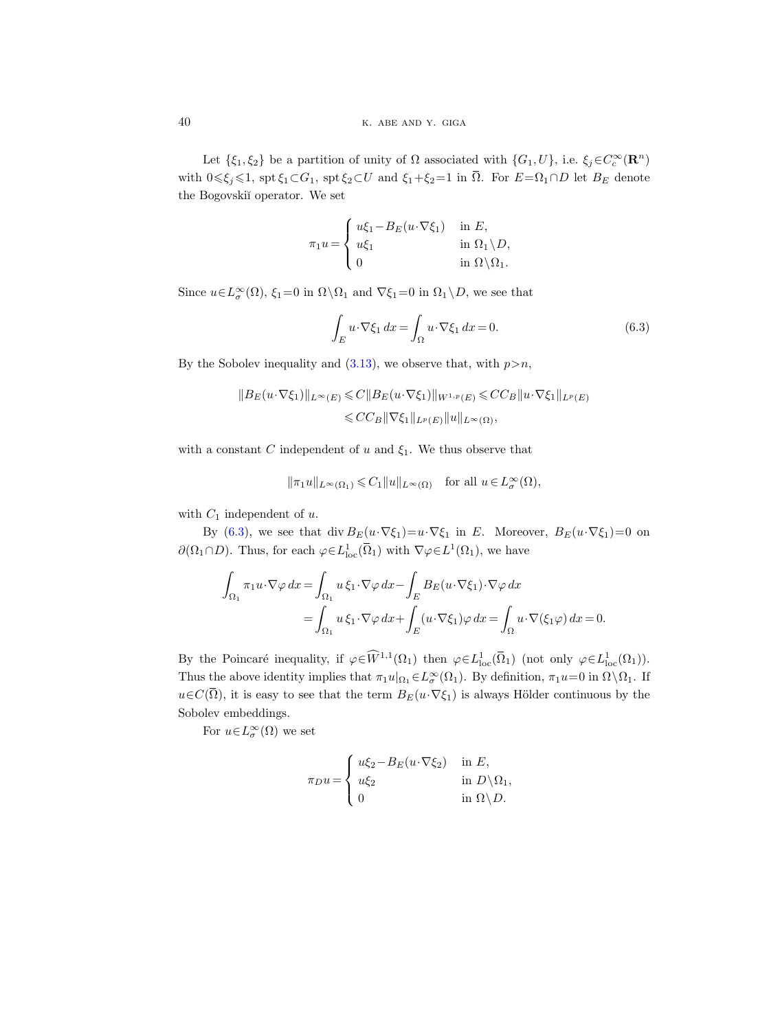Let $\{\xi_1, \xi_2\}$ be a partition of unity of $\Omega$ associated with $\{G_1, U\}$, i.e. $\xi_j \in C_c^\infty(\mathbf{R}^n)$ with $0 \leqslant \xi_j \leqslant 1$, $\operatorname{spt} \xi_1 \subset G_1$, $\operatorname{spt} \xi_2 \subset U$ and $\xi_1 + \xi_2 = 1$ in $\overline{\Omega}$. For $E = \Omega_1 \cap D$ let $B_E$ denote the Bogovskiĭ operator. We set

$$\pi_1 u = \begin{cases} u\xi_1 - B_E(u \cdot \nabla \xi_1) & \text{in } E, \\ u\xi_1 & \text{in } \Omega_1 \setminus D, \\ 0 & \text{in } \Omega \setminus \Omega_1. \end{cases}$$

Since $u \in L^\infty_\sigma(\Omega)$, $\xi_1 = 0$ in $\Omega \setminus \Omega_1$ and $\nabla \xi_1 = 0$ in $\Omega_1 \setminus D$, we see that

$$\int_E u \cdot \nabla \xi_1 \, dx = \int_\Omega u \cdot \nabla \xi_1 \, dx = 0. \tag{6.3}$$

By the Sobolev inequality and (3.13), we observe that, with $p > n$,

$$\begin{aligned} \|B_E(u \cdot \nabla \xi_1)\|_{L^\infty(E)} &\leqslant C \|B_E(u \cdot \nabla \xi_1)\|_{W^{1,p}(E)} \leqslant C C_B \|u \cdot \nabla \xi_1\|_{L^p(E)} \\ &\leqslant C C_B \|\nabla \xi_1\|_{L^p(E)} \|u\|_{L^\infty(\Omega)}, \end{aligned}$$

with a constant $C$ independent of $u$ and $\xi_1$. We thus observe that

$$\|\pi_1 u\|_{L^\infty(\Omega_1)} \leqslant C_1 \|u\|_{L^\infty(\Omega)} \quad \text{for all } u \in L^\infty_\sigma(\Omega),$$

with $C_1$ independent of $u$.

By (6.3), we see that $\operatorname{div} B_E(u \cdot \nabla \xi_1) = u \cdot \nabla \xi_1$ in $E$. Moreover, $B_E(u \cdot \nabla \xi_1) = 0$ on $\partial(\Omega_1 \cap D)$. Thus, for each $\varphi \in L^1_{\mathrm{loc}}(\overline{\Omega}_1)$ with $\nabla \varphi \in L^1(\Omega_1)$, we have

$$\begin{aligned} \int_{\Omega_1} \pi_1 u \cdot \nabla \varphi \, dx &= \int_{\Omega_1} u \, \xi_1 \cdot \nabla \varphi \, dx - \int_E B_E(u \cdot \nabla \xi_1) \cdot \nabla \varphi \, dx \\ &= \int_{\Omega_1} u \, \xi_1 \cdot \nabla \varphi \, dx + \int_E (u \cdot \nabla \xi_1) \varphi \, dx = \int_\Omega u \cdot \nabla(\xi_1 \varphi) \, dx = 0. \end{aligned}$$

By the Poincaré inequality, if $\varphi \in \widehat{W}^{1,1}(\Omega_1)$ then $\varphi \in L^1_{\mathrm{loc}}(\overline{\Omega}_1)$ (not only $\varphi \in L^1_{\mathrm{loc}}(\Omega_1)$). Thus the above identity implies that $\pi_1 u|_{\Omega_1} \in L^\infty_\sigma(\Omega_1)$. By definition, $\pi_1 u = 0$ in $\Omega \setminus \Omega_1$. If $u \in C(\overline{\Omega})$, it is easy to see that the term $B_E(u \cdot \nabla \xi_1)$ is always Hölder continuous by the Sobolev embeddings.

For $u \in L^\infty_\sigma(\Omega)$ we set

$$\pi_D u = \begin{cases} u\xi_2 - B_E(u \cdot \nabla \xi_2) & \text{in } E, \\ u\xi_2 & \text{in } D \setminus \Omega_1, \\ 0 & \text{in } \Omega \setminus D. \end{cases}$$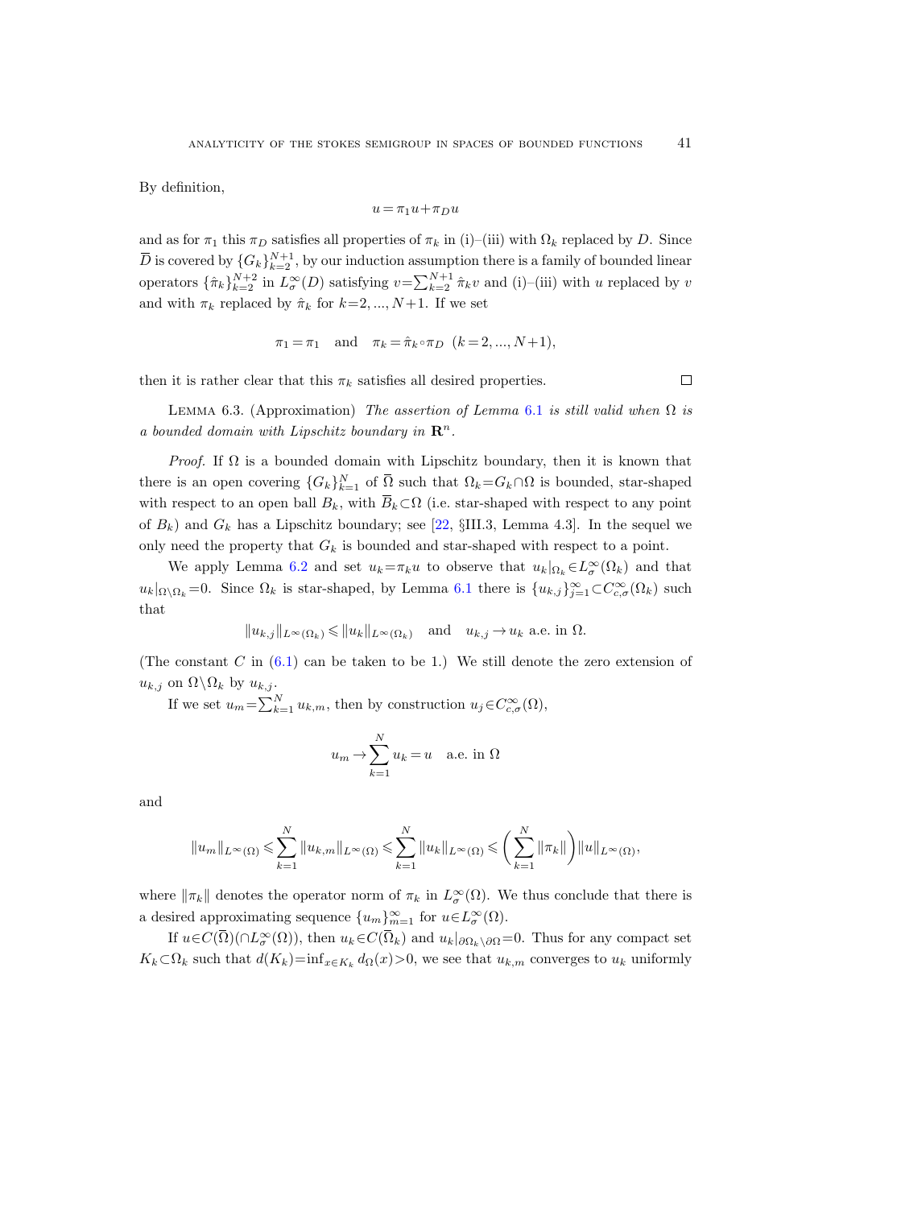By definition,

$$u = \pi_1 u + \pi_D u$$

and as for $\pi_1$ this $\pi_D$ satisfies all properties of $\pi_k$ in (i)–(iii) with $\Omega_k$ replaced by $D$. Since $\overline{D}$ is covered by $\{G_k\}_{k=2}^{N+1}$, by our induction assumption there is a family of bounded linear operators $\{\hat{\pi}_k\}_{k=2}^{N+2}$ in $L^\infty_\sigma(D)$ satisfying $v = \sum_{k=2}^{N+1} \hat{\pi}_k v$ and (i)–(iii) with $u$ replaced by $v$ and with $\pi_k$ replaced by $\hat{\pi}_k$ for $k=2, ..., N+1$. If we set

$$\pi_1 = \pi_1 \quad \text{and} \quad \pi_k = \hat{\pi}_k \circ \pi_D \quad (k=2, ..., N+1),$$

then it is rather clear that this $\pi_k$ satisfies all desired properties. $\square$

Lemma 6.3. (Approximation) *The assertion of Lemma 6.1 is still valid when $\Omega$ is a bounded domain with Lipschitz boundary in $\mathbf{R}^n$.*

*Proof.* If $\Omega$ is a bounded domain with Lipschitz boundary, then it is known that there is an open covering $\{G_k\}_{k=1}^N$ of $\overline{\Omega}$ such that $\Omega_k = G_k \cap \Omega$ is bounded, star-shaped with respect to an open ball $B_k$, with $\overline{B}_k \subset \Omega$ (i.e. star-shaped with respect to any point of $B_k$) and $G_k$ has a Lipschitz boundary; see [22, §III.3, Lemma 4.3]. In the sequel we only need the property that $G_k$ is bounded and star-shaped with respect to a point.

We apply Lemma 6.2 and set $u_k = \pi_k u$ to observe that $u_k|_{\Omega_k} \in L^\infty_\sigma(\Omega_k)$ and that $u_k|_{\Omega \setminus \Omega_k} = 0$. Since $\Omega_k$ is star-shaped, by Lemma 6.1 there is $\{u_{k,j}\}_{j=1}^\infty \subset C^\infty_{c,\sigma}(\Omega_k)$ such that

$$\|u_{k,j}\|_{L^\infty(\Omega_k)} \leqslant \|u_k\|_{L^\infty(\Omega_k)} \quad \text{and} \quad u_{k,j} \to u_k \text{ a.e. in } \Omega.$$

(The constant $C$ in (6.1) can be taken to be 1.) We still denote the zero extension of $u_{k,j}$ on $\Omega \setminus \Omega_k$ by $u_{k,j}$.

If we set $u_m = \sum_{k=1}^N u_{k,m}$, then by construction $u_j \in C^\infty_{c,\sigma}(\Omega)$,

$$u_m \to \sum_{k=1}^N u_k = u \quad \text{a.e. in } \Omega$$

and

$$\|u_m\|_{L^\infty(\Omega)} \leqslant \sum_{k=1}^N \|u_{k,m}\|_{L^\infty(\Omega)} \leqslant \sum_{k=1}^N \|u_k\|_{L^\infty(\Omega)} \leqslant \left( \sum_{k=1}^N \|\pi_k\| \right) \|u\|_{L^\infty(\Omega)},$$

where $\|\pi_k\|$ denotes the operator norm of $\pi_k$ in $L^\infty_\sigma(\Omega)$. We thus conclude that there is a desired approximating sequence $\{u_m\}_{m=1}^\infty$ for $u \in L^\infty_\sigma(\Omega)$.

If $u \in C(\overline{\Omega})(\cap L^\infty_\sigma(\Omega))$, then $u_k \in C(\overline{\Omega}_k)$ and $u_k|_{\partial\Omega_k \setminus \partial\Omega} = 0$. Thus for any compact set $K_k \subset \Omega_k$ such that $d(K_k) = \inf_{x \in K_k} d_\Omega(x) > 0$, we see that $u_{k,m}$ converges to $u_k$ uniformly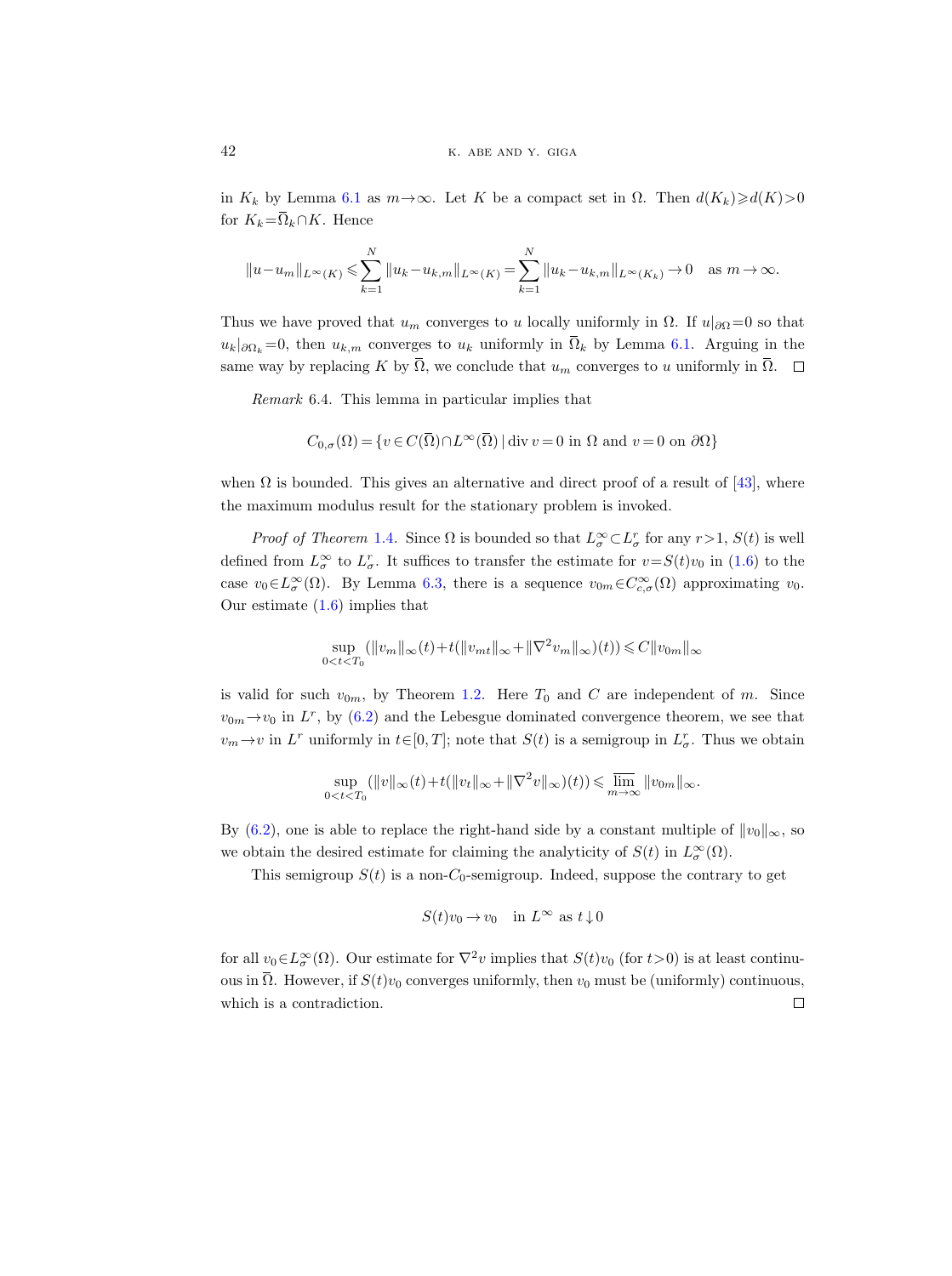in $K_k$ by Lemma 6.1 as $m\to\infty$. Let $K$ be a compact set in $\Omega$. Then $d(K_k)\geqslant d(K)>0$ for $K_k=\overline{\Omega}_k\cap K$. Hence

$$\|u-u_m\|_{L^\infty(K)}\leqslant\sum_{k=1}^N\|u_k-u_{k,m}\|_{L^\infty(K)}=\sum_{k=1}^N\|u_k-u_{k,m}\|_{L^\infty(K_k)}\to 0\quad\text{as } m\to\infty.$$

Thus we have proved that $u_m$ converges to $u$ locally uniformly in $\Omega$. If $u|_{\partial\Omega}=0$ so that $u_k|_{\partial\Omega_k}=0$, then $u_{k,m}$ converges to $u_k$ uniformly in $\overline{\Omega}_k$ by Lemma 6.1. Arguing in the same way by replacing $K$ by $\overline{\Omega}$, we conclude that $u_m$ converges to $u$ uniformly in $\overline{\Omega}$. $\square$

*Remark* 6.4. This lemma in particular implies that

$$C_{0,\sigma}(\Omega)=\{v\in C(\overline{\Omega})\cap L^\infty(\overline{\Omega})\mid \operatorname{div} v=0 \text{ in } \Omega \text{ and } v=0 \text{ on } \partial\Omega\}$$

when $\Omega$ is bounded. This gives an alternative and direct proof of a result of [43], where the maximum modulus result for the stationary problem is invoked.

*Proof of Theorem* 1.4. Since $\Omega$ is bounded so that $L^\infty_\sigma\subset L^r_\sigma$ for any $r>1$, $S(t)$ is well defined from $L^\infty_\sigma$ to $L^r_\sigma$. It suffices to transfer the estimate for $v=S(t)v_0$ in (1.6) to the case $v_0\in L^\infty_\sigma(\Omega)$. By Lemma 6.3, there is a sequence $v_{0m}\in C^\infty_{c,\sigma}(\Omega)$ approximating $v_0$. Our estimate (1.6) implies that

$$\sup_{0<t<T_0}(\|v_m\|_\infty(t)+t(\|v_{mt}\|_\infty+\|\nabla^2 v_m\|_\infty)(t))\leqslant C\|v_{0m}\|_\infty$$

is valid for such $v_{0m}$, by Theorem 1.2. Here $T_0$ and $C$ are independent of $m$. Since $v_{0m}\to v_0$ in $L^r$, by (6.2) and the Lebesgue dominated convergence theorem, we see that $v_m\to v$ in $L^r$ uniformly in $t\in[0,T]$; note that $S(t)$ is a semigroup in $L^r_\sigma$. Thus we obtain

$$\sup_{0<t<T_0}(\|v\|_\infty(t)+t(\|v_t\|_\infty+\|\nabla^2 v\|_\infty)(t))\leqslant\varlimsup_{m\to\infty}\|v_{0m}\|_\infty.$$

By (6.2), one is able to replace the right-hand side by a constant multiple of $\|v_0\|_\infty$, so we obtain the desired estimate for claiming the analyticity of $S(t)$ in $L^\infty_\sigma(\Omega)$.

This semigroup $S(t)$ is a non-$C_0$-semigroup. Indeed, suppose the contrary to get

$$S(t)v_0\to v_0\quad\text{in } L^\infty \text{ as } t\downarrow 0$$

for all $v_0\in L^\infty_\sigma(\Omega)$. Our estimate for $\nabla^2 v$ implies that $S(t)v_0$ (for $t>0$) is at least continuous in $\overline{\Omega}$. However, if $S(t)v_0$ converges uniformly, then $v_0$ must be (uniformly) continuous, which is a contradiction. $\square$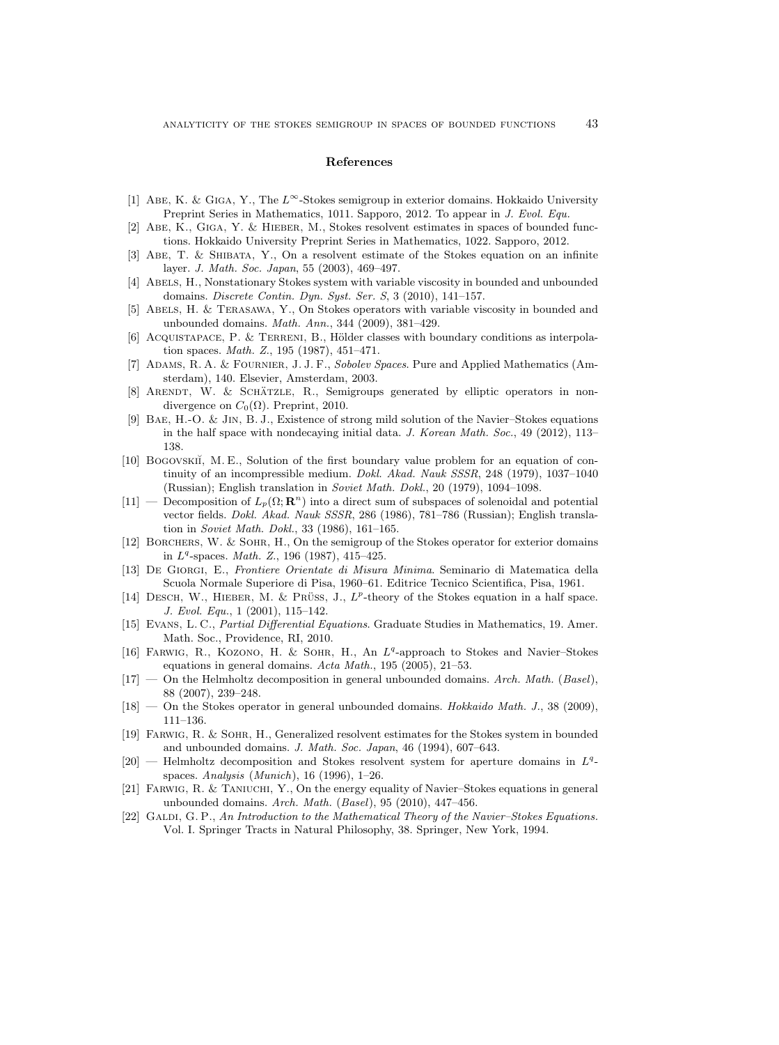## References

[1] Abe, K. & Giga, Y., The $L^\infty$-Stokes semigroup in exterior domains. Hokkaido University Preprint Series in Mathematics, 1011. Sapporo, 2012. To appear in *J. Evol. Equ.*

[2] Abe, K., Giga, Y. & Hieber, M., Stokes resolvent estimates in spaces of bounded functions. Hokkaido University Preprint Series in Mathematics, 1022. Sapporo, 2012.

[3] Abe, T. & Shibata, Y., On a resolvent estimate of the Stokes equation on an infinite layer. *J. Math. Soc. Japan*, 55 (2003), 469–497.

[4] Abels, H., Nonstationary Stokes system with variable viscosity in bounded and unbounded domains. *Discrete Contin. Dyn. Syst. Ser. S*, 3 (2010), 141–157.

[5] Abels, H. & Terasawa, Y., On Stokes operators with variable viscosity in bounded and unbounded domains. *Math. Ann.*, 344 (2009), 381–429.

[6] Acquistapace, P. & Terreni, B., Hölder classes with boundary conditions as interpolation spaces. *Math. Z.*, 195 (1987), 451–471.

[7] Adams, R. A. & Fournier, J. J. F., *Sobolev Spaces*. Pure and Applied Mathematics (Amsterdam), 140. Elsevier, Amsterdam, 2003.

[8] Arendt, W. & Schätzle, R., Semigroups generated by elliptic operators in non-divergence on $C_0(\Omega)$. Preprint, 2010.

[9] Bae, H.-O. & Jin, B. J., Existence of strong mild solution of the Navier–Stokes equations in the half space with nondecaying initial data. *J. Korean Math. Soc.*, 49 (2012), 113–138.

[10] Bogovskiĭ, M. E., Solution of the first boundary value problem for an equation of continuity of an incompressible medium. *Dokl. Akad. Nauk SSSR*, 248 (1979), 1037–1040 (Russian); English translation in *Soviet Math. Dokl.*, 20 (1979), 1094–1098.

[11] — Decomposition of $L_p(\Omega; \mathbf{R}^n)$ into a direct sum of subspaces of solenoidal and potential vector fields. *Dokl. Akad. Nauk SSSR*, 286 (1986), 781–786 (Russian); English translation in *Soviet Math. Dokl.*, 33 (1986), 161–165.

[12] Borchers, W. & Sohr, H., On the semigroup of the Stokes operator for exterior domains in $L^q$-spaces. *Math. Z.*, 196 (1987), 415–425.

[13] De Giorgi, E., *Frontiere Orientate di Misura Minima*. Seminario di Matematica della Scuola Normale Superiore di Pisa, 1960–61. Editrice Tecnico Scientifica, Pisa, 1961.

[14] Desch, W., Hieber, M. & Prüss, J., $L^p$-theory of the Stokes equation in a half space. *J. Evol. Equ.*, 1 (2001), 115–142.

[15] Evans, L. C., *Partial Differential Equations*. Graduate Studies in Mathematics, 19. Amer. Math. Soc., Providence, RI, 2010.

[16] Farwig, R., Kozono, H. & Sohr, H., An $L^q$-approach to Stokes and Navier–Stokes equations in general domains. *Acta Math.*, 195 (2005), 21–53.

[17] — On the Helmholtz decomposition in general unbounded domains. *Arch. Math.* (*Basel*), 88 (2007), 239–248.

[18] — On the Stokes operator in general unbounded domains. *Hokkaido Math. J.*, 38 (2009), 111–136.

[19] Farwig, R. & Sohr, H., Generalized resolvent estimates for the Stokes system in bounded and unbounded domains. *J. Math. Soc. Japan*, 46 (1994), 607–643.

[20] — Helmholtz decomposition and Stokes resolvent system for aperture domains in $L^q$-spaces. *Analysis* (*Munich*), 16 (1996), 1–26.

[21] Farwig, R. & Taniuchi, Y., On the energy equality of Navier–Stokes equations in general unbounded domains. *Arch. Math.* (*Basel*), 95 (2010), 447–456.

[22] Galdi, G. P., *An Introduction to the Mathematical Theory of the Navier–Stokes Equations.* Vol. I. Springer Tracts in Natural Philosophy, 38. Springer, New York, 1994.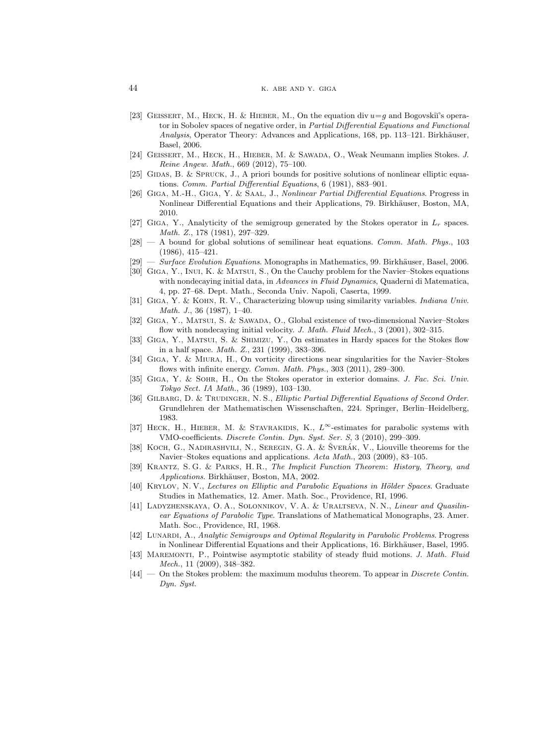[23] Geissert, M., Heck, H. & Hieber, M., On the equation div $u=g$ and Bogovskiĭ's operator in Sobolev spaces of negative order, in *Partial Differential Equations and Functional Analysis*, Operator Theory: Advances and Applications, 168, pp. 113–121. Birkhäuser, Basel, 2006.

[24] Geissert, M., Heck, H., Hieber, M. & Sawada, O., Weak Neumann implies Stokes. *J. Reine Angew. Math.*, 669 (2012), 75–100.

[25] Gidas, B. & Spruck, J., A priori bounds for positive solutions of nonlinear elliptic equations. *Comm. Partial Differential Equations*, 6 (1981), 883–901.

[26] Giga, M.-H., Giga, Y. & Saal, J., *Nonlinear Partial Differential Equations*. Progress in Nonlinear Differential Equations and their Applications, 79. Birkhäuser, Boston, MA, 2010.

[27] Giga, Y., Analyticity of the semigroup generated by the Stokes operator in $L_r$ spaces. *Math. Z.*, 178 (1981), 297–329.

[28] — A bound for global solutions of semilinear heat equations. *Comm. Math. Phys.*, 103 (1986), 415–421.

[29] — *Surface Evolution Equations*. Monographs in Mathematics, 99. Birkhäuser, Basel, 2006.

[30] Giga, Y., Inui, K. & Matsui, S., On the Cauchy problem for the Navier–Stokes equations with nondecaying initial data, in *Advances in Fluid Dynamics*, Quaderni di Matematica, 4, pp. 27–68. Dept. Math., Seconda Univ. Napoli, Caserta, 1999.

[31] Giga, Y. & Kohn, R. V., Characterizing blowup using similarity variables. *Indiana Univ. Math. J.*, 36 (1987), 1–40.

[32] Giga, Y., Matsui, S. & Sawada, O., Global existence of two-dimensional Navier–Stokes flow with nondecaying initial velocity. *J. Math. Fluid Mech.*, 3 (2001), 302–315.

[33] Giga, Y., Matsui, S. & Shimizu, Y., On estimates in Hardy spaces for the Stokes flow in a half space. *Math. Z.*, 231 (1999), 383–396.

[34] Giga, Y. & Miura, H., On vorticity directions near singularities for the Navier–Stokes flows with infinite energy. *Comm. Math. Phys.*, 303 (2011), 289–300.

[35] Giga, Y. & Sohr, H., On the Stokes operator in exterior domains. *J. Fac. Sci. Univ. Tokyo Sect. IA Math.*, 36 (1989), 103–130.

[36] Gilbarg, D. & Trudinger, N. S., *Elliptic Partial Differential Equations of Second Order*. Grundlehren der Mathematischen Wissenschaften, 224. Springer, Berlin–Heidelberg, 1983.

[37] Heck, H., Hieber, M. & Stavrakidis, K., $L^{\infty}$-estimates for parabolic systems with VMO-coefficients. *Discrete Contin. Dyn. Syst. Ser. S*, 3 (2010), 299–309.

[38] Koch, G., Nadirashvili, N., Seregin, G. A. & Šverák, V., Liouville theorems for the Navier–Stokes equations and applications. *Acta Math.*, 203 (2009), 83–105.

[39] Krantz, S. G. & Parks, H. R., *The Implicit Function Theorem*: *History*, *Theory*, *and Applications*. Birkhäuser, Boston, MA, 2002.

[40] Krylov, N. V., *Lectures on Elliptic and Parabolic Equations in Hölder Spaces*. Graduate Studies in Mathematics, 12. Amer. Math. Soc., Providence, RI, 1996.

[41] Ladyzhenskaya, O. A., Solonnikov, V. A. & Uraltseva, N. N., *Linear and Quasilinear Equations of Parabolic Type*. Translations of Mathematical Monographs, 23. Amer. Math. Soc., Providence, RI, 1968.

[42] Lunardi, A., *Analytic Semigroups and Optimal Regularity in Parabolic Problems*. Progress in Nonlinear Differential Equations and their Applications, 16. Birkhäuser, Basel, 1995.

[43] Maremonti, P., Pointwise asymptotic stability of steady fluid motions. *J. Math. Fluid Mech.*, 11 (2009), 348–382.

[44] — On the Stokes problem: the maximum modulus theorem. To appear in *Discrete Contin. Dyn. Syst.*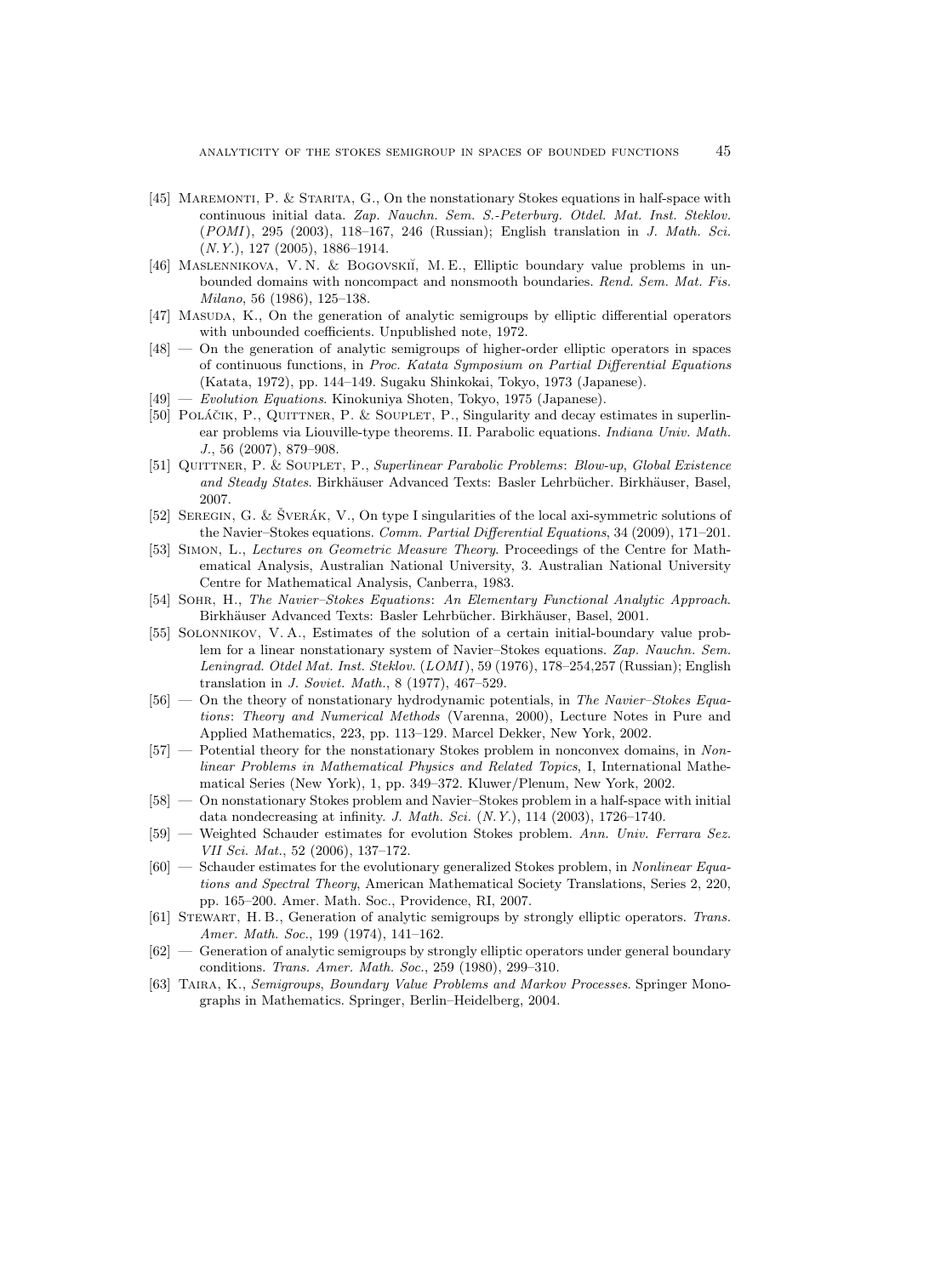[45] Maremonti, P. & Starita, G., On the nonstationary Stokes equations in half-space with continuous initial data. *Zap. Nauchn. Sem. S.-Peterburg. Otdel. Mat. Inst. Steklov.* (*POMI*), 295 (2003), 118–167, 246 (Russian); English translation in *J. Math. Sci.* (*N.Y.*), 127 (2005), 1886–1914.

[46] Maslennikova, V. N. & Bogovskiĭ, M. E., Elliptic boundary value problems in unbounded domains with noncompact and nonsmooth boundaries. *Rend. Sem. Mat. Fis. Milano*, 56 (1986), 125–138.

[47] Masuda, K., On the generation of analytic semigroups by elliptic differential operators with unbounded coefficients. Unpublished note, 1972.

[48] — On the generation of analytic semigroups of higher-order elliptic operators in spaces of continuous functions, in *Proc. Katata Symposium on Partial Differential Equations* (Katata, 1972), pp. 144–149. Sugaku Shinkokai, Tokyo, 1973 (Japanese).

[49] — *Evolution Equations*. Kinokuniya Shoten, Tokyo, 1975 (Japanese).

[50] Poláčik, P., Quittner, P. & Souplet, P., Singularity and decay estimates in superlinear problems via Liouville-type theorems. II. Parabolic equations. *Indiana Univ. Math. J.*, 56 (2007), 879–908.

[51] Quittner, P. & Souplet, P., *Superlinear Parabolic Problems*: *Blow-up*, *Global Existence and Steady States*. Birkhäuser Advanced Texts: Basler Lehrbücher. Birkhäuser, Basel, 2007.

[52] Seregin, G. & Šverák, V., On type I singularities of the local axi-symmetric solutions of the Navier–Stokes equations. *Comm. Partial Differential Equations*, 34 (2009), 171–201.

[53] Simon, L., *Lectures on Geometric Measure Theory*. Proceedings of the Centre for Mathematical Analysis, Australian National University, 3. Australian National University Centre for Mathematical Analysis, Canberra, 1983.

[54] Sohr, H., *The Navier–Stokes Equations*: *An Elementary Functional Analytic Approach*. Birkhäuser Advanced Texts: Basler Lehrbücher. Birkhäuser, Basel, 2001.

[55] Solonnikov, V. A., Estimates of the solution of a certain initial-boundary value problem for a linear nonstationary system of Navier–Stokes equations. *Zap. Nauchn. Sem. Leningrad. Otdel Mat. Inst. Steklov.* (*LOMI*), 59 (1976), 178–254,257 (Russian); English translation in *J. Soviet. Math.*, 8 (1977), 467–529.

[56] — On the theory of nonstationary hydrodynamic potentials, in *The Navier–Stokes Equations*: *Theory and Numerical Methods* (Varenna, 2000), Lecture Notes in Pure and Applied Mathematics, 223, pp. 113–129. Marcel Dekker, New York, 2002.

[57] — Potential theory for the nonstationary Stokes problem in nonconvex domains, in *Nonlinear Problems in Mathematical Physics and Related Topics*, I, International Mathematical Series (New York), 1, pp. 349–372. Kluwer/Plenum, New York, 2002.

[58] — On nonstationary Stokes problem and Navier–Stokes problem in a half-space with initial data nondecreasing at infinity. *J. Math. Sci.* (*N.Y.*), 114 (2003), 1726–1740.

[59] — Weighted Schauder estimates for evolution Stokes problem. *Ann. Univ. Ferrara Sez. VII Sci. Mat.*, 52 (2006), 137–172.

[60] — Schauder estimates for the evolutionary generalized Stokes problem, in *Nonlinear Equations and Spectral Theory*, American Mathematical Society Translations, Series 2, 220, pp. 165–200. Amer. Math. Soc., Providence, RI, 2007.

[61] Stewart, H. B., Generation of analytic semigroups by strongly elliptic operators. *Trans. Amer. Math. Soc.*, 199 (1974), 141–162.

[62] — Generation of analytic semigroups by strongly elliptic operators under general boundary conditions. *Trans. Amer. Math. Soc.*, 259 (1980), 299–310.

[63] Taira, K., *Semigroups*, *Boundary Value Problems and Markov Processes*. Springer Monographs in Mathematics. Springer, Berlin–Heidelberg, 2004.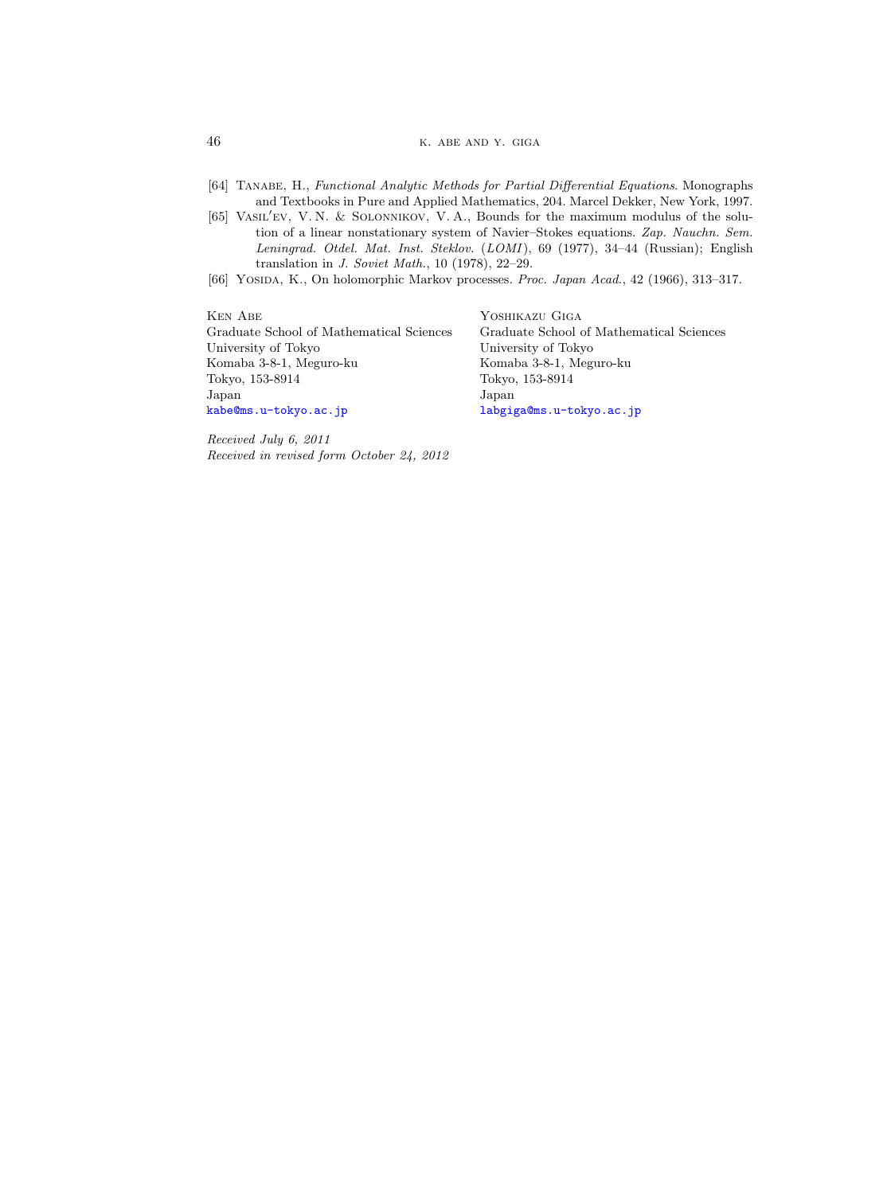[64] Tanabe, H., *Functional Analytic Methods for Partial Differential Equations*. Monographs and Textbooks in Pure and Applied Mathematics, 204. Marcel Dekker, New York, 1997.

[65] Vasil′ev, V. N. & Solonnikov, V. A., Bounds for the maximum modulus of the solution of a linear nonstationary system of Navier–Stokes equations. *Zap. Nauchn. Sem. Leningrad. Otdel. Mat. Inst. Steklov.* (*LOMI*), 69 (1977), 34–44 (Russian); English translation in *J. Soviet Math.*, 10 (1978), 22–29.

[66] Yosida, K., On holomorphic Markov processes. *Proc. Japan Acad.*, 42 (1966), 313–317.

Ken Abe
Graduate School of Mathematical Sciences
University of Tokyo
Komaba 3-8-1, Meguro-ku
Tokyo, 153-8914
Japan
kabe@ms.u-tokyo.ac.jp

Yoshikazu Giga
Graduate School of Mathematical Sciences
University of Tokyo
Komaba 3-8-1, Meguro-ku
Tokyo, 153-8914
Japan
labgiga@ms.u-tokyo.ac.jp

*Received July 6, 2011*
*Received in revised form October 24, 2012*